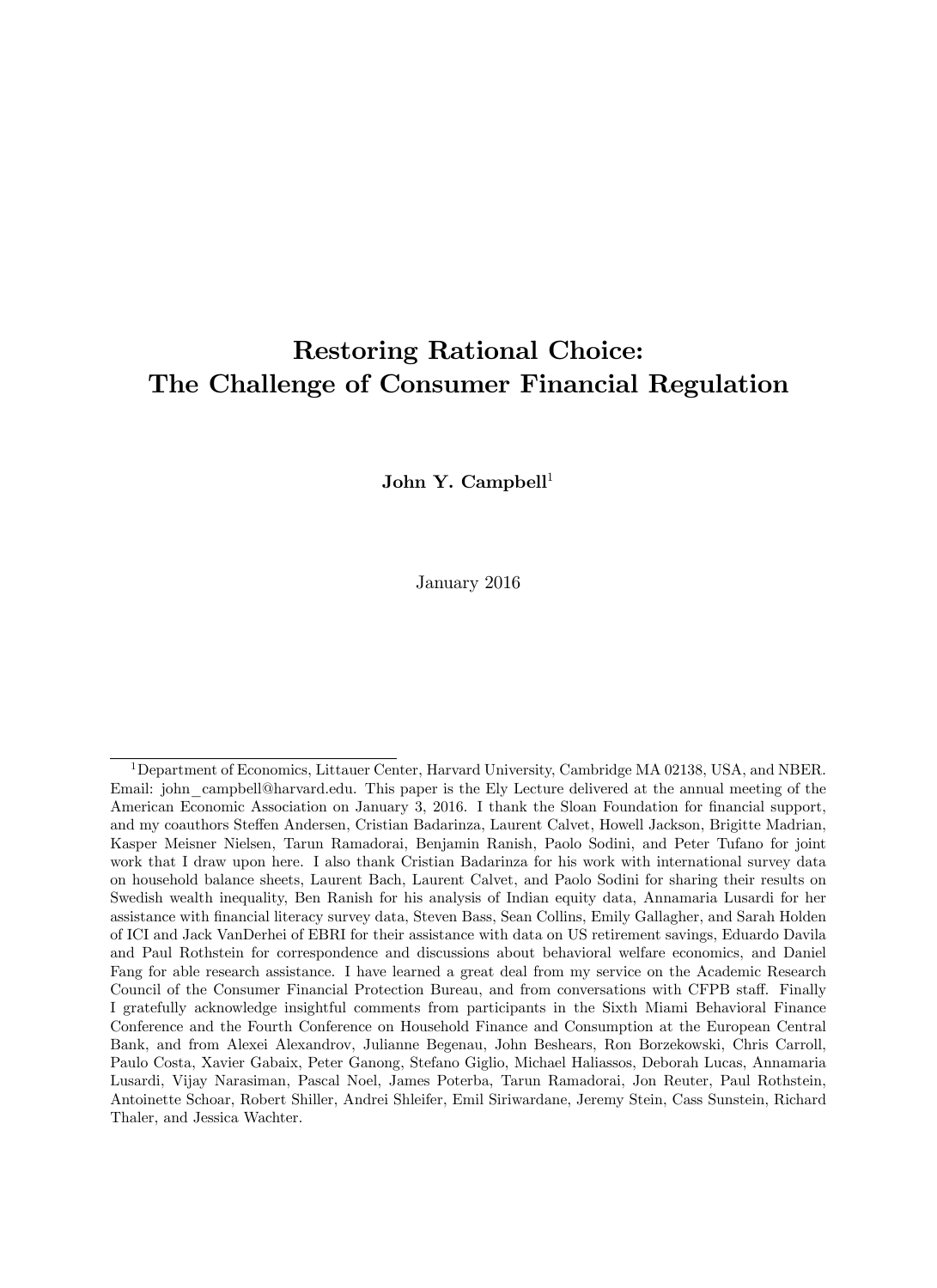# Restoring Rational Choice: The Challenge of Consumer Financial Regulation

**John Y. Campbell**[1]

January 2016

---

[1] Department of Economics, Littauer Center, Harvard University, Cambridge MA 02138, USA, and NBER. Email: john_campbell@harvard.edu. This paper is the Ely Lecture delivered at the annual meeting of the American Economic Association on January 3, 2016. I thank the Sloan Foundation for financial support, and my coauthors Steffen Andersen, Cristian Badarinza, Laurent Calvet, Howell Jackson, Brigitte Madrian, Kasper Meisner Nielsen, Tarun Ramadorai, Benjamin Ranish, Paolo Sodini, and Peter Tufano for joint work that I draw upon here. I also thank Cristian Badarinza for his work with international survey data on household balance sheets, Laurent Bach, Laurent Calvet, and Paolo Sodini for sharing their results on Swedish wealth inequality, Ben Ranish for his analysis of Indian equity data, Annamaria Lusardi for her assistance with financial literacy survey data, Steven Bass, Sean Collins, Emily Gallagher, and Sarah Holden of ICI and Jack VanDerhei of EBRI for their assistance with data on US retirement savings, Eduardo Davila and Paul Rothstein for correspondence and discussions about behavioral welfare economics, and Daniel Fang for able research assistance. I have learned a great deal from my service on the Academic Research Council of the Consumer Financial Protection Bureau, and from conversations with CFPB staff. Finally I gratefully acknowledge insightful comments from participants in the Sixth Miami Behavioral Finance Conference and the Fourth Conference on Household Finance and Consumption at the European Central Bank, and from Alexei Alexandrov, Julianne Begenau, John Beshears, Ron Borzekowski, Chris Carroll, Paulo Costa, Xavier Gabaix, Peter Ganong, Stefano Giglio, Michael Haliassos, Deborah Lucas, Annamaria Lusardi, Vijay Narasiman, Pascal Noel, James Poterba, Tarun Ramadorai, Jon Reuter, Paul Rothstein, Antoinette Schoar, Robert Shiller, Andrei Shleifer, Emil Siriwardane, Jeremy Stein, Cass Sunstein, Richard Thaler, and Jessica Wachter.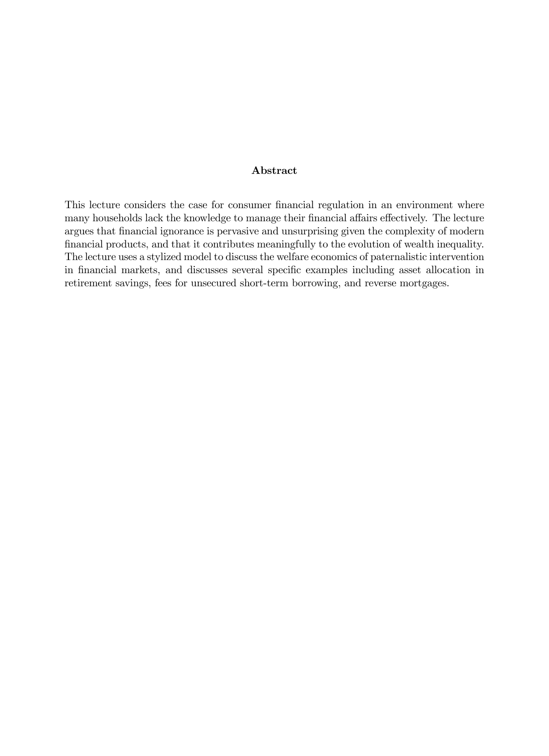## Abstract

This lecture considers the case for consumer financial regulation in an environment where many households lack the knowledge to manage their financial affairs effectively. The lecture argues that financial ignorance is pervasive and unsurprising given the complexity of modern financial products, and that it contributes meaningfully to the evolution of wealth inequality. The lecture uses a stylized model to discuss the welfare economics of paternalistic intervention in financial markets, and discusses several specific examples including asset allocation in retirement savings, fees for unsecured short-term borrowing, and reverse mortgages.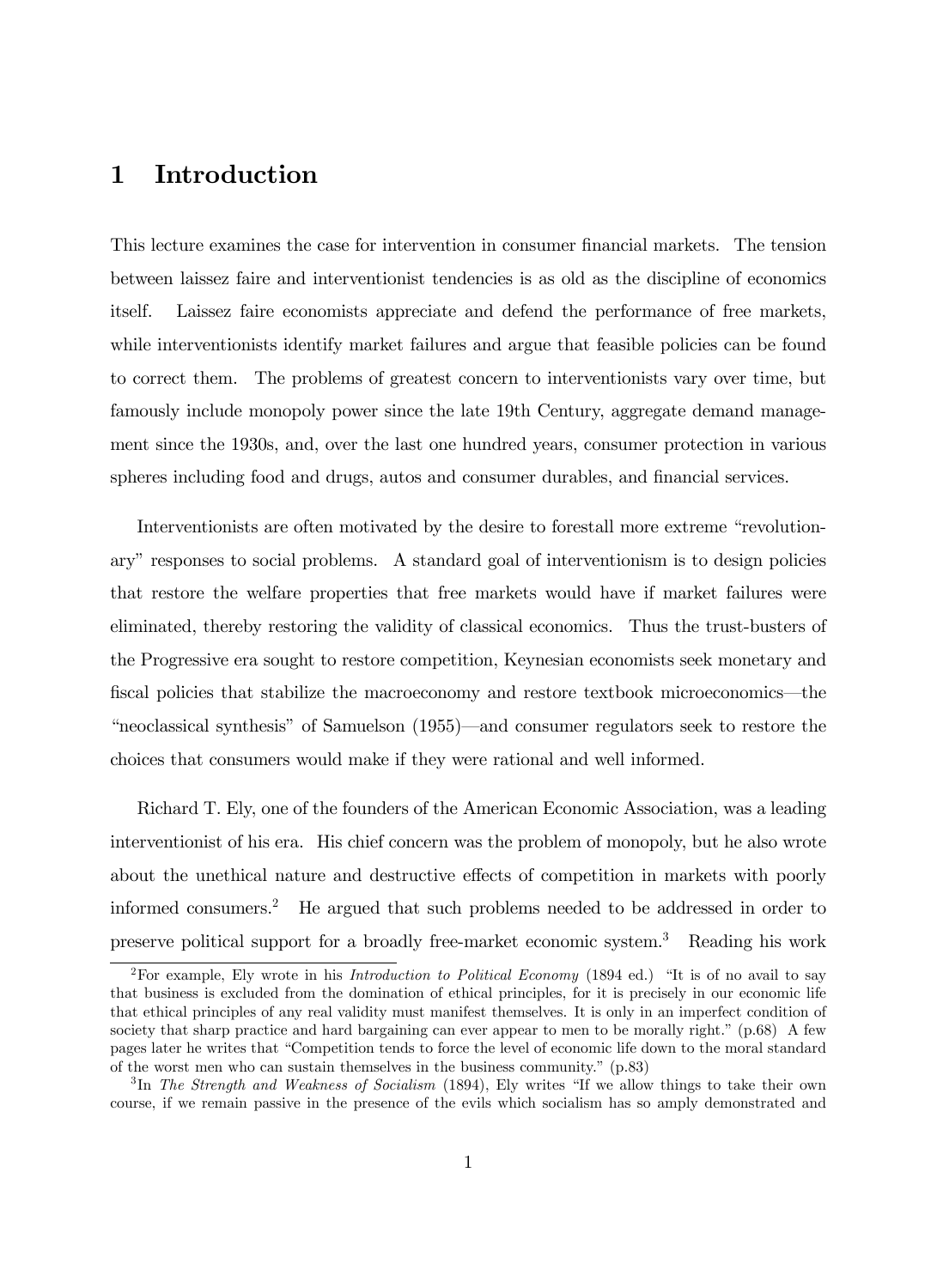# 1 Introduction

This lecture examines the case for intervention in consumer financial markets. The tension between laissez faire and interventionist tendencies is as old as the discipline of economics itself. Laissez faire economists appreciate and defend the performance of free markets, while interventionists identify market failures and argue that feasible policies can be found to correct them. The problems of greatest concern to interventionists vary over time, but famously include monopoly power since the late 19th Century, aggregate demand management since the 1930s, and, over the last one hundred years, consumer protection in various spheres including food and drugs, autos and consumer durables, and financial services.

Interventionists are often motivated by the desire to forestall more extreme "revolutionary" responses to social problems. A standard goal of interventionism is to design policies that restore the welfare properties that free markets would have if market failures were eliminated, thereby restoring the validity of classical economics. Thus the trust-busters of the Progressive era sought to restore competition, Keynesian economists seek monetary and fiscal policies that stabilize the macroeconomy and restore textbook microeconomics—the "neoclassical synthesis" of Samuelson (1955)—and consumer regulators seek to restore the choices that consumers would make if they were rational and well informed.

Richard T. Ely, one of the founders of the American Economic Association, was a leading interventionist of his era. His chief concern was the problem of monopoly, but he also wrote about the unethical nature and destructive effects of competition in markets with poorly informed consumers.[2] He argued that such problems needed to be addressed in order to preserve political support for a broadly free-market economic system.[3] Reading his work

[2] For example, Ely wrote in his *Introduction to Political Economy* (1894 ed.) "It is of no avail to say that business is excluded from the domination of ethical principles, for it is precisely in our economic life that ethical principles of any real validity must manifest themselves. It is only in an imperfect condition of society that sharp practice and hard bargaining can ever appear to men to be morally right." (p.68) A few pages later he writes that "Competition tends to force the level of economic life down to the moral standard of the worst men who can sustain themselves in the business community." (p.83)

[3] In *The Strength and Weakness of Socialism* (1894), Ely writes "If we allow things to take their own course, if we remain passive in the presence of the evils which socialism has so amply demonstrated and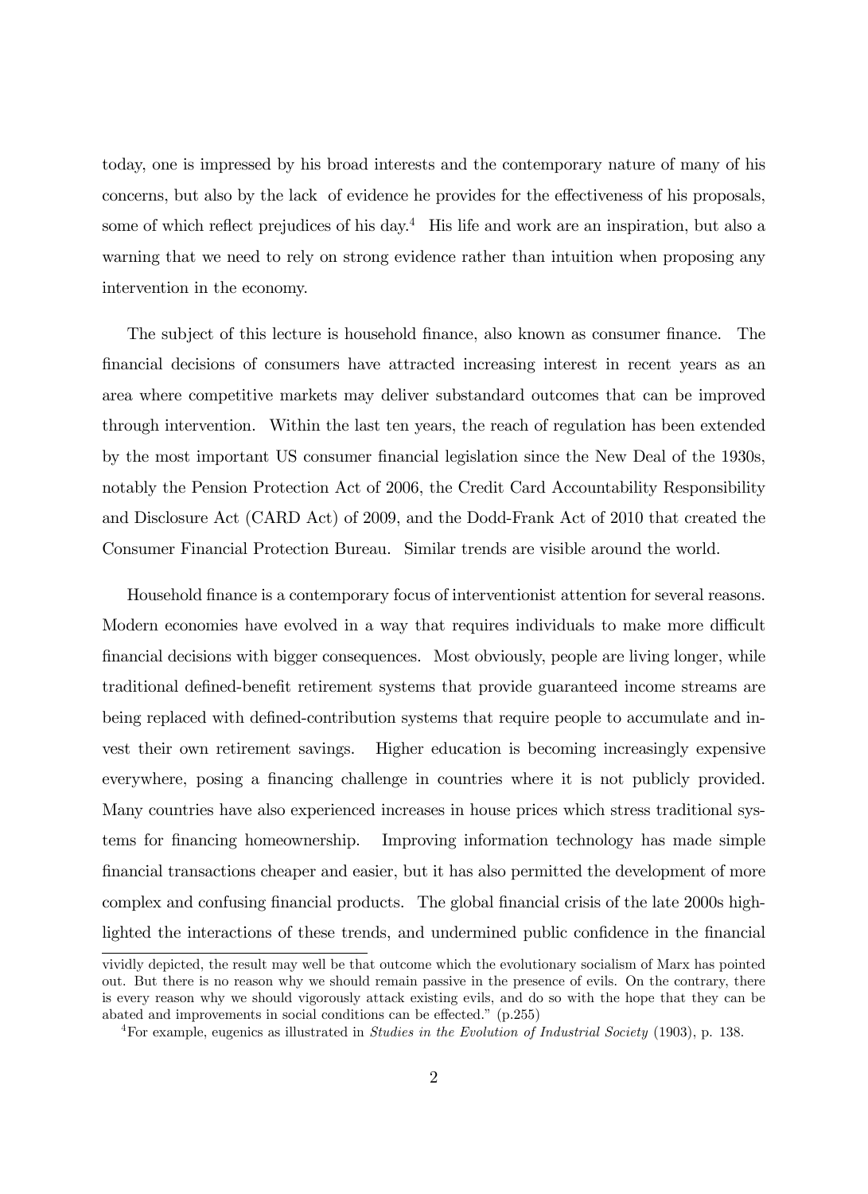today, one is impressed by his broad interests and the contemporary nature of many of his concerns, but also by the lack of evidence he provides for the effectiveness of his proposals, some of which reflect prejudices of his day.[4] His life and work are an inspiration, but also a warning that we need to rely on strong evidence rather than intuition when proposing any intervention in the economy.

The subject of this lecture is household finance, also known as consumer finance. The financial decisions of consumers have attracted increasing interest in recent years as an area where competitive markets may deliver substandard outcomes that can be improved through intervention. Within the last ten years, the reach of regulation has been extended by the most important US consumer financial legislation since the New Deal of the 1930s, notably the Pension Protection Act of 2006, the Credit Card Accountability Responsibility and Disclosure Act (CARD Act) of 2009, and the Dodd-Frank Act of 2010 that created the Consumer Financial Protection Bureau. Similar trends are visible around the world.

Household finance is a contemporary focus of interventionist attention for several reasons. Modern economies have evolved in a way that requires individuals to make more difficult financial decisions with bigger consequences. Most obviously, people are living longer, while traditional defined-benefit retirement systems that provide guaranteed income streams are being replaced with defined-contribution systems that require people to accumulate and invest their own retirement savings. Higher education is becoming increasingly expensive everywhere, posing a financing challenge in countries where it is not publicly provided. Many countries have also experienced increases in house prices which stress traditional systems for financing homeownership. Improving information technology has made simple financial transactions cheaper and easier, but it has also permitted the development of more complex and confusing financial products. The global financial crisis of the late 2000s highlighted the interactions of these trends, and undermined public confidence in the financial

vividly depicted, the result may well be that outcome which the evolutionary socialism of Marx has pointed out. But there is no reason why we should remain passive in the presence of evils. On the contrary, there is every reason why we should vigorously attack existing evils, and do so with the hope that they can be abated and improvements in social conditions can be effected." (p.255)

[4] For example, eugenics as illustrated in *Studies in the Evolution of Industrial Society* (1903), p. 138.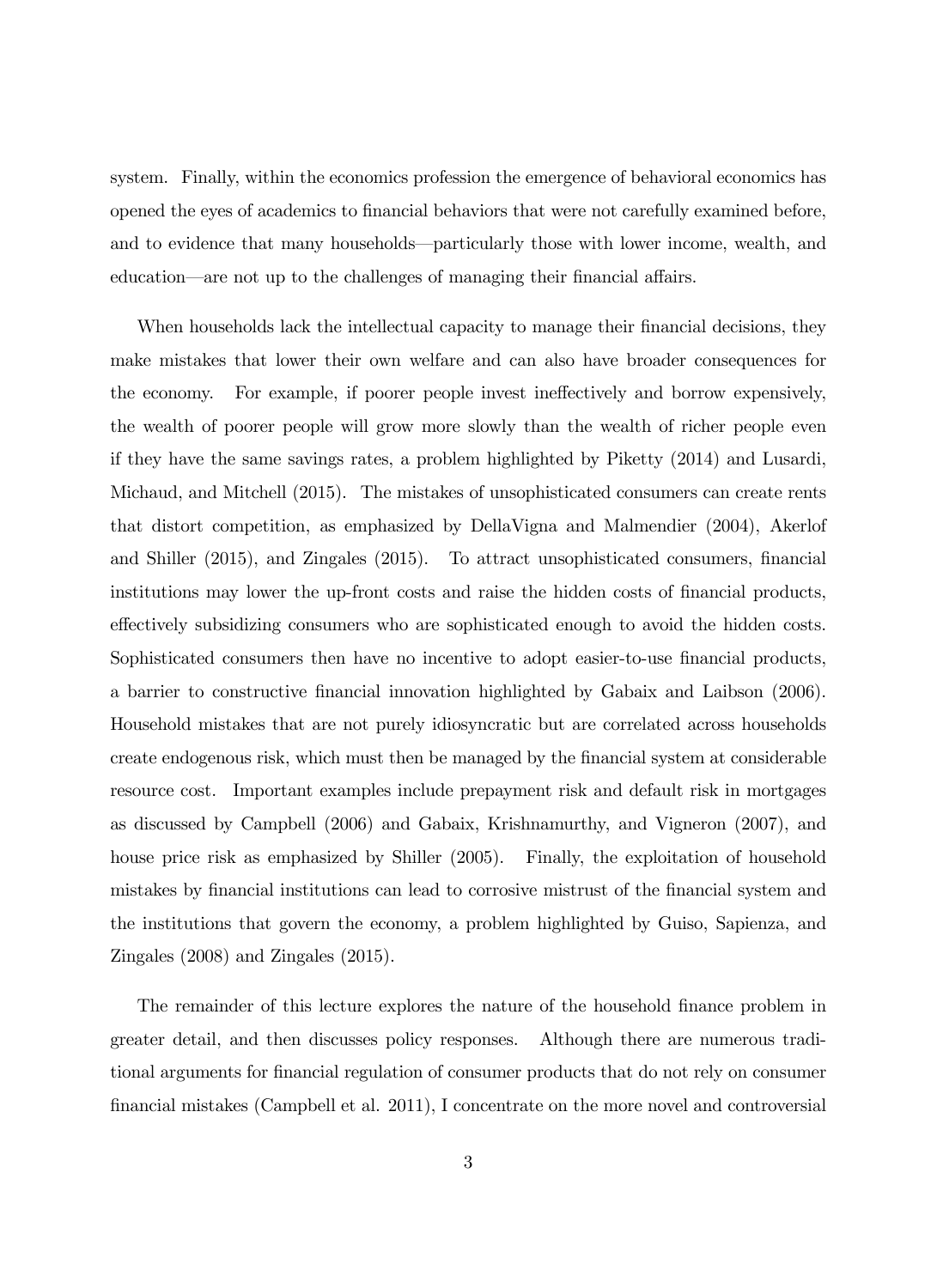system. Finally, within the economics profession the emergence of behavioral economics has opened the eyes of academics to financial behaviors that were not carefully examined before, and to evidence that many households—particularly those with lower income, wealth, and education—are not up to the challenges of managing their financial affairs.

When households lack the intellectual capacity to manage their financial decisions, they make mistakes that lower their own welfare and can also have broader consequences for the economy. For example, if poorer people invest ineffectively and borrow expensively, the wealth of poorer people will grow more slowly than the wealth of richer people even if they have the same savings rates, a problem highlighted by Piketty (2014) and Lusardi, Michaud, and Mitchell (2015). The mistakes of unsophisticated consumers can create rents that distort competition, as emphasized by DellaVigna and Malmendier (2004), Akerlof and Shiller (2015), and Zingales (2015). To attract unsophisticated consumers, financial institutions may lower the up-front costs and raise the hidden costs of financial products, effectively subsidizing consumers who are sophisticated enough to avoid the hidden costs. Sophisticated consumers then have no incentive to adopt easier-to-use financial products, a barrier to constructive financial innovation highlighted by Gabaix and Laibson (2006). Household mistakes that are not purely idiosyncratic but are correlated across households create endogenous risk, which must then be managed by the financial system at considerable resource cost. Important examples include prepayment risk and default risk in mortgages as discussed by Campbell (2006) and Gabaix, Krishnamurthy, and Vigneron (2007), and house price risk as emphasized by Shiller (2005). Finally, the exploitation of household mistakes by financial institutions can lead to corrosive mistrust of the financial system and the institutions that govern the economy, a problem highlighted by Guiso, Sapienza, and Zingales (2008) and Zingales (2015).

The remainder of this lecture explores the nature of the household finance problem in greater detail, and then discusses policy responses. Although there are numerous traditional arguments for financial regulation of consumer products that do not rely on consumer financial mistakes (Campbell et al. 2011), I concentrate on the more novel and controversial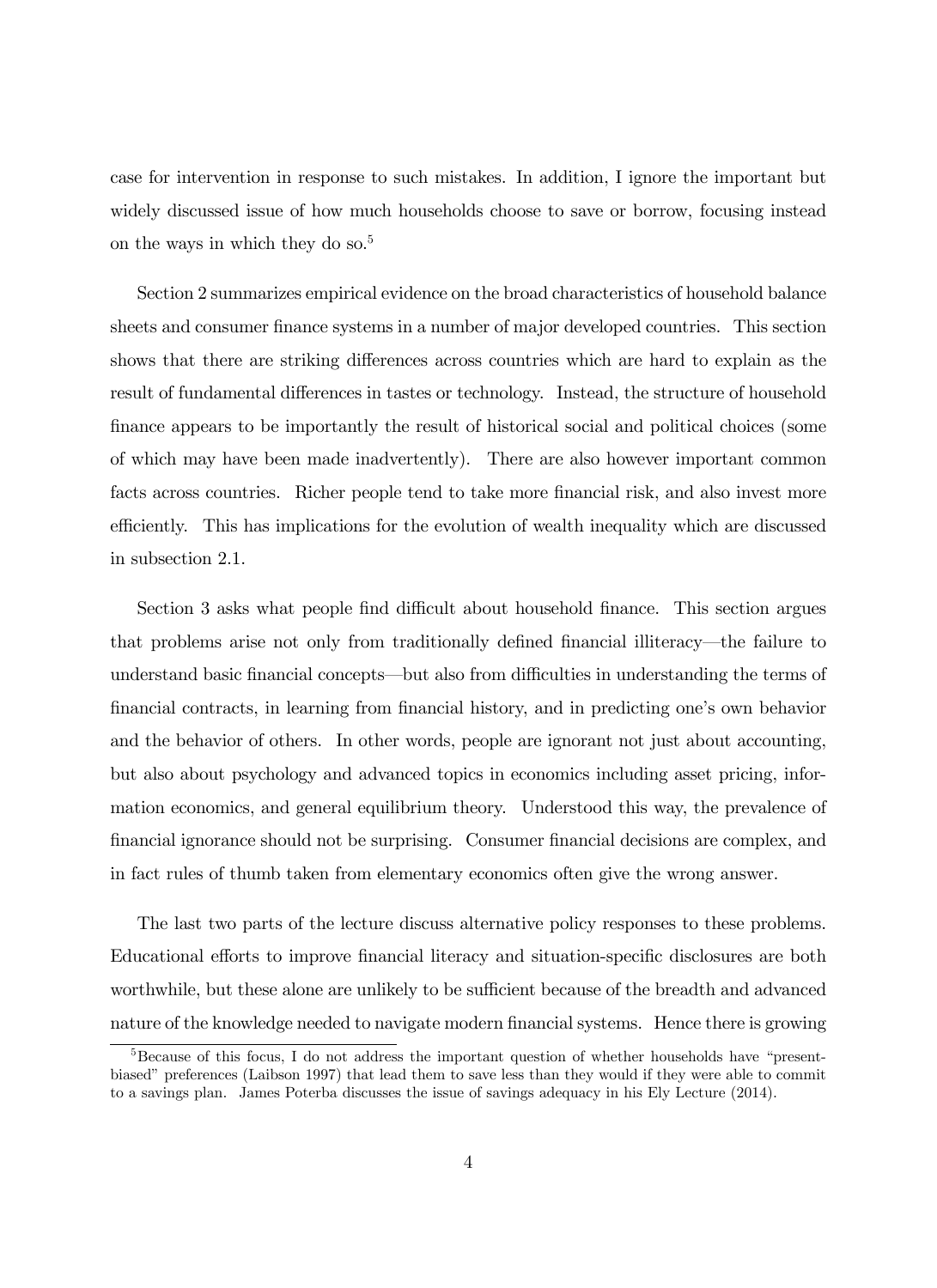case for intervention in response to such mistakes. In addition, I ignore the important but widely discussed issue of how much households choose to save or borrow, focusing instead on the ways in which they do so.[5]

Section 2 summarizes empirical evidence on the broad characteristics of household balance sheets and consumer finance systems in a number of major developed countries. This section shows that there are striking differences across countries which are hard to explain as the result of fundamental differences in tastes or technology. Instead, the structure of household finance appears to be importantly the result of historical social and political choices (some of which may have been made inadvertently). There are also however important common facts across countries. Richer people tend to take more financial risk, and also invest more efficiently. This has implications for the evolution of wealth inequality which are discussed in subsection 2.1.

Section 3 asks what people find difficult about household finance. This section argues that problems arise not only from traditionally defined financial illiteracy—the failure to understand basic financial concepts—but also from difficulties in understanding the terms of financial contracts, in learning from financial history, and in predicting one's own behavior and the behavior of others. In other words, people are ignorant not just about accounting, but also about psychology and advanced topics in economics including asset pricing, information economics, and general equilibrium theory. Understood this way, the prevalence of financial ignorance should not be surprising. Consumer financial decisions are complex, and in fact rules of thumb taken from elementary economics often give the wrong answer.

The last two parts of the lecture discuss alternative policy responses to these problems. Educational efforts to improve financial literacy and situation-specific disclosures are both worthwhile, but these alone are unlikely to be sufficient because of the breadth and advanced nature of the knowledge needed to navigate modern financial systems. Hence there is growing

[5] Because of this focus, I do not address the important question of whether households have "present-biased" preferences (Laibson 1997) that lead them to save less than they would if they were able to commit to a savings plan. James Poterba discusses the issue of savings adequacy in his Ely Lecture (2014).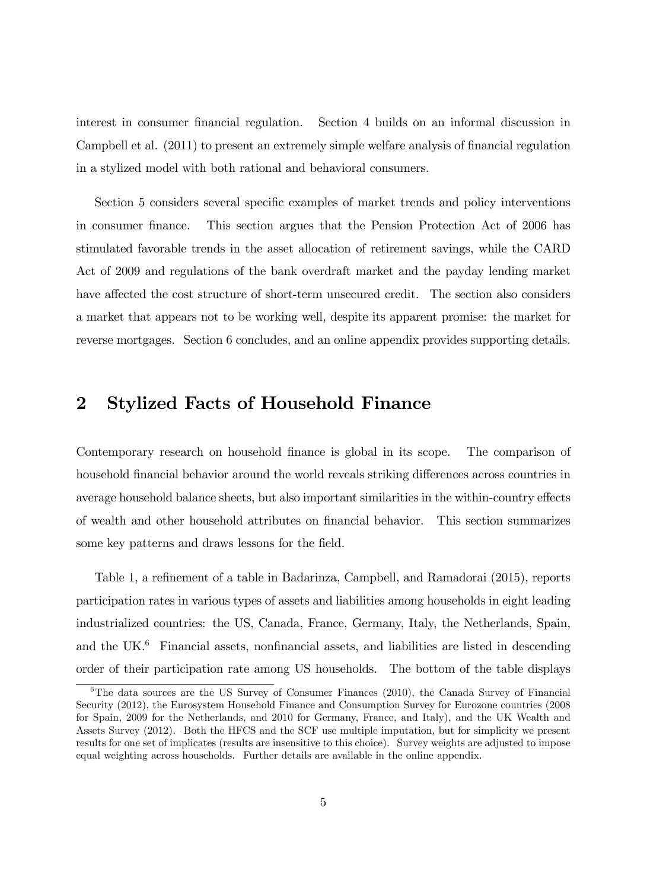interest in consumer financial regulation. Section 4 builds on an informal discussion in Campbell et al. (2011) to present an extremely simple welfare analysis of financial regulation in a stylized model with both rational and behavioral consumers.

Section 5 considers several specific examples of market trends and policy interventions in consumer finance. This section argues that the Pension Protection Act of 2006 has stimulated favorable trends in the asset allocation of retirement savings, while the CARD Act of 2009 and regulations of the bank overdraft market and the payday lending market have affected the cost structure of short-term unsecured credit. The section also considers a market that appears not to be working well, despite its apparent promise: the market for reverse mortgages. Section 6 concludes, and an online appendix provides supporting details.

## 2 Stylized Facts of Household Finance

Contemporary research on household finance is global in its scope. The comparison of household financial behavior around the world reveals striking differences across countries in average household balance sheets, but also important similarities in the within-country effects of wealth and other household attributes on financial behavior. This section summarizes some key patterns and draws lessons for the field.

Table 1, a refinement of a table in Badarinza, Campbell, and Ramadorai (2015), reports participation rates in various types of assets and liabilities among households in eight leading industrialized countries: the US, Canada, France, Germany, Italy, the Netherlands, Spain, and the UK.[6] Financial assets, nonfinancial assets, and liabilities are listed in descending order of their participation rate among US households. The bottom of the table displays

[6] The data sources are the US Survey of Consumer Finances (2010), the Canada Survey of Financial Security (2012), the Eurosystem Household Finance and Consumption Survey for Eurozone countries (2008 for Spain, 2009 for the Netherlands, and 2010 for Germany, France, and Italy), and the UK Wealth and Assets Survey (2012). Both the HFCS and the SCF use multiple imputation, but for simplicity we present results for one set of implicates (results are insensitive to this choice). Survey weights are adjusted to impose equal weighting across households. Further details are available in the online appendix.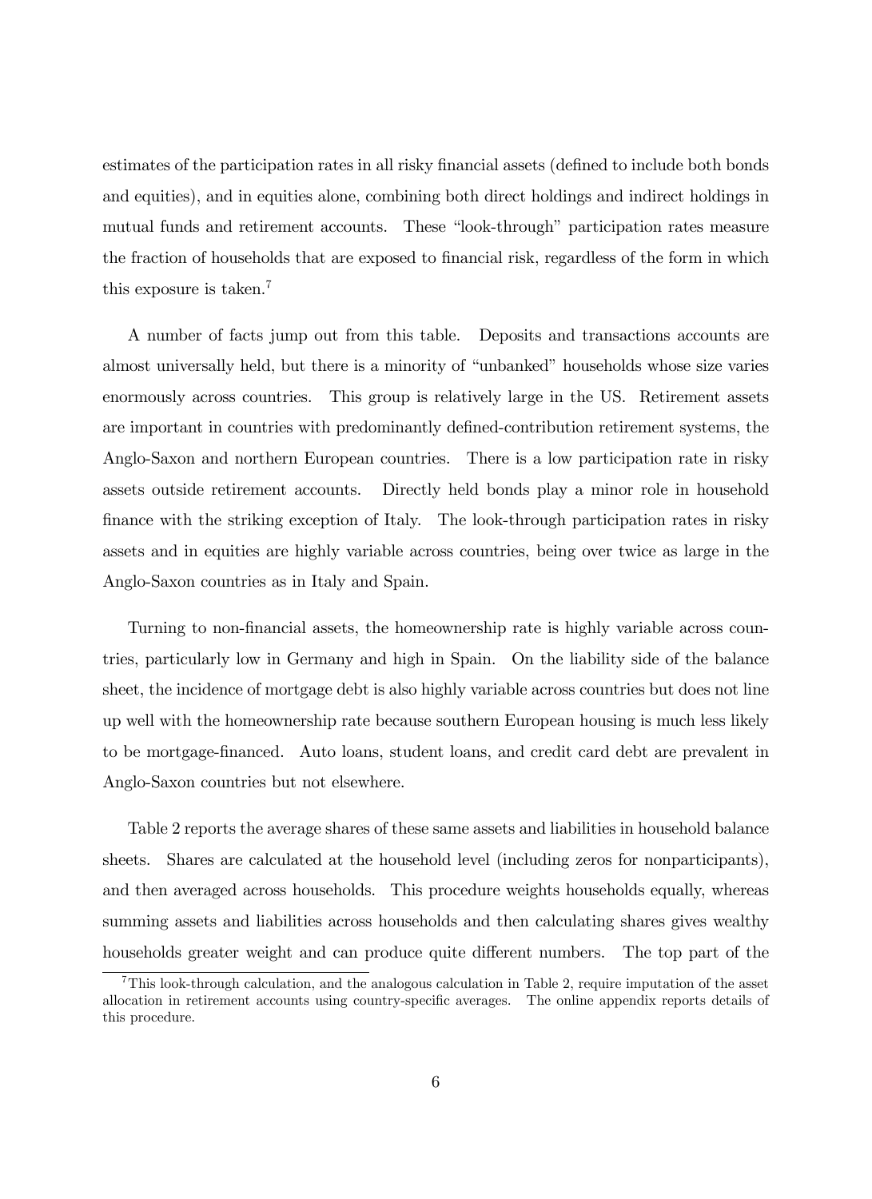estimates of the participation rates in all risky financial assets (defined to include both bonds and equities), and in equities alone, combining both direct holdings and indirect holdings in mutual funds and retirement accounts. These "look-through" participation rates measure the fraction of households that are exposed to financial risk, regardless of the form in which this exposure is taken.[7]

A number of facts jump out from this table. Deposits and transactions accounts are almost universally held, but there is a minority of "unbanked" households whose size varies enormously across countries. This group is relatively large in the US. Retirement assets are important in countries with predominantly defined-contribution retirement systems, the Anglo-Saxon and northern European countries. There is a low participation rate in risky assets outside retirement accounts. Directly held bonds play a minor role in household finance with the striking exception of Italy. The look-through participation rates in risky assets and in equities are highly variable across countries, being over twice as large in the Anglo-Saxon countries as in Italy and Spain.

Turning to non-financial assets, the homeownership rate is highly variable across countries, particularly low in Germany and high in Spain. On the liability side of the balance sheet, the incidence of mortgage debt is also highly variable across countries but does not line up well with the homeownership rate because southern European housing is much less likely to be mortgage-financed. Auto loans, student loans, and credit card debt are prevalent in Anglo-Saxon countries but not elsewhere.

Table 2 reports the average shares of these same assets and liabilities in household balance sheets. Shares are calculated at the household level (including zeros for nonparticipants), and then averaged across households. This procedure weights households equally, whereas summing assets and liabilities across households and then calculating shares gives wealthy households greater weight and can produce quite different numbers. The top part of the

[7] This look-through calculation, and the analogous calculation in Table 2, require imputation of the asset allocation in retirement accounts using country-specific averages. The online appendix reports details of this procedure.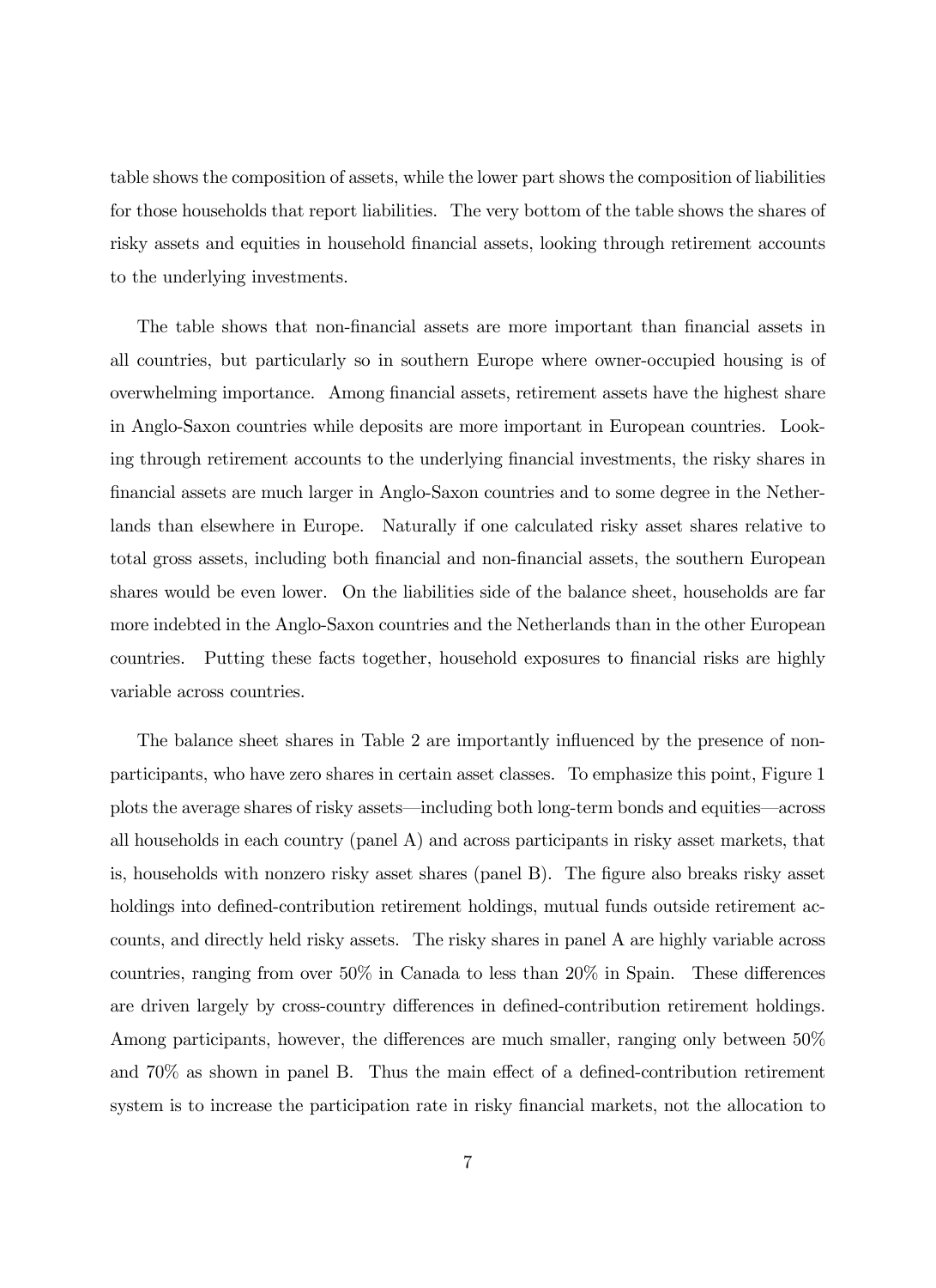table shows the composition of assets, while the lower part shows the composition of liabilities for those households that report liabilities. The very bottom of the table shows the shares of risky assets and equities in household financial assets, looking through retirement accounts to the underlying investments.

The table shows that non-financial assets are more important than financial assets in all countries, but particularly so in southern Europe where owner-occupied housing is of overwhelming importance. Among financial assets, retirement assets have the highest share in Anglo-Saxon countries while deposits are more important in European countries. Looking through retirement accounts to the underlying financial investments, the risky shares in financial assets are much larger in Anglo-Saxon countries and to some degree in the Netherlands than elsewhere in Europe. Naturally if one calculated risky asset shares relative to total gross assets, including both financial and non-financial assets, the southern European shares would be even lower. On the liabilities side of the balance sheet, households are far more indebted in the Anglo-Saxon countries and the Netherlands than in the other European countries. Putting these facts together, household exposures to financial risks are highly variable across countries.

The balance sheet shares in Table 2 are importantly influenced by the presence of non-participants, who have zero shares in certain asset classes. To emphasize this point, Figure 1 plots the average shares of risky assets—including both long-term bonds and equities—across all households in each country (panel A) and across participants in risky asset markets, that is, households with nonzero risky asset shares (panel B). The figure also breaks risky asset holdings into defined-contribution retirement holdings, mutual funds outside retirement accounts, and directly held risky assets. The risky shares in panel A are highly variable across countries, ranging from over 50% in Canada to less than 20% in Spain. These differences are driven largely by cross-country differences in defined-contribution retirement holdings. Among participants, however, the differences are much smaller, ranging only between 50% and 70% as shown in panel B. Thus the main effect of a defined-contribution retirement system is to increase the participation rate in risky financial markets, not the allocation to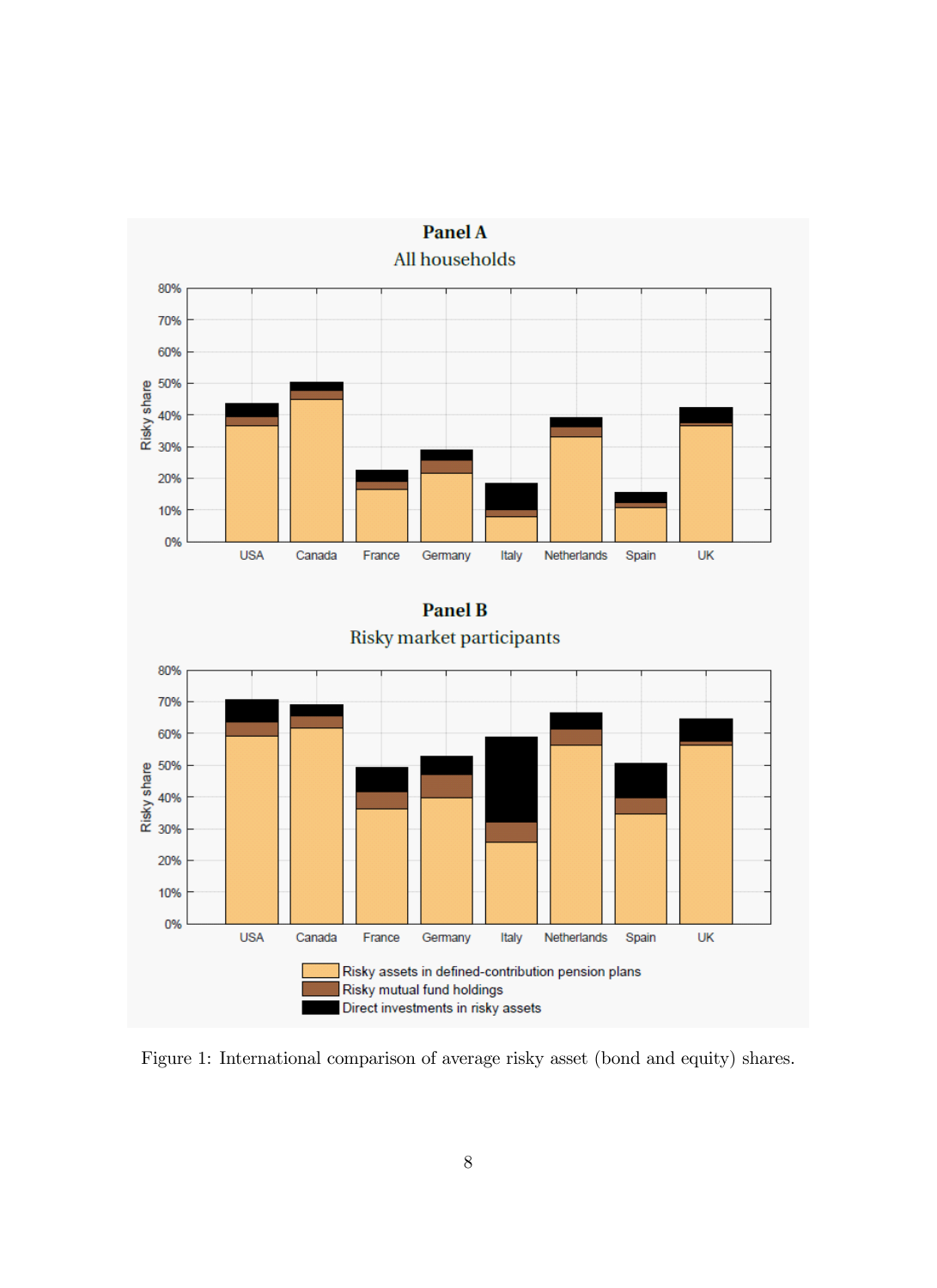Figure 1: International comparison of average risky asset (bond and equity) shares.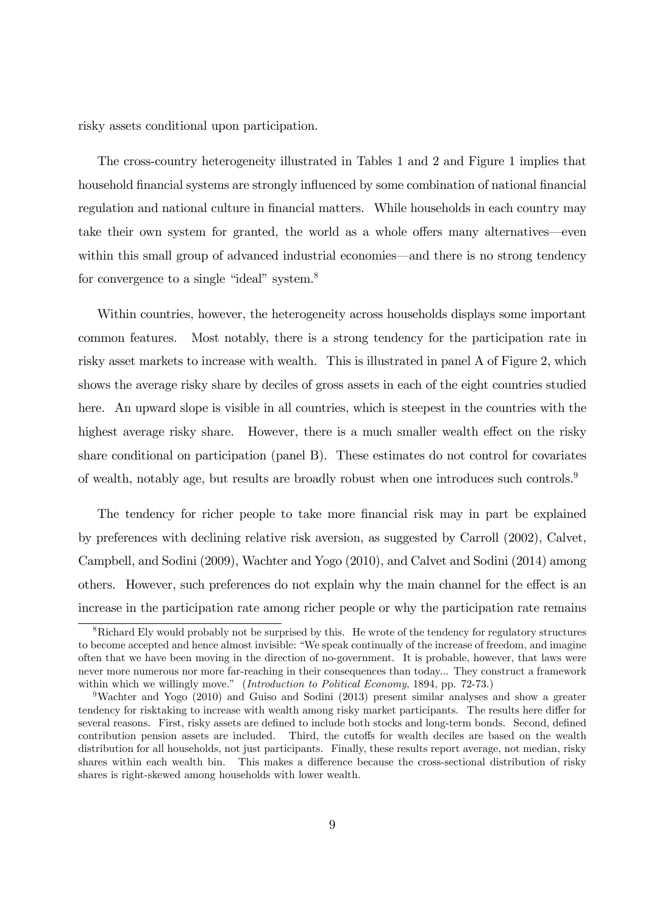risky assets conditional upon participation.

The cross-country heterogeneity illustrated in Tables 1 and 2 and Figure 1 implies that household financial systems are strongly influenced by some combination of national financial regulation and national culture in financial matters. While households in each country may take their own system for granted, the world as a whole offers many alternatives—even within this small group of advanced industrial economies—and there is no strong tendency for convergence to a single "ideal" system.[8]

Within countries, however, the heterogeneity across households displays some important common features. Most notably, there is a strong tendency for the participation rate in risky asset markets to increase with wealth. This is illustrated in panel A of Figure 2, which shows the average risky share by deciles of gross assets in each of the eight countries studied here. An upward slope is visible in all countries, which is steepest in the countries with the highest average risky share. However, there is a much smaller wealth effect on the risky share conditional on participation (panel B). These estimates do not control for covariates of wealth, notably age, but results are broadly robust when one introduces such controls.[9]

The tendency for richer people to take more financial risk may in part be explained by preferences with declining relative risk aversion, as suggested by Carroll (2002), Calvet, Campbell, and Sodini (2009), Wachter and Yogo (2010), and Calvet and Sodini (2014) among others. However, such preferences do not explain why the main channel for the effect is an increase in the participation rate among richer people or why the participation rate remains

[8] Richard Ely would probably not be surprised by this. He wrote of the tendency for regulatory structures to become accepted and hence almost invisible: "We speak continually of the increase of freedom, and imagine often that we have been moving in the direction of no-government. It is probable, however, that laws were never more numerous nor more far-reaching in their consequences than today... They construct a framework within which we willingly move." (*Introduction to Political Economy*, 1894, pp. 72-73.)

[9] Wachter and Yogo (2010) and Guiso and Sodini (2013) present similar analyses and show a greater tendency for risktaking to increase with wealth among risky market participants. The results here differ for several reasons. First, risky assets are defined to include both stocks and long-term bonds. Second, defined contribution pension assets are included. Third, the cutoffs for wealth deciles are based on the wealth distribution for all households, not just participants. Finally, these results report average, not median, risky shares within each wealth bin. This makes a difference because the cross-sectional distribution of risky shares is right-skewed among households with lower wealth.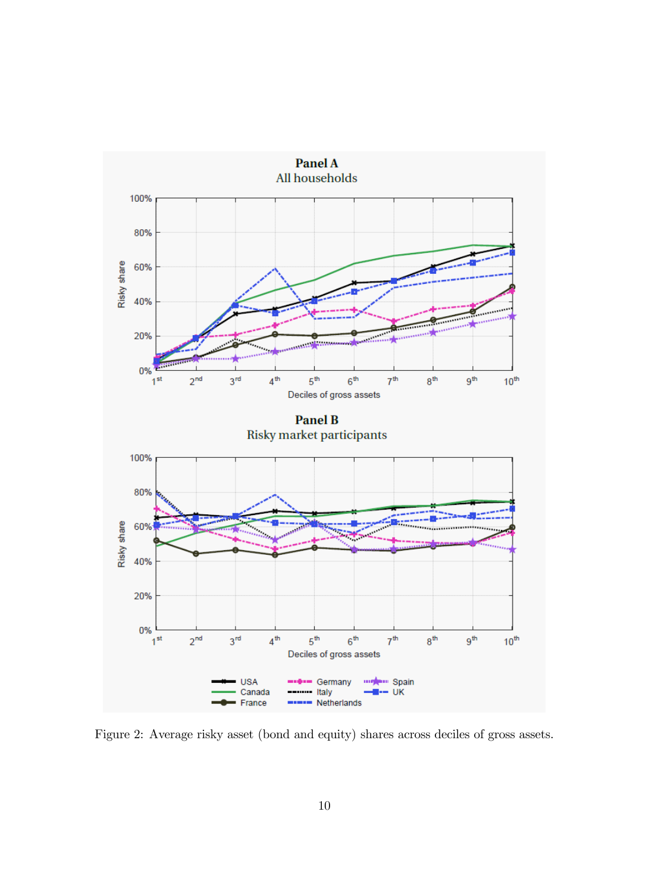Figure 2: Average risky asset (bond and equity) shares across deciles of gross assets.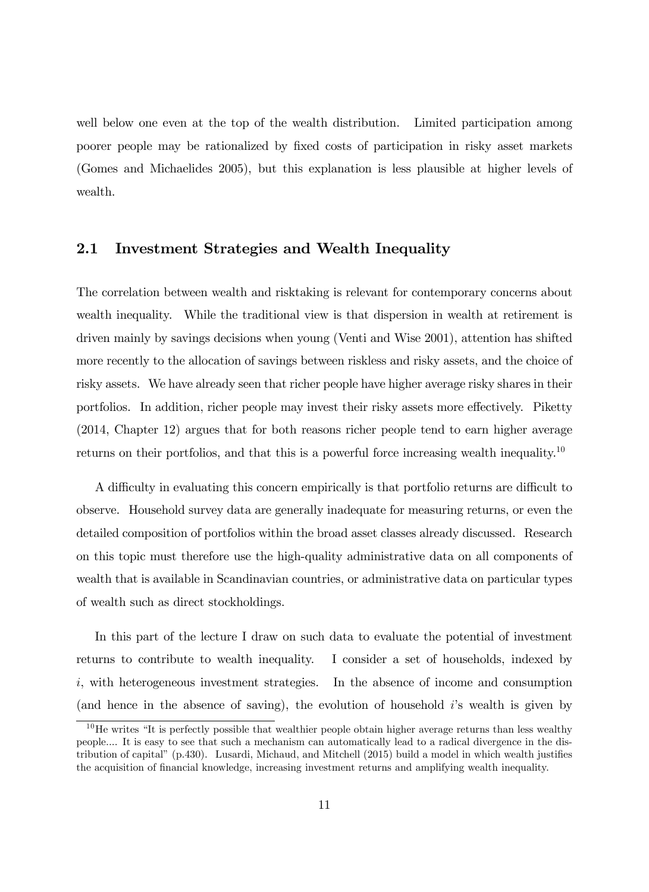well below one even at the top of the wealth distribution. Limited participation among poorer people may be rationalized by fixed costs of participation in risky asset markets (Gomes and Michaelides 2005), but this explanation is less plausible at higher levels of wealth.

## 2.1 Investment Strategies and Wealth Inequality

The correlation between wealth and risktaking is relevant for contemporary concerns about wealth inequality. While the traditional view is that dispersion in wealth at retirement is driven mainly by savings decisions when young (Venti and Wise 2001), attention has shifted more recently to the allocation of savings between riskless and risky assets, and the choice of risky assets. We have already seen that richer people have higher average risky shares in their portfolios. In addition, richer people may invest their risky assets more effectively. Piketty (2014, Chapter 12) argues that for both reasons richer people tend to earn higher average returns on their portfolios, and that this is a powerful force increasing wealth inequality.[10]

A difficulty in evaluating this concern empirically is that portfolio returns are difficult to observe. Household survey data are generally inadequate for measuring returns, or even the detailed composition of portfolios within the broad asset classes already discussed. Research on this topic must therefore use the high-quality administrative data on all components of wealth that is available in Scandinavian countries, or administrative data on particular types of wealth such as direct stockholdings.

In this part of the lecture I draw on such data to evaluate the potential of investment returns to contribute to wealth inequality. I consider a set of households, indexed by $i$, with heterogeneous investment strategies. In the absence of income and consumption (and hence in the absence of saving), the evolution of household $i$'s wealth is given by

[10] He writes "It is perfectly possible that wealthier people obtain higher average returns than less wealthy people.... It is easy to see that such a mechanism can automatically lead to a radical divergence in the distribution of capital" (p.430). Lusardi, Michaud, and Mitchell (2015) build a model in which wealth justifies the acquisition of financial knowledge, increasing investment returns and amplifying wealth inequality.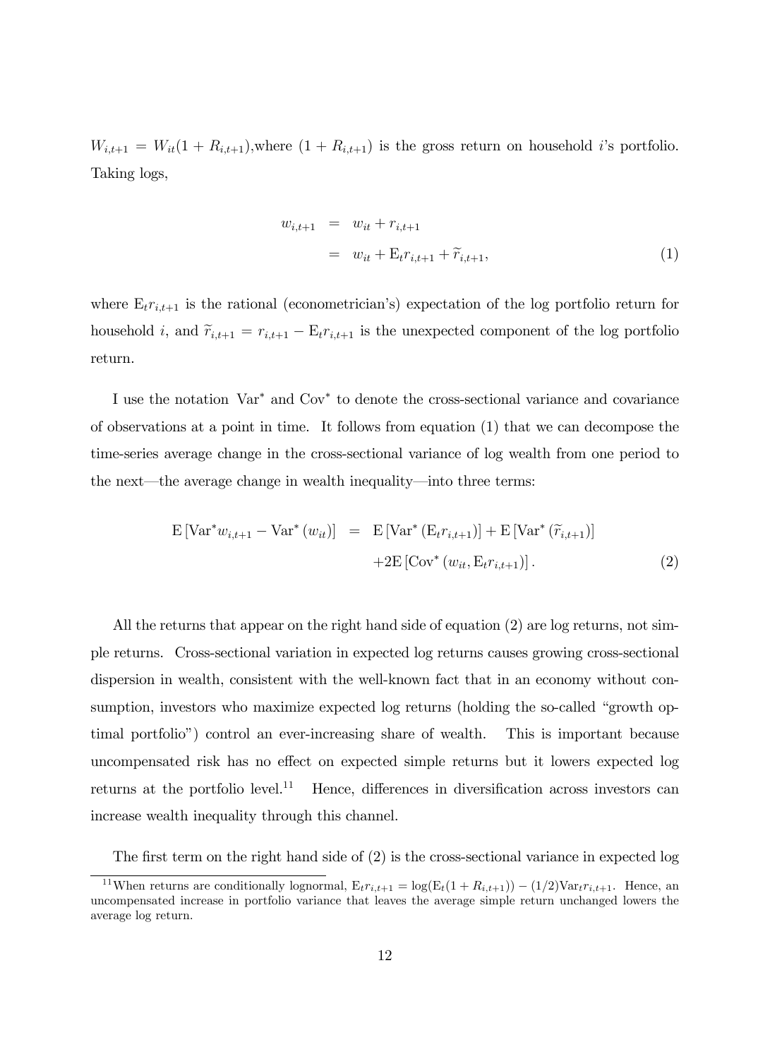$W_{i,t+1} = W_{it}(1 + R_{i,t+1})$,where $(1 + R_{i,t+1})$ is the gross return on household $i$'s portfolio. Taking logs,

$$
\begin{aligned}
w_{i,t+1} &= w_{it} + r_{i,t+1} \\
&= w_{it} + \mathrm{E}_t r_{i,t+1} + \widetilde{r}_{i,t+1}, \qquad (1)
\end{aligned}
$$

where $\mathrm{E}_t r_{i,t+1}$ is the rational (econometrician's) expectation of the log portfolio return for household $i$, and $\widetilde{r}_{i,t+1} = r_{i,t+1} - \mathrm{E}_t r_{i,t+1}$ is the unexpected component of the log portfolio return.

I use the notation $\mathrm{Var}^*$ and $\mathrm{Cov}^*$ to denote the cross-sectional variance and covariance of observations at a point in time. It follows from equation (1) that we can decompose the time-series average change in the cross-sectional variance of log wealth from one period to the next—the average change in wealth inequality—into three terms:

$$
\begin{aligned}
\mathrm{E}\left[\mathrm{Var}^* w_{i,t+1} - \mathrm{Var}^*(w_{it})\right] &= \mathrm{E}\left[\mathrm{Var}^*(\mathrm{E}_t r_{i,t+1})\right] + \mathrm{E}\left[\mathrm{Var}^*(\widetilde{r}_{i,t+1})\right] \\
&\quad + 2\mathrm{E}\left[\mathrm{Cov}^*(w_{it}, \mathrm{E}_t r_{i,t+1})\right]. \qquad (2)
\end{aligned}
$$

All the returns that appear on the right hand side of equation (2) are log returns, not simple returns. Cross-sectional variation in expected log returns causes growing cross-sectional dispersion in wealth, consistent with the well-known fact that in an economy without consumption, investors who maximize expected log returns (holding the so-called "growth optimal portfolio") control an ever-increasing share of wealth. This is important because uncompensated risk has no effect on expected simple returns but it lowers expected log returns at the portfolio level.[11] Hence, differences in diversification across investors can increase wealth inequality through this channel.

The first term on the right hand side of (2) is the cross-sectional variance in expected log

[11] When returns are conditionally lognormal, $\mathrm{E}_t r_{i,t+1} = \log(\mathrm{E}_t(1 + R_{i,t+1})) - (1/2)\mathrm{Var}_t r_{i,t+1}$. Hence, an uncompensated increase in portfolio variance that leaves the average simple return unchanged lowers the average log return.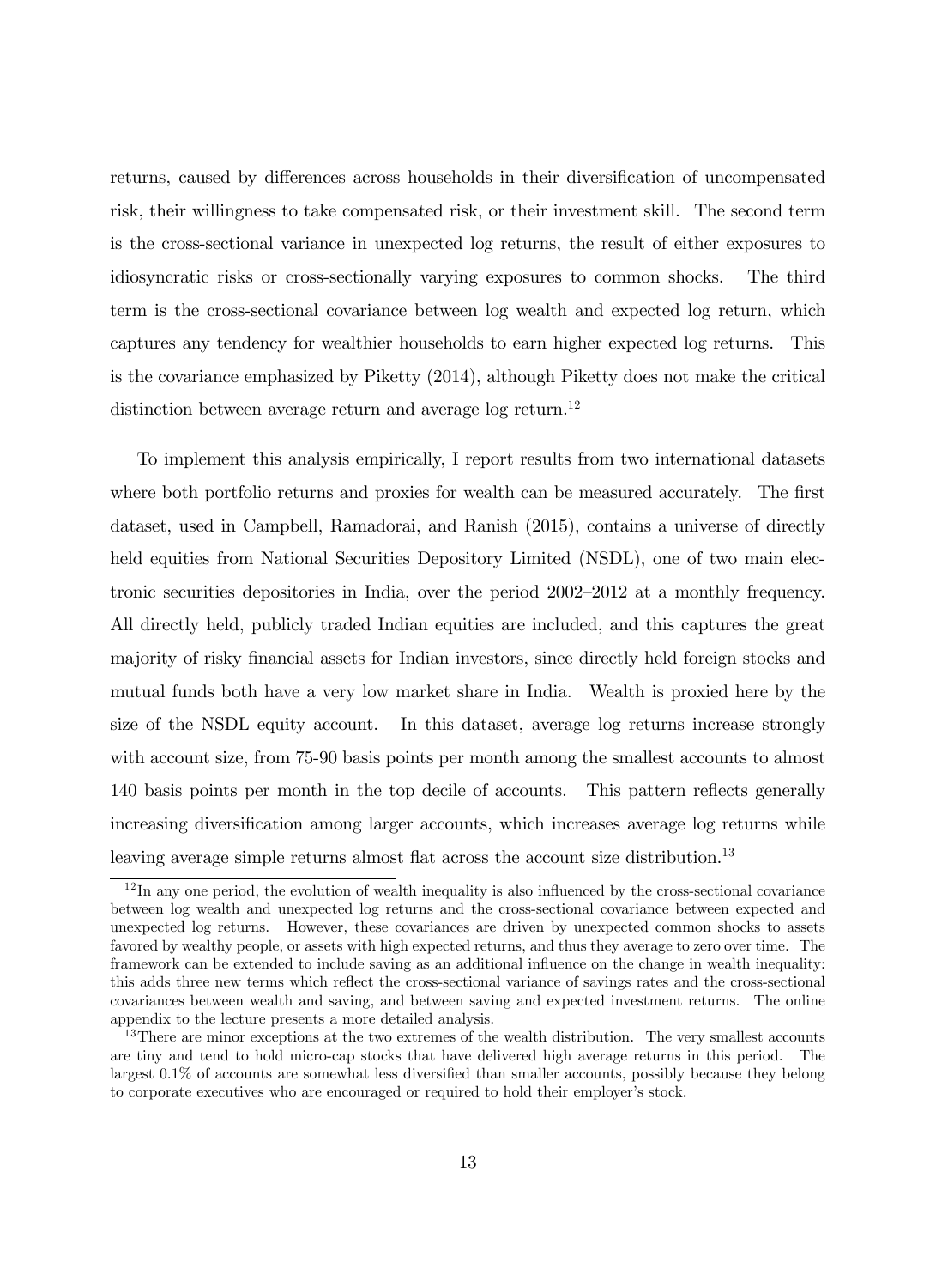returns, caused by differences across households in their diversification of uncompensated risk, their willingness to take compensated risk, or their investment skill. The second term is the cross-sectional variance in unexpected log returns, the result of either exposures to idiosyncratic risks or cross-sectionally varying exposures to common shocks. The third term is the cross-sectional covariance between log wealth and expected log return, which captures any tendency for wealthier households to earn higher expected log returns. This is the covariance emphasized by Piketty (2014), although Piketty does not make the critical distinction between average return and average log return.[12]

To implement this analysis empirically, I report results from two international datasets where both portfolio returns and proxies for wealth can be measured accurately. The first dataset, used in Campbell, Ramadorai, and Ranish (2015), contains a universe of directly held equities from National Securities Depository Limited (NSDL), one of two main electronic securities depositories in India, over the period 2002–2012 at a monthly frequency. All directly held, publicly traded Indian equities are included, and this captures the great majority of risky financial assets for Indian investors, since directly held foreign stocks and mutual funds both have a very low market share in India. Wealth is proxied here by the size of the NSDL equity account. In this dataset, average log returns increase strongly with account size, from 75-90 basis points per month among the smallest accounts to almost 140 basis points per month in the top decile of accounts. This pattern reflects generally increasing diversification among larger accounts, which increases average log returns while leaving average simple returns almost flat across the account size distribution.[13]

---

[12] In any one period, the evolution of wealth inequality is also influenced by the cross-sectional covariance between log wealth and unexpected log returns and the cross-sectional covariance between expected and unexpected log returns. However, these covariances are driven by unexpected common shocks to assets favored by wealthy people, or assets with high expected returns, and thus they average to zero over time. The framework can be extended to include saving as an additional influence on the change in wealth inequality: this adds three new terms which reflect the cross-sectional variance of savings rates and the cross-sectional covariances between wealth and saving, and between saving and expected investment returns. The online appendix to the lecture presents a more detailed analysis.

[13] There are minor exceptions at the two extremes of the wealth distribution. The very smallest accounts are tiny and tend to hold micro-cap stocks that have delivered high average returns in this period. The largest 0.1% of accounts are somewhat less diversified than smaller accounts, possibly because they belong to corporate executives who are encouraged or required to hold their employer's stock.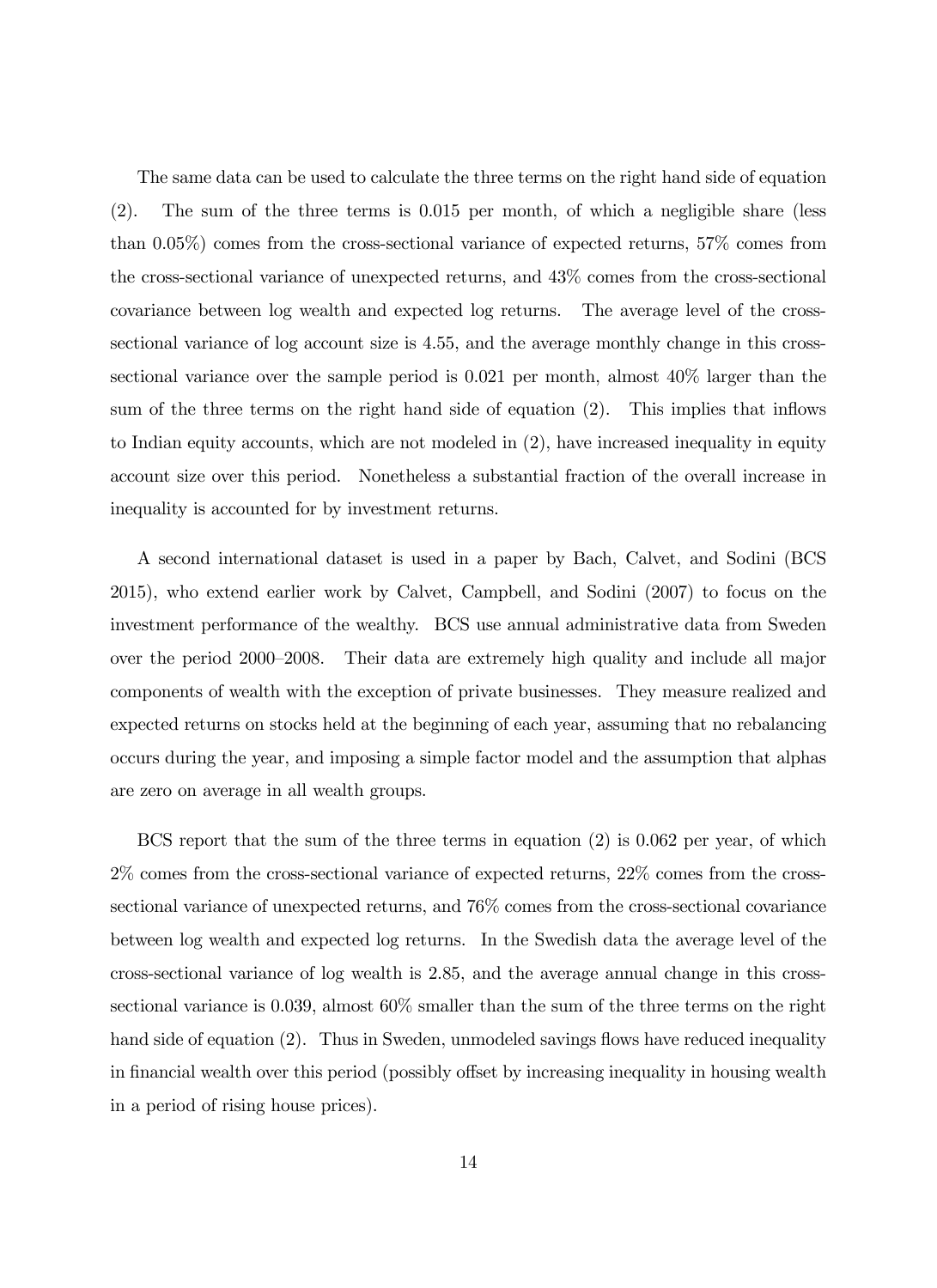The same data can be used to calculate the three terms on the right hand side of equation (2). The sum of the three terms is 0.015 per month, of which a negligible share (less than 0.05%) comes from the cross-sectional variance of expected returns, 57% comes from the cross-sectional variance of unexpected returns, and 43% comes from the cross-sectional covariance between log wealth and expected log returns. The average level of the cross-sectional variance of log account size is 4.55, and the average monthly change in this cross-sectional variance over the sample period is 0.021 per month, almost 40% larger than the sum of the three terms on the right hand side of equation (2). This implies that inflows to Indian equity accounts, which are not modeled in (2), have increased inequality in equity account size over this period. Nonetheless a substantial fraction of the overall increase in inequality is accounted for by investment returns.

A second international dataset is used in a paper by Bach, Calvet, and Sodini (BCS 2015), who extend earlier work by Calvet, Campbell, and Sodini (2007) to focus on the investment performance of the wealthy. BCS use annual administrative data from Sweden over the period 2000–2008. Their data are extremely high quality and include all major components of wealth with the exception of private businesses. They measure realized and expected returns on stocks held at the beginning of each year, assuming that no rebalancing occurs during the year, and imposing a simple factor model and the assumption that alphas are zero on average in all wealth groups.

BCS report that the sum of the three terms in equation (2) is 0.062 per year, of which 2% comes from the cross-sectional variance of expected returns, 22% comes from the cross-sectional variance of unexpected returns, and 76% comes from the cross-sectional covariance between log wealth and expected log returns. In the Swedish data the average level of the cross-sectional variance of log wealth is 2.85, and the average annual change in this cross-sectional variance is 0.039, almost 60% smaller than the sum of the three terms on the right hand side of equation (2). Thus in Sweden, unmodeled savings flows have reduced inequality in financial wealth over this period (possibly offset by increasing inequality in housing wealth in a period of rising house prices).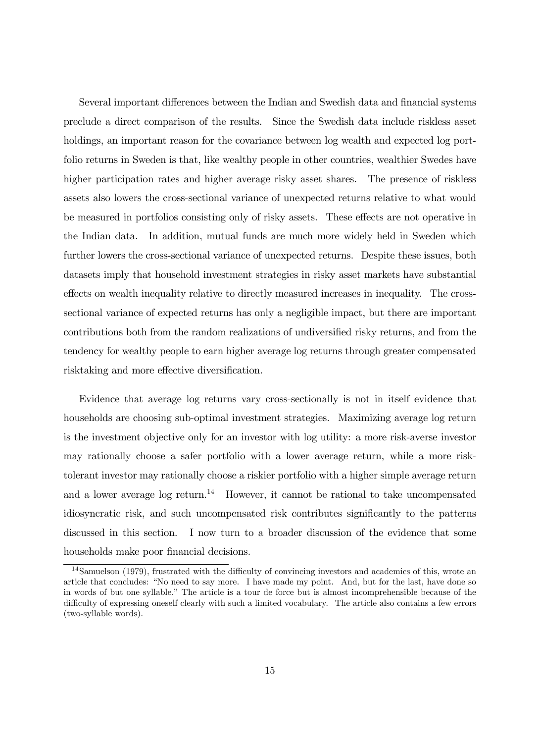Several important differences between the Indian and Swedish data and financial systems preclude a direct comparison of the results. Since the Swedish data include riskless asset holdings, an important reason for the covariance between log wealth and expected log portfolio returns in Sweden is that, like wealthy people in other countries, wealthier Swedes have higher participation rates and higher average risky asset shares. The presence of riskless assets also lowers the cross-sectional variance of unexpected returns relative to what would be measured in portfolios consisting only of risky assets. These effects are not operative in the Indian data. In addition, mutual funds are much more widely held in Sweden which further lowers the cross-sectional variance of unexpected returns. Despite these issues, both datasets imply that household investment strategies in risky asset markets have substantial effects on wealth inequality relative to directly measured increases in inequality. The cross-sectional variance of expected returns has only a negligible impact, but there are important contributions both from the random realizations of undiversified risky returns, and from the tendency for wealthy people to earn higher average log returns through greater compensated risktaking and more effective diversification.

Evidence that average log returns vary cross-sectionally is not in itself evidence that households are choosing sub-optimal investment strategies. Maximizing average log return is the investment objective only for an investor with log utility: a more risk-averse investor may rationally choose a safer portfolio with a lower average return, while a more risk-tolerant investor may rationally choose a riskier portfolio with a higher simple average return and a lower average log return.[14] However, it cannot be rational to take uncompensated idiosyncratic risk, and such uncompensated risk contributes significantly to the patterns discussed in this section. I now turn to a broader discussion of the evidence that some households make poor financial decisions.

[14] Samuelson (1979), frustrated with the difficulty of convincing investors and academics of this, wrote an article that concludes: "No need to say more. I have made my point. And, but for the last, have done so in words of but one syllable." The article is a tour de force but is almost incomprehensible because of the difficulty of expressing oneself clearly with such a limited vocabulary. The article also contains a few errors (two-syllable words).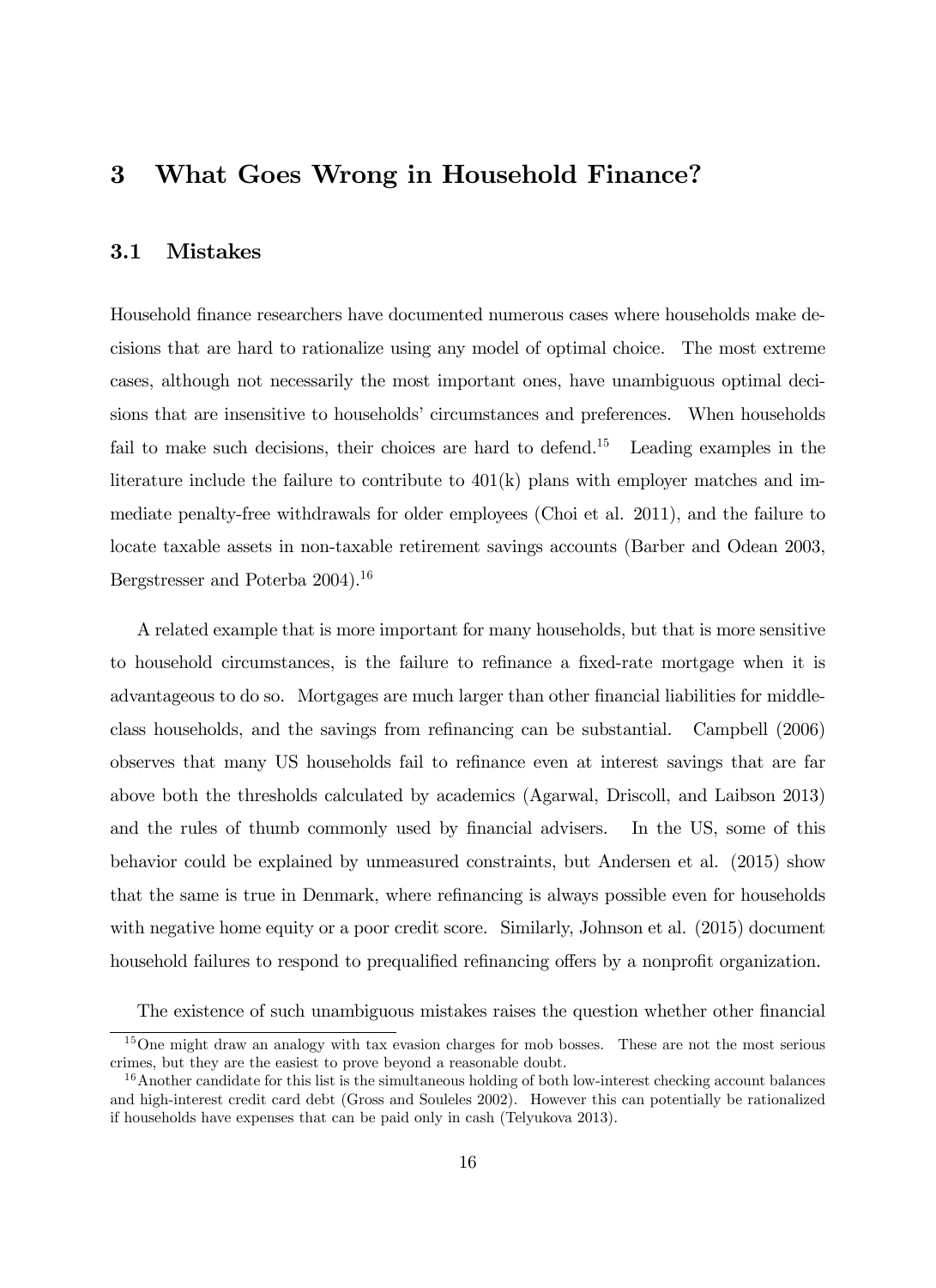# 3 What Goes Wrong in Household Finance?

## 3.1 Mistakes

Household finance researchers have documented numerous cases where households make decisions that are hard to rationalize using any model of optimal choice. The most extreme cases, although not necessarily the most important ones, have unambiguous optimal decisions that are insensitive to households' circumstances and preferences. When households fail to make such decisions, their choices are hard to defend.[15] Leading examples in the literature include the failure to contribute to 401(k) plans with employer matches and immediate penalty-free withdrawals for older employees (Choi et al. 2011), and the failure to locate taxable assets in non-taxable retirement savings accounts (Barber and Odean 2003, Bergstresser and Poterba 2004).[16]

A related example that is more important for many households, but that is more sensitive to household circumstances, is the failure to refinance a fixed-rate mortgage when it is advantageous to do so. Mortgages are much larger than other financial liabilities for middle-class households, and the savings from refinancing can be substantial. Campbell (2006) observes that many US households fail to refinance even at interest savings that are far above both the thresholds calculated by academics (Agarwal, Driscoll, and Laibson 2013) and the rules of thumb commonly used by financial advisers. In the US, some of this behavior could be explained by unmeasured constraints, but Andersen et al. (2015) show that the same is true in Denmark, where refinancing is always possible even for households with negative home equity or a poor credit score. Similarly, Johnson et al. (2015) document household failures to respond to prequalified refinancing offers by a nonprofit organization.

The existence of such unambiguous mistakes raises the question whether other financial

[15] One might draw an analogy with tax evasion charges for mob bosses. These are not the most serious crimes, but they are the easiest to prove beyond a reasonable doubt.

[16] Another candidate for this list is the simultaneous holding of both low-interest checking account balances and high-interest credit card debt (Gross and Souleles 2002). However this can potentially be rationalized if households have expenses that can be paid only in cash (Telyukova 2013).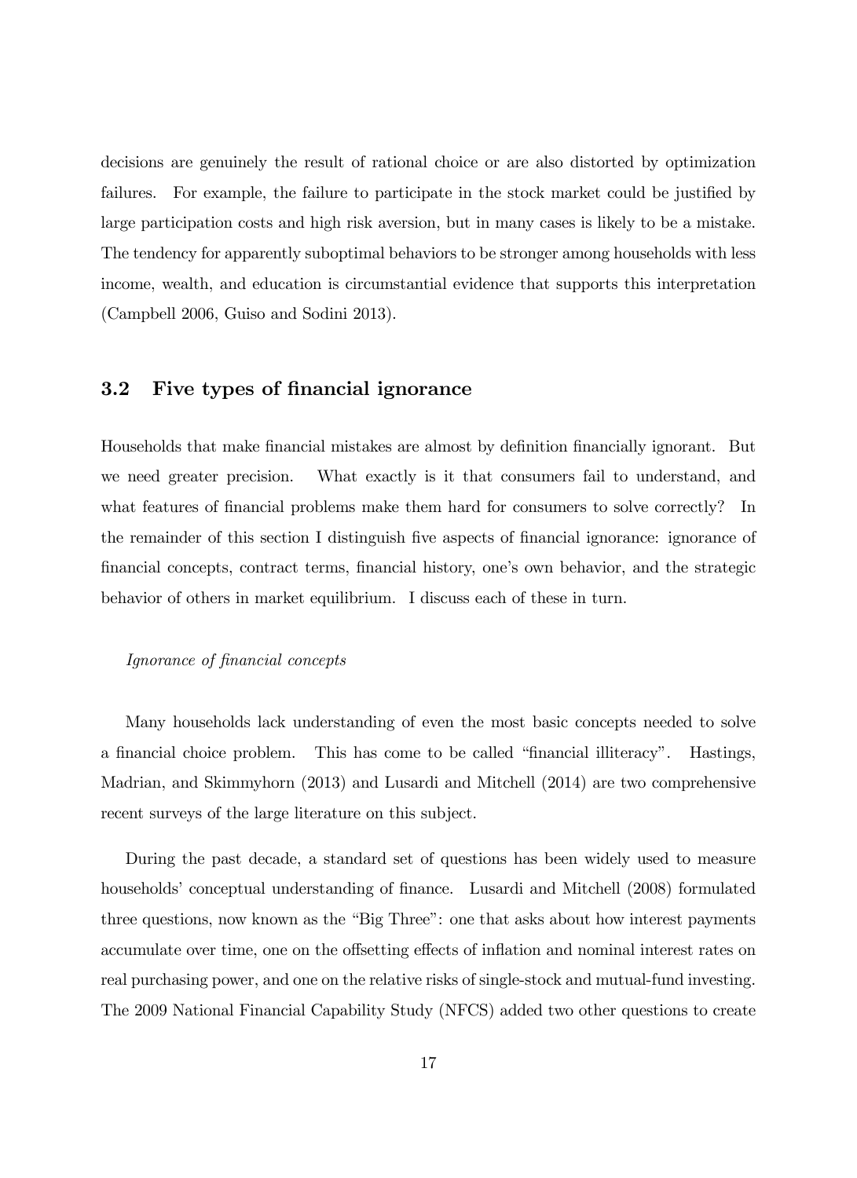decisions are genuinely the result of rational choice or are also distorted by optimization failures. For example, the failure to participate in the stock market could be justified by large participation costs and high risk aversion, but in many cases is likely to be a mistake. The tendency for apparently suboptimal behaviors to be stronger among households with less income, wealth, and education is circumstantial evidence that supports this interpretation (Campbell 2006, Guiso and Sodini 2013).

## 3.2 Five types of financial ignorance

Households that make financial mistakes are almost by definition financially ignorant. But we need greater precision. What exactly is it that consumers fail to understand, and what features of financial problems make them hard for consumers to solve correctly? In the remainder of this section I distinguish five aspects of financial ignorance: ignorance of financial concepts, contract terms, financial history, one's own behavior, and the strategic behavior of others in market equilibrium. I discuss each of these in turn.

*Ignorance of financial concepts*

Many households lack understanding of even the most basic concepts needed to solve a financial choice problem. This has come to be called "financial illiteracy". Hastings, Madrian, and Skimmyhorn (2013) and Lusardi and Mitchell (2014) are two comprehensive recent surveys of the large literature on this subject.

During the past decade, a standard set of questions has been widely used to measure households' conceptual understanding of finance. Lusardi and Mitchell (2008) formulated three questions, now known as the "Big Three": one that asks about how interest payments accumulate over time, one on the offsetting effects of inflation and nominal interest rates on real purchasing power, and one on the relative risks of single-stock and mutual-fund investing. The 2009 National Financial Capability Study (NFCS) added two other questions to create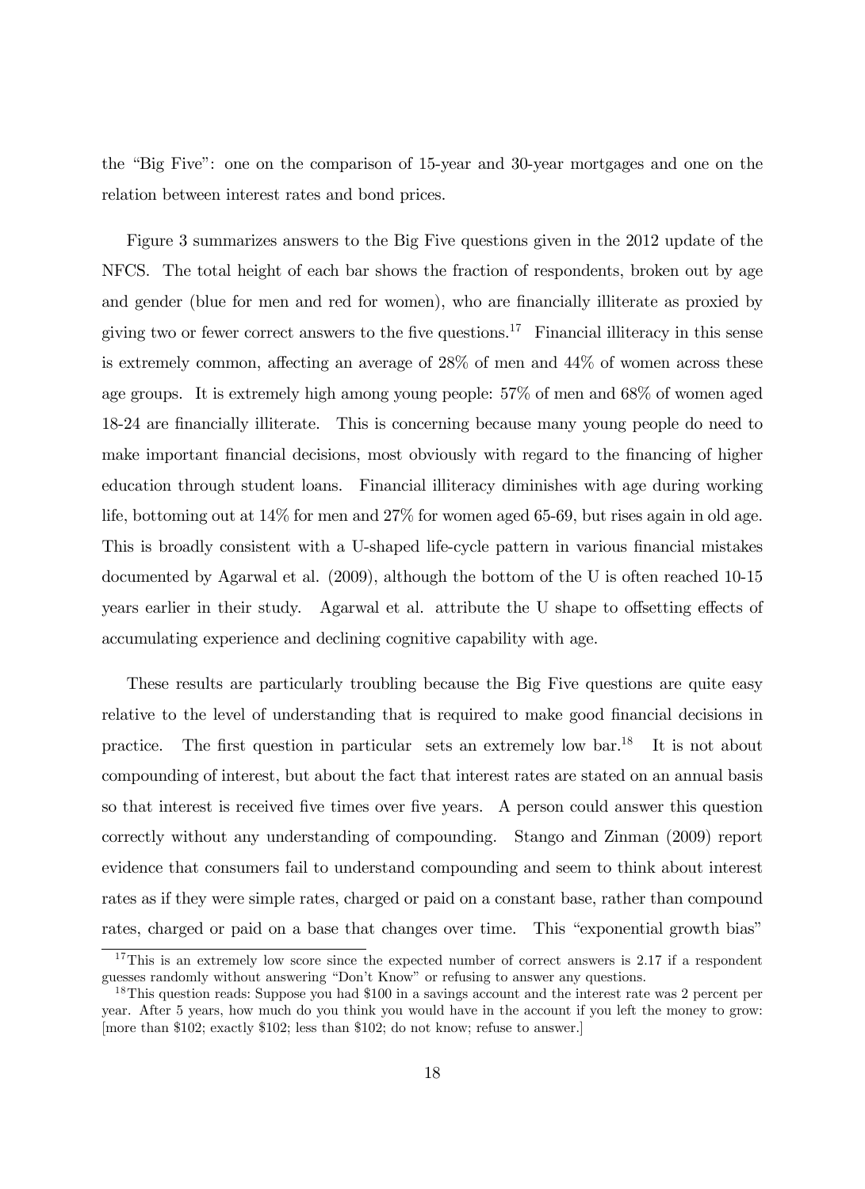the "Big Five": one on the comparison of 15-year and 30-year mortgages and one on the relation between interest rates and bond prices.

Figure 3 summarizes answers to the Big Five questions given in the 2012 update of the NFCS. The total height of each bar shows the fraction of respondents, broken out by age and gender (blue for men and red for women), who are financially illiterate as proxied by giving two or fewer correct answers to the five questions.[17] Financial illiteracy in this sense is extremely common, affecting an average of 28% of men and 44% of women across these age groups. It is extremely high among young people: 57% of men and 68% of women aged 18-24 are financially illiterate. This is concerning because many young people do need to make important financial decisions, most obviously with regard to the financing of higher education through student loans. Financial illiteracy diminishes with age during working life, bottoming out at 14% for men and 27% for women aged 65-69, but rises again in old age. This is broadly consistent with a U-shaped life-cycle pattern in various financial mistakes documented by Agarwal et al. (2009), although the bottom of the U is often reached 10-15 years earlier in their study. Agarwal et al. attribute the U shape to offsetting effects of accumulating experience and declining cognitive capability with age.

These results are particularly troubling because the Big Five questions are quite easy relative to the level of understanding that is required to make good financial decisions in practice. The first question in particular sets an extremely low bar.[18] It is not about compounding of interest, but about the fact that interest rates are stated on an annual basis so that interest is received five times over five years. A person could answer this question correctly without any understanding of compounding. Stango and Zinman (2009) report evidence that consumers fail to understand compounding and seem to think about interest rates as if they were simple rates, charged or paid on a constant base, rather than compound rates, charged or paid on a base that changes over time. This "exponential growth bias"

[17] This is an extremely low score since the expected number of correct answers is 2.17 if a respondent guesses randomly without answering "Don't Know" or refusing to answer any questions.

[18] This question reads: Suppose you had $100 in a savings account and the interest rate was 2 percent per year. After 5 years, how much do you think you would have in the account if you left the money to grow: [more than $102; exactly $102; less than $102; do not know; refuse to answer.]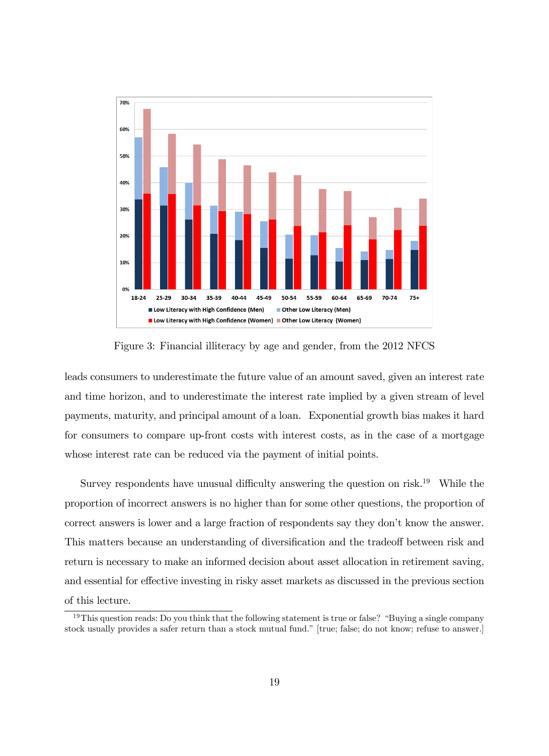Figure 3: Financial illiteracy by age and gender, from the 2012 NFCS

leads consumers to underestimate the future value of an amount saved, given an interest rate and time horizon, and to underestimate the interest rate implied by a given stream of level payments, maturity, and principal amount of a loan. Exponential growth bias makes it hard for consumers to compare up-front costs with interest costs, as in the case of a mortgage whose interest rate can be reduced via the payment of initial points.

Survey respondents have unusual difficulty answering the question on risk.[19] While the proportion of incorrect answers is no higher than for some other questions, the proportion of correct answers is lower and a large fraction of respondents say they don't know the answer. This matters because an understanding of diversification and the tradeoff between risk and return is necessary to make an informed decision about asset allocation in retirement saving, and essential for effective investing in risky asset markets as discussed in the previous section of this lecture.

[19] This question reads: Do you think that the following statement is true or false? "Buying a single company stock usually provides a safer return than a stock mutual fund." [true; false; do not know; refuse to answer.]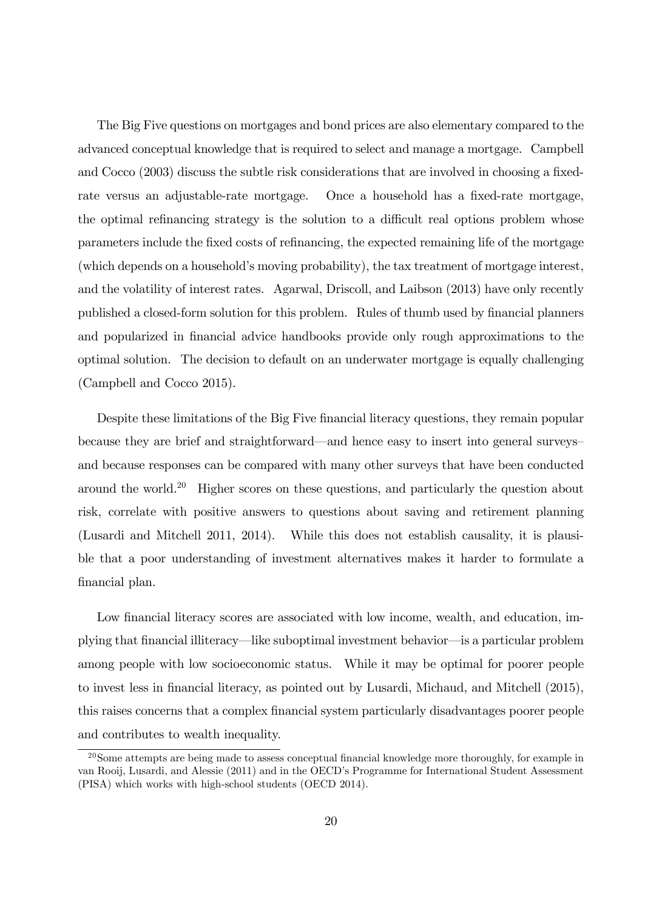The Big Five questions on mortgages and bond prices are also elementary compared to the advanced conceptual knowledge that is required to select and manage a mortgage. Campbell and Cocco (2003) discuss the subtle risk considerations that are involved in choosing a fixed-rate versus an adjustable-rate mortgage. Once a household has a fixed-rate mortgage, the optimal refinancing strategy is the solution to a difficult real options problem whose parameters include the fixed costs of refinancing, the expected remaining life of the mortgage (which depends on a household's moving probability), the tax treatment of mortgage interest, and the volatility of interest rates. Agarwal, Driscoll, and Laibson (2013) have only recently published a closed-form solution for this problem. Rules of thumb used by financial planners and popularized in financial advice handbooks provide only rough approximations to the optimal solution. The decision to default on an underwater mortgage is equally challenging (Campbell and Cocco 2015).

Despite these limitations of the Big Five financial literacy questions, they remain popular because they are brief and straightforward—and hence easy to insert into general surveys– and because responses can be compared with many other surveys that have been conducted around the world.[20] Higher scores on these questions, and particularly the question about risk, correlate with positive answers to questions about saving and retirement planning (Lusardi and Mitchell 2011, 2014). While this does not establish causality, it is plausible that a poor understanding of investment alternatives makes it harder to formulate a financial plan.

Low financial literacy scores are associated with low income, wealth, and education, implying that financial illiteracy—like suboptimal investment behavior—is a particular problem among people with low socioeconomic status. While it may be optimal for poorer people to invest less in financial literacy, as pointed out by Lusardi, Michaud, and Mitchell (2015), this raises concerns that a complex financial system particularly disadvantages poorer people and contributes to wealth inequality.

[20] Some attempts are being made to assess conceptual financial knowledge more thoroughly, for example in van Rooij, Lusardi, and Alessie (2011) and in the OECD's Programme for International Student Assessment (PISA) which works with high-school students (OECD 2014).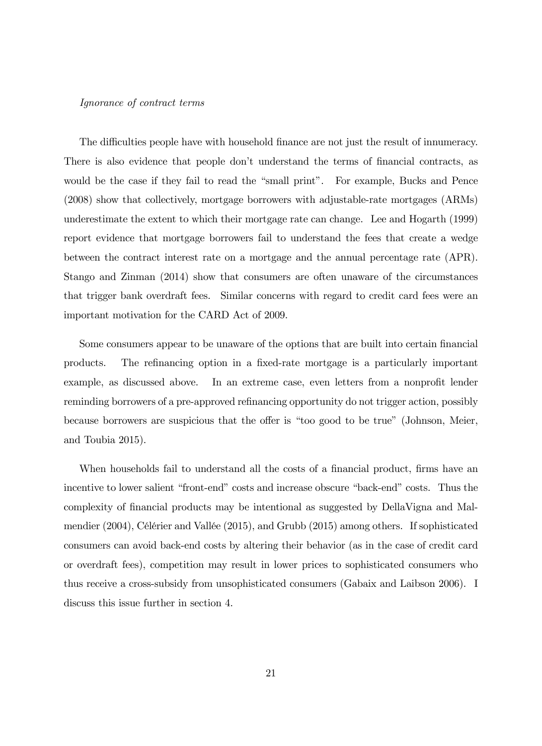*Ignorance of contract terms*

The difficulties people have with household finance are not just the result of innumeracy. There is also evidence that people don't understand the terms of financial contracts, as would be the case if they fail to read the "small print". For example, Bucks and Pence (2008) show that collectively, mortgage borrowers with adjustable-rate mortgages (ARMs) underestimate the extent to which their mortgage rate can change. Lee and Hogarth (1999) report evidence that mortgage borrowers fail to understand the fees that create a wedge between the contract interest rate on a mortgage and the annual percentage rate (APR). Stango and Zinman (2014) show that consumers are often unaware of the circumstances that trigger bank overdraft fees. Similar concerns with regard to credit card fees were an important motivation for the CARD Act of 2009.

Some consumers appear to be unaware of the options that are built into certain financial products. The refinancing option in a fixed-rate mortgage is a particularly important example, as discussed above. In an extreme case, even letters from a nonprofit lender reminding borrowers of a pre-approved refinancing opportunity do not trigger action, possibly because borrowers are suspicious that the offer is "too good to be true" (Johnson, Meier, and Toubia 2015).

When households fail to understand all the costs of a financial product, firms have an incentive to lower salient "front-end" costs and increase obscure "back-end" costs. Thus the complexity of financial products may be intentional as suggested by DellaVigna and Malmendier (2004), Célérier and Vallée (2015), and Grubb (2015) among others. If sophisticated consumers can avoid back-end costs by altering their behavior (as in the case of credit card or overdraft fees), competition may result in lower prices to sophisticated consumers who thus receive a cross-subsidy from unsophisticated consumers (Gabaix and Laibson 2006). I discuss this issue further in section 4.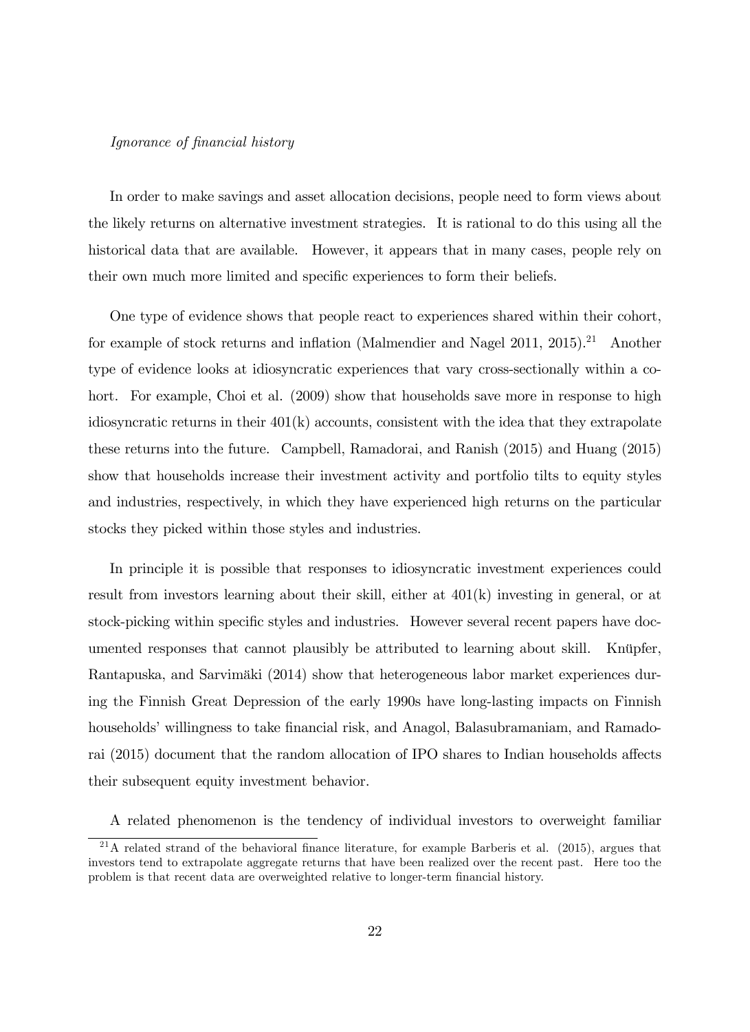*Ignorance of financial history*

In order to make savings and asset allocation decisions, people need to form views about the likely returns on alternative investment strategies. It is rational to do this using all the historical data that are available. However, it appears that in many cases, people rely on their own much more limited and specific experiences to form their beliefs.

One type of evidence shows that people react to experiences shared within their cohort, for example of stock returns and inflation (Malmendier and Nagel 2011, 2015).[21] Another type of evidence looks at idiosyncratic experiences that vary cross-sectionally within a cohort. For example, Choi et al. (2009) show that households save more in response to high idiosyncratic returns in their 401(k) accounts, consistent with the idea that they extrapolate these returns into the future. Campbell, Ramadorai, and Ranish (2015) and Huang (2015) show that households increase their investment activity and portfolio tilts to equity styles and industries, respectively, in which they have experienced high returns on the particular stocks they picked within those styles and industries.

In principle it is possible that responses to idiosyncratic investment experiences could result from investors learning about their skill, either at 401(k) investing in general, or at stock-picking within specific styles and industries. However several recent papers have documented responses that cannot plausibly be attributed to learning about skill. Knüpfer, Rantapuska, and Sarvimäki (2014) show that heterogeneous labor market experiences during the Finnish Great Depression of the early 1990s have long-lasting impacts on Finnish households' willingness to take financial risk, and Anagol, Balasubramaniam, and Ramadorai (2015) document that the random allocation of IPO shares to Indian households affects their subsequent equity investment behavior.

A related phenomenon is the tendency of individual investors to overweight familiar

[21] A related strand of the behavioral finance literature, for example Barberis et al. (2015), argues that investors tend to extrapolate aggregate returns that have been realized over the recent past. Here too the problem is that recent data are overweighted relative to longer-term financial history.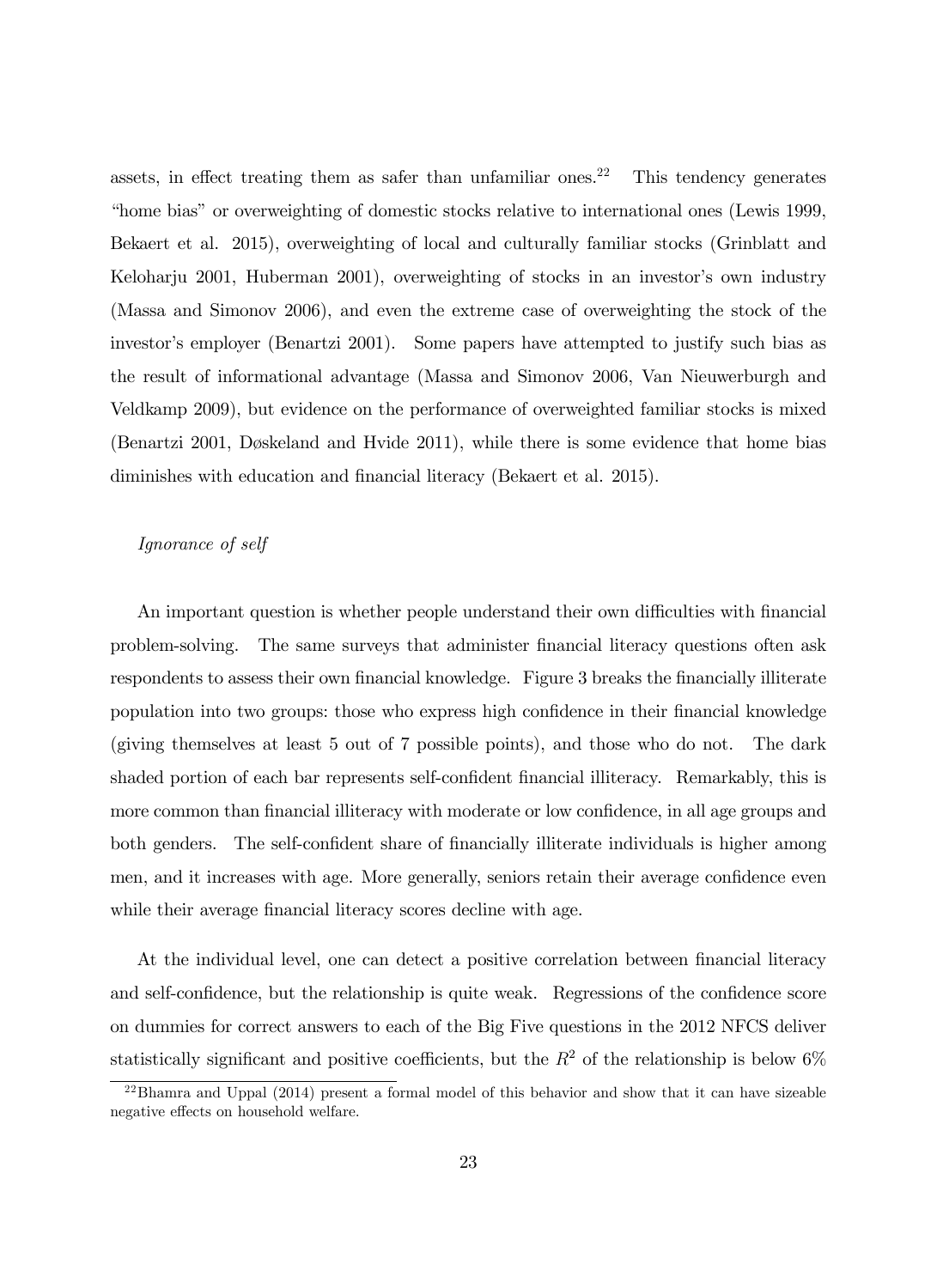assets, in effect treating them as safer than unfamiliar ones.[22] This tendency generates "home bias" or overweighting of domestic stocks relative to international ones (Lewis 1999, Bekaert et al. 2015), overweighting of local and culturally familiar stocks (Grinblatt and Keloharju 2001, Huberman 2001), overweighting of stocks in an investor's own industry (Massa and Simonov 2006), and even the extreme case of overweighting the stock of the investor's employer (Benartzi 2001). Some papers have attempted to justify such bias as the result of informational advantage (Massa and Simonov 2006, Van Nieuwerburgh and Veldkamp 2009), but evidence on the performance of overweighted familiar stocks is mixed (Benartzi 2001, Døskeland and Hvide 2011), while there is some evidence that home bias diminishes with education and financial literacy (Bekaert et al. 2015).

*Ignorance of self*

An important question is whether people understand their own difficulties with financial problem-solving. The same surveys that administer financial literacy questions often ask respondents to assess their own financial knowledge. Figure 3 breaks the financially illiterate population into two groups: those who express high confidence in their financial knowledge (giving themselves at least 5 out of 7 possible points), and those who do not. The dark shaded portion of each bar represents self-confident financial illiteracy. Remarkably, this is more common than financial illiteracy with moderate or low confidence, in all age groups and both genders. The self-confident share of financially illiterate individuals is higher among men, and it increases with age. More generally, seniors retain their average confidence even while their average financial literacy scores decline with age.

At the individual level, one can detect a positive correlation between financial literacy and self-confidence, but the relationship is quite weak. Regressions of the confidence score on dummies for correct answers to each of the Big Five questions in the 2012 NFCS deliver statistically significant and positive coefficients, but the $R^2$ of the relationship is below 6%

[22] Bhamra and Uppal (2014) present a formal model of this behavior and show that it can have sizeable negative effects on household welfare.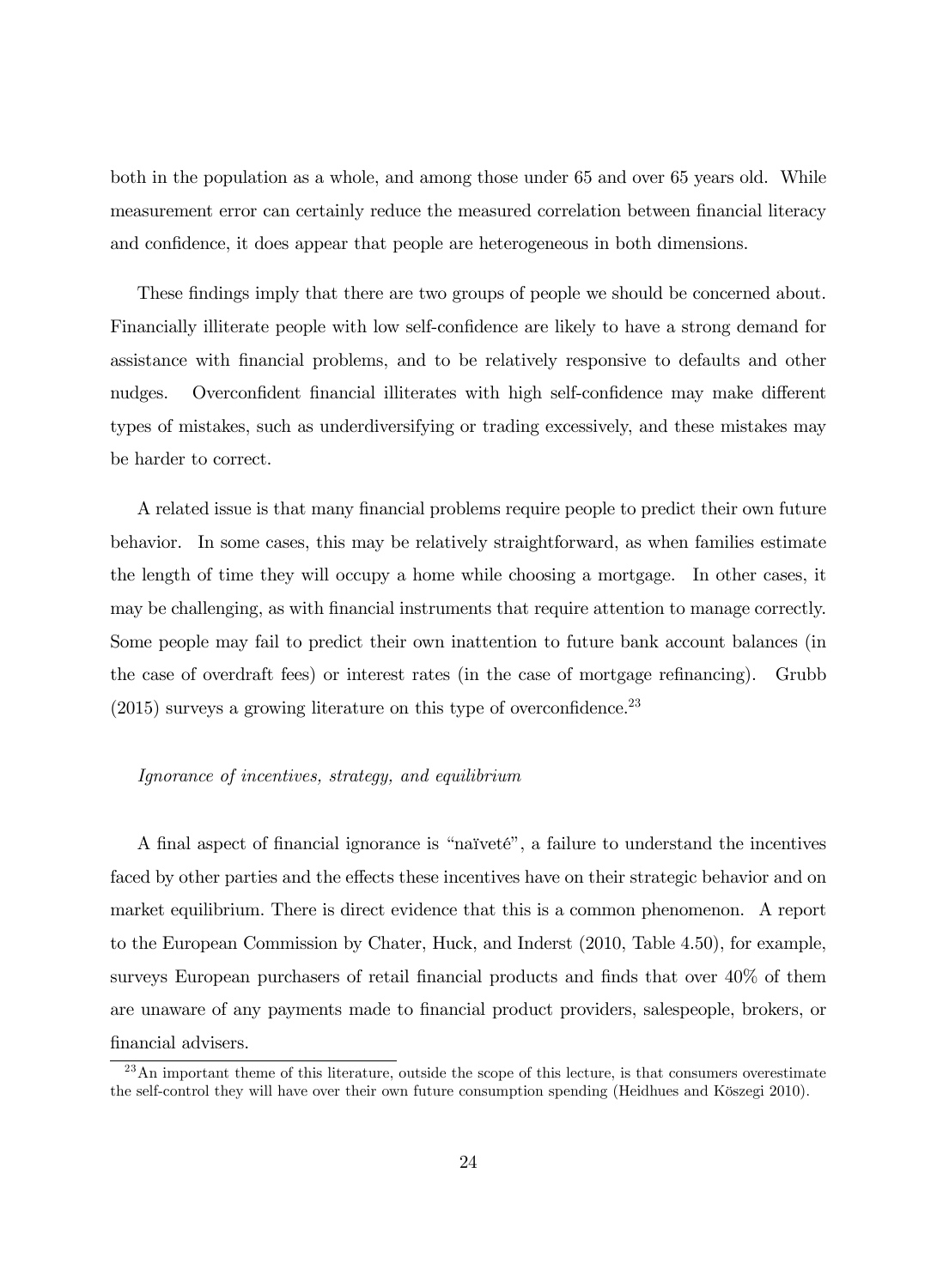both in the population as a whole, and among those under 65 and over 65 years old. While measurement error can certainly reduce the measured correlation between financial literacy and confidence, it does appear that people are heterogeneous in both dimensions.

These findings imply that there are two groups of people we should be concerned about. Financially illiterate people with low self-confidence are likely to have a strong demand for assistance with financial problems, and to be relatively responsive to defaults and other nudges. Overconfident financial illiterates with high self-confidence may make different types of mistakes, such as underdiversifying or trading excessively, and these mistakes may be harder to correct.

A related issue is that many financial problems require people to predict their own future behavior. In some cases, this may be relatively straightforward, as when families estimate the length of time they will occupy a home while choosing a mortgage. In other cases, it may be challenging, as with financial instruments that require attention to manage correctly. Some people may fail to predict their own inattention to future bank account balances (in the case of overdraft fees) or interest rates (in the case of mortgage refinancing). Grubb (2015) surveys a growing literature on this type of overconfidence.[23]

*Ignorance of incentives, strategy, and equilibrium*

A final aspect of financial ignorance is "naïveté", a failure to understand the incentives faced by other parties and the effects these incentives have on their strategic behavior and on market equilibrium. There is direct evidence that this is a common phenomenon. A report to the European Commission by Chater, Huck, and Inderst (2010, Table 4.50), for example, surveys European purchasers of retail financial products and finds that over 40% of them are unaware of any payments made to financial product providers, salespeople, brokers, or financial advisers.

[23] An important theme of this literature, outside the scope of this lecture, is that consumers overestimate the self-control they will have over their own future consumption spending (Heidhues and Köszegi 2010).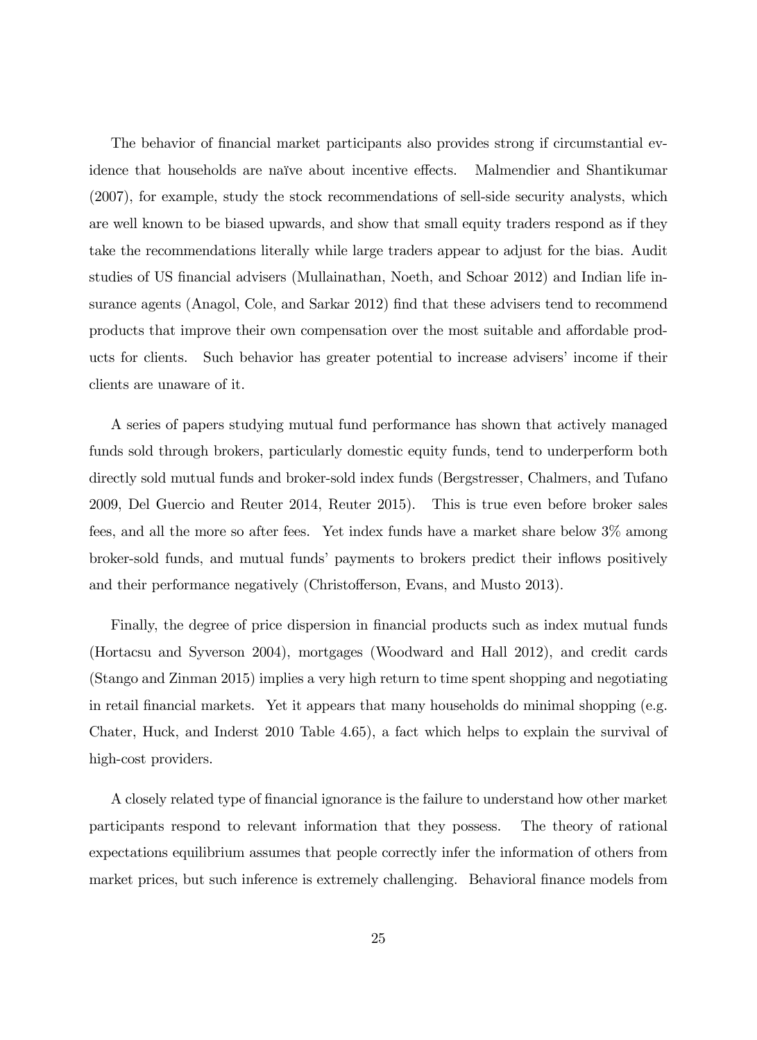The behavior of financial market participants also provides strong if circumstantial evidence that households are naïve about incentive effects. Malmendier and Shantikumar (2007), for example, study the stock recommendations of sell-side security analysts, which are well known to be biased upwards, and show that small equity traders respond as if they take the recommendations literally while large traders appear to adjust for the bias. Audit studies of US financial advisers (Mullainathan, Noeth, and Schoar 2012) and Indian life insurance agents (Anagol, Cole, and Sarkar 2012) find that these advisers tend to recommend products that improve their own compensation over the most suitable and affordable products for clients. Such behavior has greater potential to increase advisers' income if their clients are unaware of it.

A series of papers studying mutual fund performance has shown that actively managed funds sold through brokers, particularly domestic equity funds, tend to underperform both directly sold mutual funds and broker-sold index funds (Bergstresser, Chalmers, and Tufano 2009, Del Guercio and Reuter 2014, Reuter 2015). This is true even before broker sales fees, and all the more so after fees. Yet index funds have a market share below 3% among broker-sold funds, and mutual funds' payments to brokers predict their inflows positively and their performance negatively (Christofferson, Evans, and Musto 2013).

Finally, the degree of price dispersion in financial products such as index mutual funds (Hortacsu and Syverson 2004), mortgages (Woodward and Hall 2012), and credit cards (Stango and Zinman 2015) implies a very high return to time spent shopping and negotiating in retail financial markets. Yet it appears that many households do minimal shopping (e.g. Chater, Huck, and Inderst 2010 Table 4.65), a fact which helps to explain the survival of high-cost providers.

A closely related type of financial ignorance is the failure to understand how other market participants respond to relevant information that they possess. The theory of rational expectations equilibrium assumes that people correctly infer the information of others from market prices, but such inference is extremely challenging. Behavioral finance models from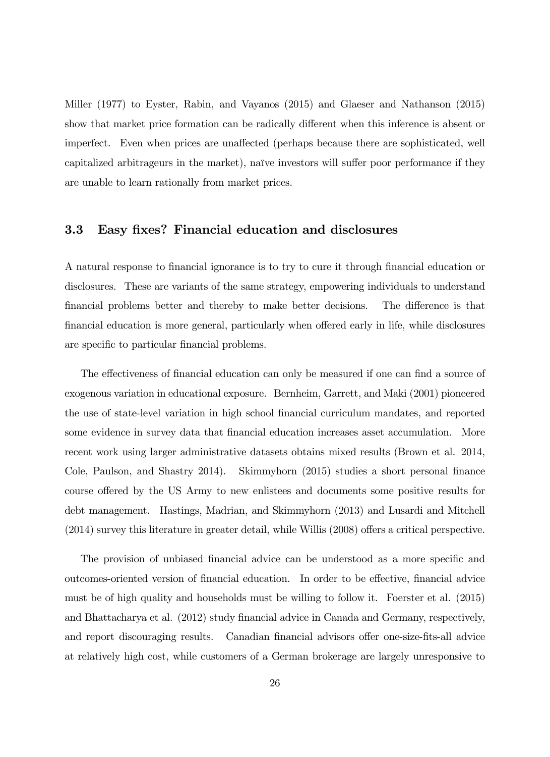Miller (1977) to Eyster, Rabin, and Vayanos (2015) and Glaeser and Nathanson (2015) show that market price formation can be radically different when this inference is absent or imperfect. Even when prices are unaffected (perhaps because there are sophisticated, well capitalized arbitrageurs in the market), naïve investors will suffer poor performance if they are unable to learn rationally from market prices.

### 3.3 Easy fixes? Financial education and disclosures

A natural response to financial ignorance is to try to cure it through financial education or disclosures. These are variants of the same strategy, empowering individuals to understand financial problems better and thereby to make better decisions. The difference is that financial education is more general, particularly when offered early in life, while disclosures are specific to particular financial problems.

The effectiveness of financial education can only be measured if one can find a source of exogenous variation in educational exposure. Bernheim, Garrett, and Maki (2001) pioneered the use of state-level variation in high school financial curriculum mandates, and reported some evidence in survey data that financial education increases asset accumulation. More recent work using larger administrative datasets obtains mixed results (Brown et al. 2014, Cole, Paulson, and Shastry 2014). Skimmyhorn (2015) studies a short personal finance course offered by the US Army to new enlistees and documents some positive results for debt management. Hastings, Madrian, and Skimmyhorn (2013) and Lusardi and Mitchell (2014) survey this literature in greater detail, while Willis (2008) offers a critical perspective.

The provision of unbiased financial advice can be understood as a more specific and outcomes-oriented version of financial education. In order to be effective, financial advice must be of high quality and households must be willing to follow it. Foerster et al. (2015) and Bhattacharya et al. (2012) study financial advice in Canada and Germany, respectively, and report discouraging results. Canadian financial advisors offer one-size-fits-all advice at relatively high cost, while customers of a German brokerage are largely unresponsive to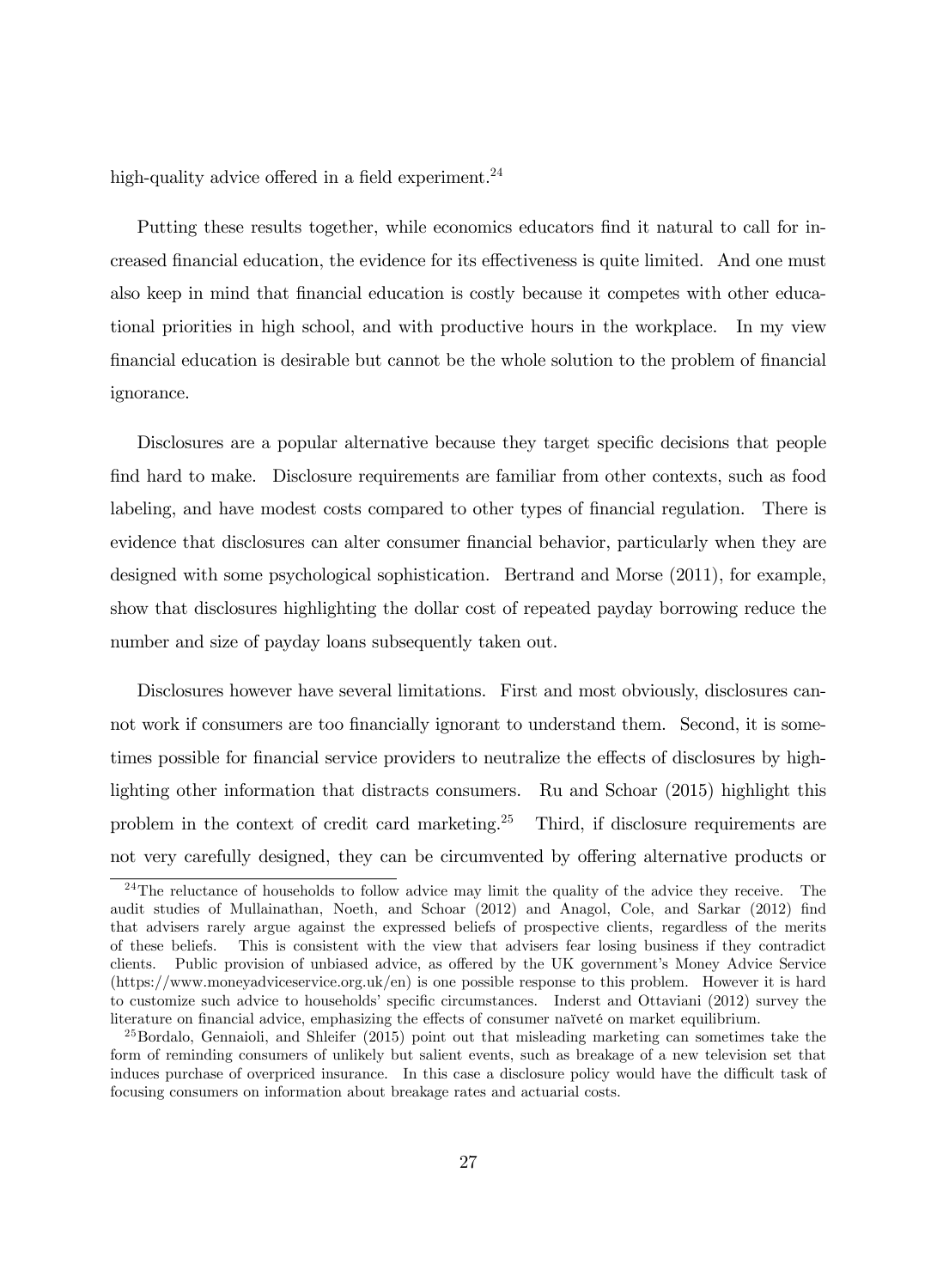high-quality advice offered in a field experiment.[24]

Putting these results together, while economics educators find it natural to call for increased financial education, the evidence for its effectiveness is quite limited. And one must also keep in mind that financial education is costly because it competes with other educational priorities in high school, and with productive hours in the workplace. In my view financial education is desirable but cannot be the whole solution to the problem of financial ignorance.

Disclosures are a popular alternative because they target specific decisions that people find hard to make. Disclosure requirements are familiar from other contexts, such as food labeling, and have modest costs compared to other types of financial regulation. There is evidence that disclosures can alter consumer financial behavior, particularly when they are designed with some psychological sophistication. Bertrand and Morse (2011), for example, show that disclosures highlighting the dollar cost of repeated payday borrowing reduce the number and size of payday loans subsequently taken out.

Disclosures however have several limitations. First and most obviously, disclosures cannot work if consumers are too financially ignorant to understand them. Second, it is sometimes possible for financial service providers to neutralize the effects of disclosures by highlighting other information that distracts consumers. Ru and Schoar (2015) highlight this problem in the context of credit card marketing.[25] Third, if disclosure requirements are not very carefully designed, they can be circumvented by offering alternative products or

---

[24] The reluctance of households to follow advice may limit the quality of the advice they receive. The audit studies of Mullainathan, Noeth, and Schoar (2012) and Anagol, Cole, and Sarkar (2012) find that advisers rarely argue against the expressed beliefs of prospective clients, regardless of the merits of these beliefs. This is consistent with the view that advisers fear losing business if they contradict clients. Public provision of unbiased advice, as offered by the UK government's Money Advice Service (https://www.moneyadviceservice.org.uk/en) is one possible response to this problem. However it is hard to customize such advice to households' specific circumstances. Inderst and Ottaviani (2012) survey the literature on financial advice, emphasizing the effects of consumer naïveté on market equilibrium.

[25] Bordalo, Gennaioli, and Shleifer (2015) point out that misleading marketing can sometimes take the form of reminding consumers of unlikely but salient events, such as breakage of a new television set that induces purchase of overpriced insurance. In this case a disclosure policy would have the difficult task of focusing consumers on information about breakage rates and actuarial costs.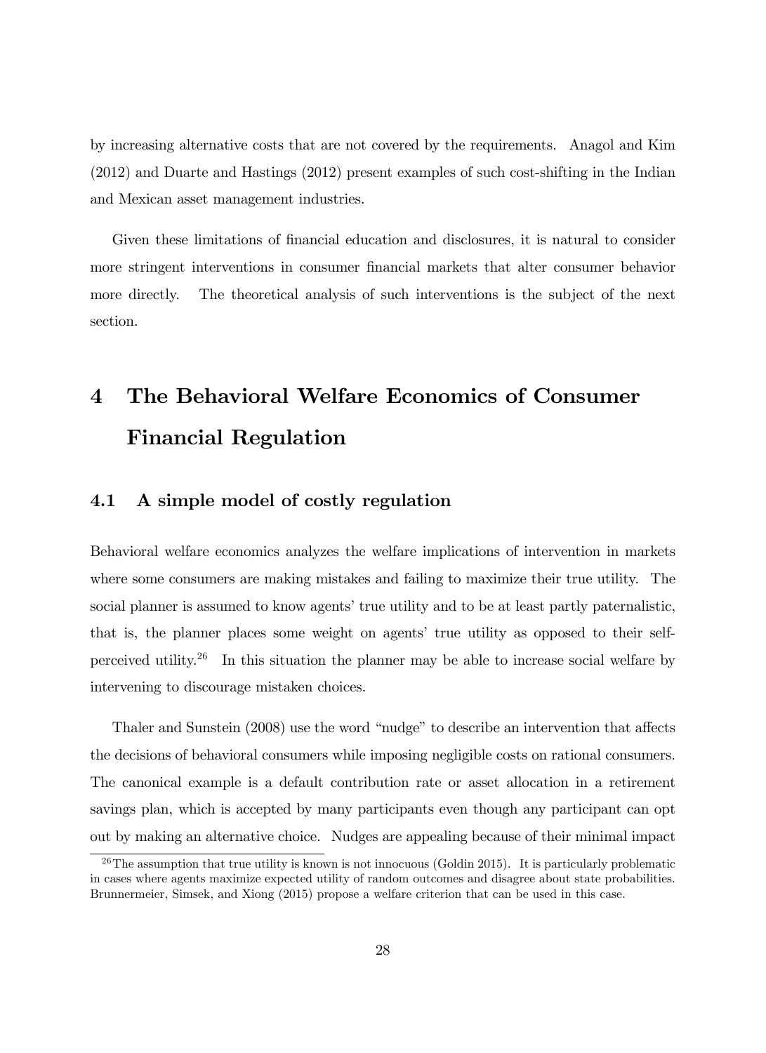by increasing alternative costs that are not covered by the requirements. Anagol and Kim (2012) and Duarte and Hastings (2012) present examples of such cost-shifting in the Indian and Mexican asset management industries.

Given these limitations of financial education and disclosures, it is natural to consider more stringent interventions in consumer financial markets that alter consumer behavior more directly. The theoretical analysis of such interventions is the subject of the next section.

# 4 The Behavioral Welfare Economics of Consumer Financial Regulation

## 4.1 A simple model of costly regulation

Behavioral welfare economics analyzes the welfare implications of intervention in markets where some consumers are making mistakes and failing to maximize their true utility. The social planner is assumed to know agents' true utility and to be at least partly paternalistic, that is, the planner places some weight on agents' true utility as opposed to their self-perceived utility.[26] In this situation the planner may be able to increase social welfare by intervening to discourage mistaken choices.

Thaler and Sunstein (2008) use the word "nudge" to describe an intervention that affects the decisions of behavioral consumers while imposing negligible costs on rational consumers. The canonical example is a default contribution rate or asset allocation in a retirement savings plan, which is accepted by many participants even though any participant can opt out by making an alternative choice. Nudges are appealing because of their minimal impact

[26] The assumption that true utility is known is not innocuous (Goldin 2015). It is particularly problematic in cases where agents maximize expected utility of random outcomes and disagree about state probabilities. Brunnermeier, Simsek, and Xiong (2015) propose a welfare criterion that can be used in this case.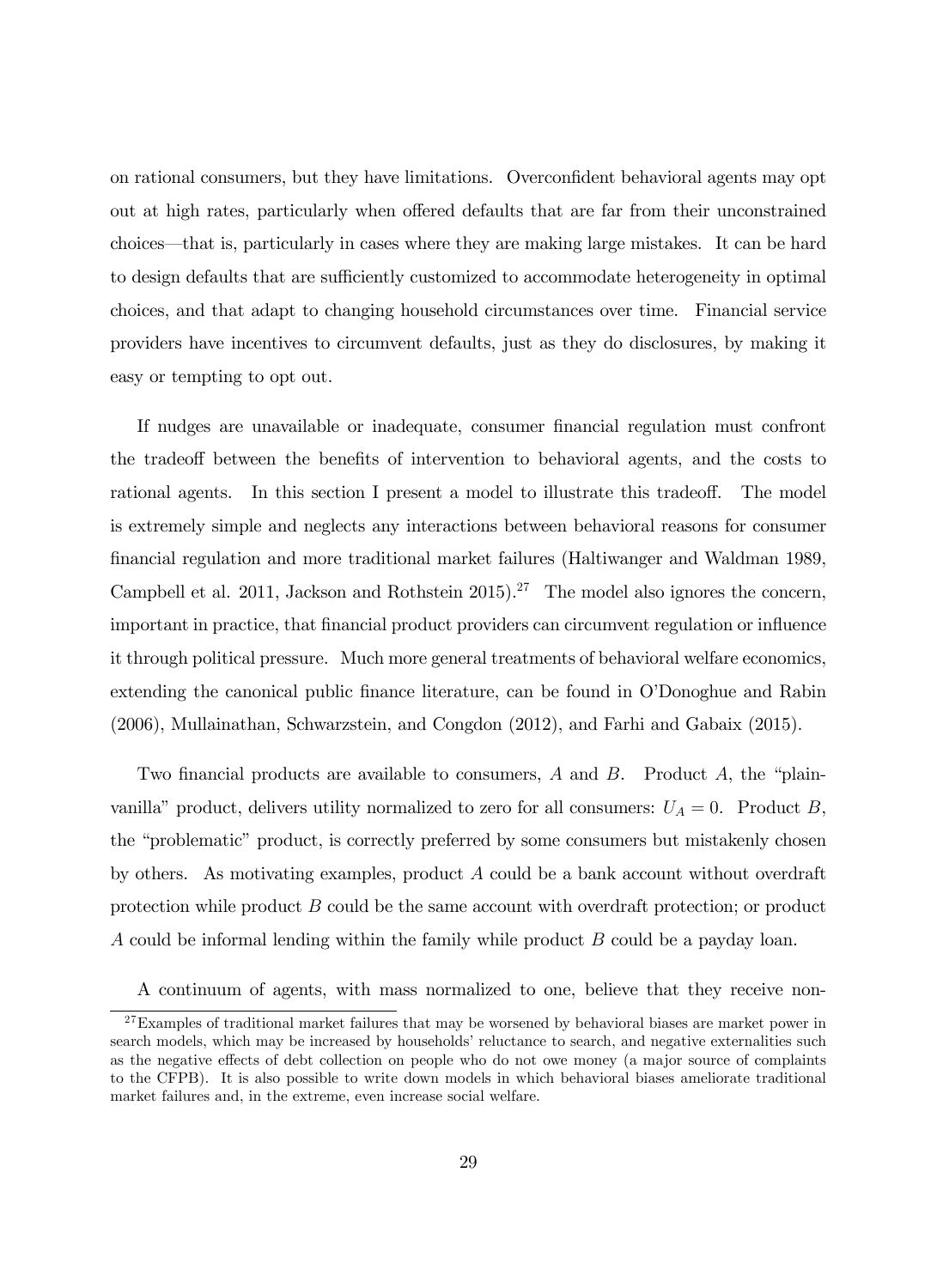on rational consumers, but they have limitations. Overconfident behavioral agents may opt out at high rates, particularly when offered defaults that are far from their unconstrained choices—that is, particularly in cases where they are making large mistakes. It can be hard to design defaults that are sufficiently customized to accommodate heterogeneity in optimal choices, and that adapt to changing household circumstances over time. Financial service providers have incentives to circumvent defaults, just as they do disclosures, by making it easy or tempting to opt out.

If nudges are unavailable or inadequate, consumer financial regulation must confront the tradeoff between the benefits of intervention to behavioral agents, and the costs to rational agents. In this section I present a model to illustrate this tradeoff. The model is extremely simple and neglects any interactions between behavioral reasons for consumer financial regulation and more traditional market failures (Haltiwanger and Waldman 1989, Campbell et al. 2011, Jackson and Rothstein 2015).[27] The model also ignores the concern, important in practice, that financial product providers can circumvent regulation or influence it through political pressure. Much more general treatments of behavioral welfare economics, extending the canonical public finance literature, can be found in O'Donoghue and Rabin (2006), Mullainathan, Schwarzstein, and Congdon (2012), and Farhi and Gabaix (2015).

Two financial products are available to consumers, $A$ and $B$. Product $A$, the "plain-vanilla" product, delivers utility normalized to zero for all consumers: $U_A = 0$. Product $B$, the "problematic" product, is correctly preferred by some consumers but mistakenly chosen by others. As motivating examples, product $A$ could be a bank account without overdraft protection while product $B$ could be the same account with overdraft protection; or product $A$ could be informal lending within the family while product $B$ could be a payday loan.

A continuum of agents, with mass normalized to one, believe that they receive non-

[27] Examples of traditional market failures that may be worsened by behavioral biases are market power in search models, which may be increased by households' reluctance to search, and negative externalities such as the negative effects of debt collection on people who do not owe money (a major source of complaints to the CFPB). It is also possible to write down models in which behavioral biases ameliorate traditional market failures and, in the extreme, even increase social welfare.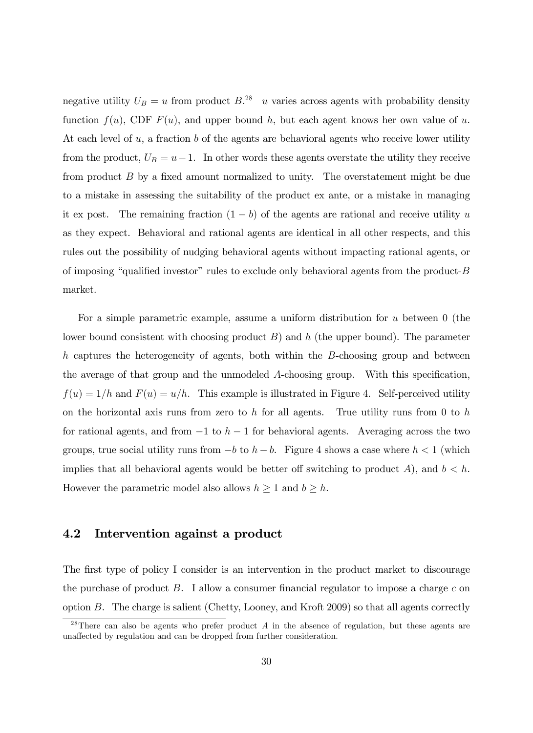negative utility $U_B = u$ from product $B$.[28] $u$ varies across agents with probability density function $f(u)$, CDF $F(u)$, and upper bound $h$, but each agent knows her own value of $u$. At each level of $u$, a fraction $b$ of the agents are behavioral agents who receive lower utility from the product, $U_B = u - 1$. In other words these agents overstate the utility they receive from product $B$ by a fixed amount normalized to unity. The overstatement might be due to a mistake in assessing the suitability of the product ex ante, or a mistake in managing it ex post. The remaining fraction $(1 - b)$ of the agents are rational and receive utility $u$ as they expect. Behavioral and rational agents are identical in all other respects, and this rules out the possibility of nudging behavioral agents without impacting rational agents, or of imposing "qualified investor" rules to exclude only behavioral agents from the product-$B$ market.

For a simple parametric example, assume a uniform distribution for $u$ between 0 (the lower bound consistent with choosing product $B$) and $h$ (the upper bound). The parameter $h$ captures the heterogeneity of agents, both within the $B$-choosing group and between the average of that group and the unmodeled $A$-choosing group. With this specification, $f(u) = 1/h$ and $F(u) = u/h$. This example is illustrated in Figure 4. Self-perceived utility on the horizontal axis runs from zero to $h$ for all agents. True utility runs from 0 to $h$ for rational agents, and from $-1$ to $h - 1$ for behavioral agents. Averaging across the two groups, true social utility runs from $-b$ to $h - b$. Figure 4 shows a case where $h < 1$ (which implies that all behavioral agents would be better off switching to product $A$), and $b < h$. However the parametric model also allows $h \geq 1$ and $b \geq h$.

## 4.2 Intervention against a product

The first type of policy I consider is an intervention in the product market to discourage the purchase of product $B$. I allow a consumer financial regulator to impose a charge $c$ on option $B$. The charge is salient (Chetty, Looney, and Kroft 2009) so that all agents correctly

[28] There can also be agents who prefer product $A$ in the absence of regulation, but these agents are unaffected by regulation and can be dropped from further consideration.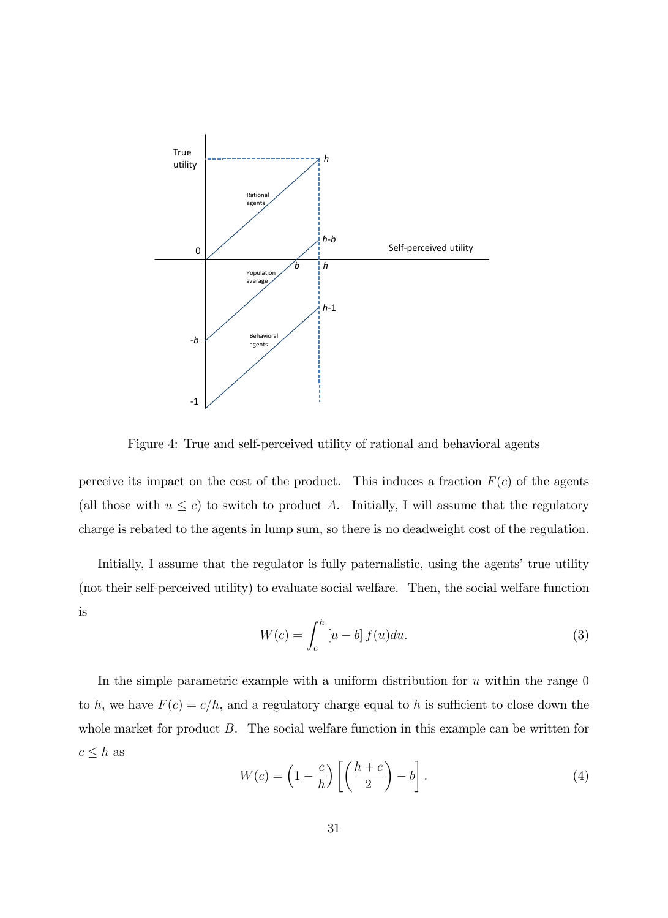Figure 4: True and self-perceived utility of rational and behavioral agents

perceive its impact on the cost of the product. This induces a fraction $F(c)$ of the agents (all those with $u \leq c$) to switch to product $A$. Initially, I will assume that the regulatory charge is rebated to the agents in lump sum, so there is no deadweight cost of the regulation.

Initially, I assume that the regulator is fully paternalistic, using the agents' true utility (not their self-perceived utility) to evaluate social welfare. Then, the social welfare function is

$$W(c) = \int_c^h [u - b] f(u)du. \tag{3}$$

In the simple parametric example with a uniform distribution for $u$ within the range 0 to $h$, we have $F(c) = c/h$, and a regulatory charge equal to $h$ is sufficient to close down the whole market for product $B$. The social welfare function in this example can be written for $c \leq h$ as

$$W(c) = \left(1 - \frac{c}{h}\right)\left[\left(\frac{h+c}{2}\right) - b\right]. \tag{4}$$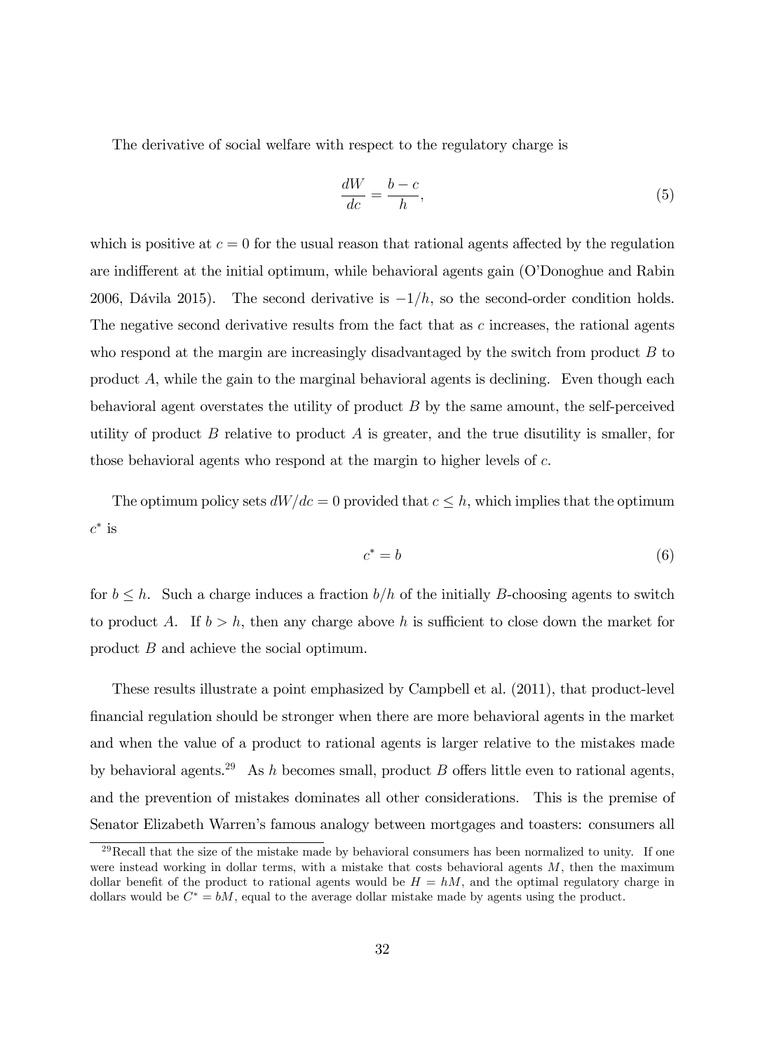The derivative of social welfare with respect to the regulatory charge is

$$\frac{dW}{dc} = \frac{b - c}{h}, \tag{5}$$

which is positive at $c = 0$ for the usual reason that rational agents affected by the regulation are indifferent at the initial optimum, while behavioral agents gain (O'Donoghue and Rabin 2006, Dávila 2015). The second derivative is $-1/h$, so the second-order condition holds. The negative second derivative results from the fact that as $c$ increases, the rational agents who respond at the margin are increasingly disadvantaged by the switch from product $B$ to product $A$, while the gain to the marginal behavioral agents is declining. Even though each behavioral agent overstates the utility of product $B$ by the same amount, the self-perceived utility of product $B$ relative to product $A$ is greater, and the true disutility is smaller, for those behavioral agents who respond at the margin to higher levels of $c$.

The optimum policy sets $dW/dc = 0$ provided that $c \leq h$, which implies that the optimum $c^*$ is

$$c^* = b \tag{6}$$

for $b \leq h$. Such a charge induces a fraction $b/h$ of the initially $B$-choosing agents to switch to product $A$. If $b > h$, then any charge above $h$ is sufficient to close down the market for product $B$ and achieve the social optimum.

These results illustrate a point emphasized by Campbell et al. (2011), that product-level financial regulation should be stronger when there are more behavioral agents in the market and when the value of a product to rational agents is larger relative to the mistakes made by behavioral agents.[29] As $h$ becomes small, product $B$ offers little even to rational agents, and the prevention of mistakes dominates all other considerations. This is the premise of Senator Elizabeth Warren's famous analogy between mortgages and toasters: consumers all

[29] Recall that the size of the mistake made by behavioral consumers has been normalized to unity. If one were instead working in dollar terms, with a mistake that costs behavioral agents $M$, then the maximum dollar benefit of the product to rational agents would be $H = hM$, and the optimal regulatory charge in dollars would be $C^* = bM$, equal to the average dollar mistake made by agents using the product.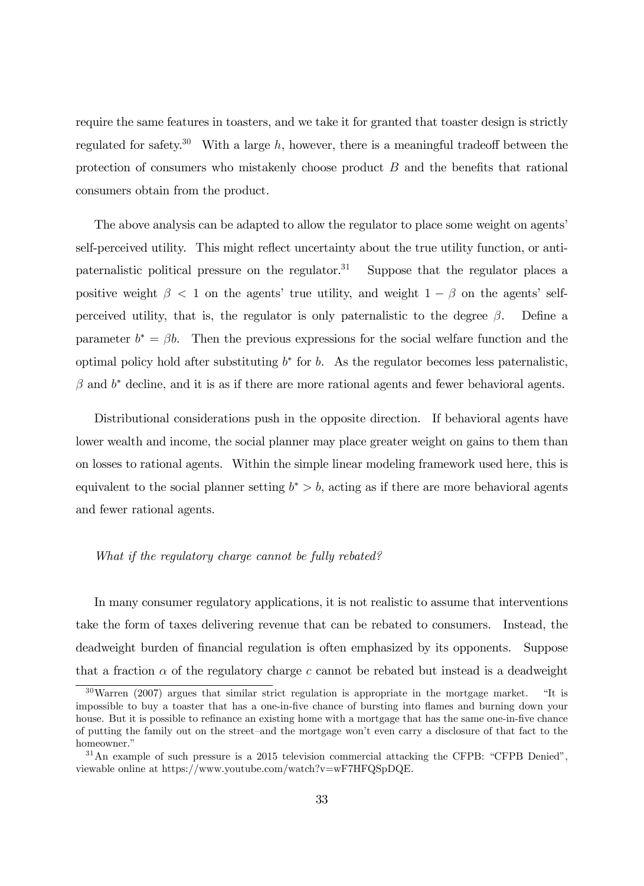require the same features in toasters, and we take it for granted that toaster design is strictly regulated for safety.[30] With a large $h$, however, there is a meaningful tradeoff between the protection of consumers who mistakenly choose product $B$ and the benefits that rational consumers obtain from the product.

The above analysis can be adapted to allow the regulator to place some weight on agents' self-perceived utility. This might reflect uncertainty about the true utility function, or anti-paternalistic political pressure on the regulator.[31] Suppose that the regulator places a positive weight $\beta < 1$ on the agents' true utility, and weight $1 - \beta$ on the agents' self-perceived utility, that is, the regulator is only paternalistic to the degree $\beta$. Define a parameter $b^* = \beta b$. Then the previous expressions for the social welfare function and the optimal policy hold after substituting $b^*$ for $b$. As the regulator becomes less paternalistic, $\beta$ and $b^*$ decline, and it is as if there are more rational agents and fewer behavioral agents.

Distributional considerations push in the opposite direction. If behavioral agents have lower wealth and income, the social planner may place greater weight on gains to them than on losses to rational agents. Within the simple linear modeling framework used here, this is equivalent to the social planner setting $b^* > b$, acting as if there are more behavioral agents and fewer rational agents.

*What if the regulatory charge cannot be fully rebated?*

In many consumer regulatory applications, it is not realistic to assume that interventions take the form of taxes delivering revenue that can be rebated to consumers. Instead, the deadweight burden of financial regulation is often emphasized by its opponents. Suppose that a fraction $\alpha$ of the regulatory charge $c$ cannot be rebated but instead is a deadweight

[30] Warren (2007) argues that similar strict regulation is appropriate in the mortgage market. "It is impossible to buy a toaster that has a one-in-five chance of bursting into flames and burning down your house. But it is possible to refinance an existing home with a mortgage that has the same one-in-five chance of putting the family out on the street–and the mortgage won't even carry a disclosure of that fact to the homeowner."

[31] An example of such pressure is a 2015 television commercial attacking the CFPB: "CFPB Denied", viewable online at https://www.youtube.com/watch?v=wF7HFQSpDQE.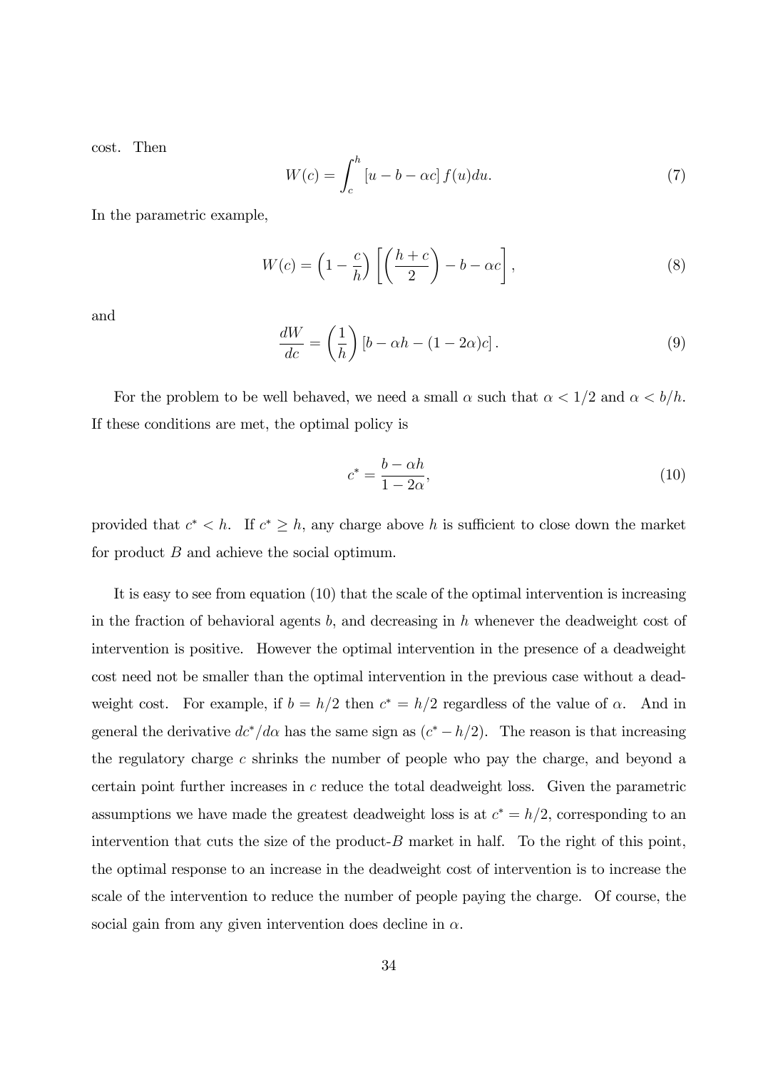cost. Then

$$W(c) = \int_{c}^{h} [u - b - \alpha c] f(u) du. \tag{7}$$

In the parametric example,

$$W(c) = \left(1 - \frac{c}{h}\right) \left[\left(\frac{h+c}{2}\right) - b - \alpha c\right], \tag{8}$$

and

$$\frac{dW}{dc} = \left(\frac{1}{h}\right) [b - \alpha h - (1 - 2\alpha)c]. \tag{9}$$

For the problem to be well behaved, we need a small $\alpha$ such that $\alpha < 1/2$ and $\alpha < b/h$. If these conditions are met, the optimal policy is

$$c^* = \frac{b - \alpha h}{1 - 2\alpha}, \tag{10}$$

provided that $c^* < h$. If $c^* \geq h$, any charge above $h$ is sufficient to close down the market for product $B$ and achieve the social optimum.

It is easy to see from equation (10) that the scale of the optimal intervention is increasing in the fraction of behavioral agents $b$, and decreasing in $h$ whenever the deadweight cost of intervention is positive. However the optimal intervention in the presence of a deadweight cost need not be smaller than the optimal intervention in the previous case without a deadweight cost. For example, if $b = h/2$ then $c^* = h/2$ regardless of the value of $\alpha$. And in general the derivative $dc^*/d\alpha$ has the same sign as $(c^* - h/2)$. The reason is that increasing the regulatory charge $c$ shrinks the number of people who pay the charge, and beyond a certain point further increases in $c$ reduce the total deadweight loss. Given the parametric assumptions we have made the greatest deadweight loss is at $c^* = h/2$, corresponding to an intervention that cuts the size of the product-$B$ market in half. To the right of this point, the optimal response to an increase in the deadweight cost of intervention is to increase the scale of the intervention to reduce the number of people paying the charge. Of course, the social gain from any given intervention does decline in $\alpha$.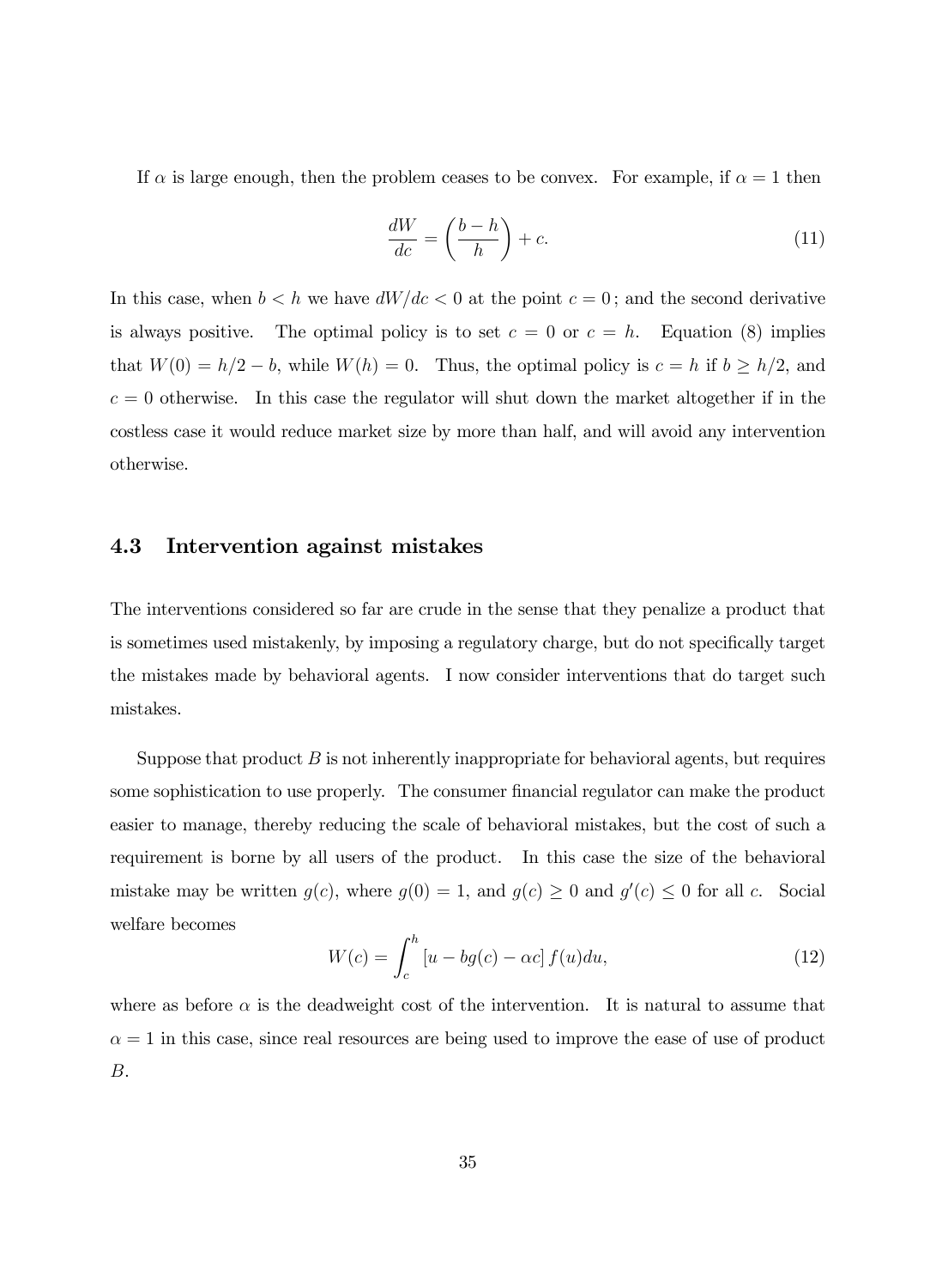If $\alpha$ is large enough, then the problem ceases to be convex. For example, if $\alpha = 1$ then

$$\frac{dW}{dc} = \left(\frac{b-h}{h}\right) + c. \tag{11}$$

In this case, when $b < h$ we have $dW/dc < 0$ at the point $c = 0$; and the second derivative is always positive. The optimal policy is to set $c = 0$ or $c = h$. Equation (8) implies that $W(0) = h/2 - b$, while $W(h) = 0$. Thus, the optimal policy is $c = h$ if $b \geq h/2$, and $c = 0$ otherwise. In this case the regulator will shut down the market altogether if in the costless case it would reduce market size by more than half, and will avoid any intervention otherwise.

### 4.3 Intervention against mistakes

The interventions considered so far are crude in the sense that they penalize a product that is sometimes used mistakenly, by imposing a regulatory charge, but do not specifically target the mistakes made by behavioral agents. I now consider interventions that do target such mistakes.

Suppose that product $B$ is not inherently inappropriate for behavioral agents, but requires some sophistication to use properly. The consumer financial regulator can make the product easier to manage, thereby reducing the scale of behavioral mistakes, but the cost of such a requirement is borne by all users of the product. In this case the size of the behavioral mistake may be written $g(c)$, where $g(0) = 1$, and $g(c) \geq 0$ and $g'(c) \leq 0$ for all $c$. Social welfare becomes

$$W(c) = \int_c^h [u - bg(c) - \alpha c]\, f(u)du, \tag{12}$$

where as before $\alpha$ is the deadweight cost of the intervention. It is natural to assume that $\alpha = 1$ in this case, since real resources are being used to improve the ease of use of product $B$.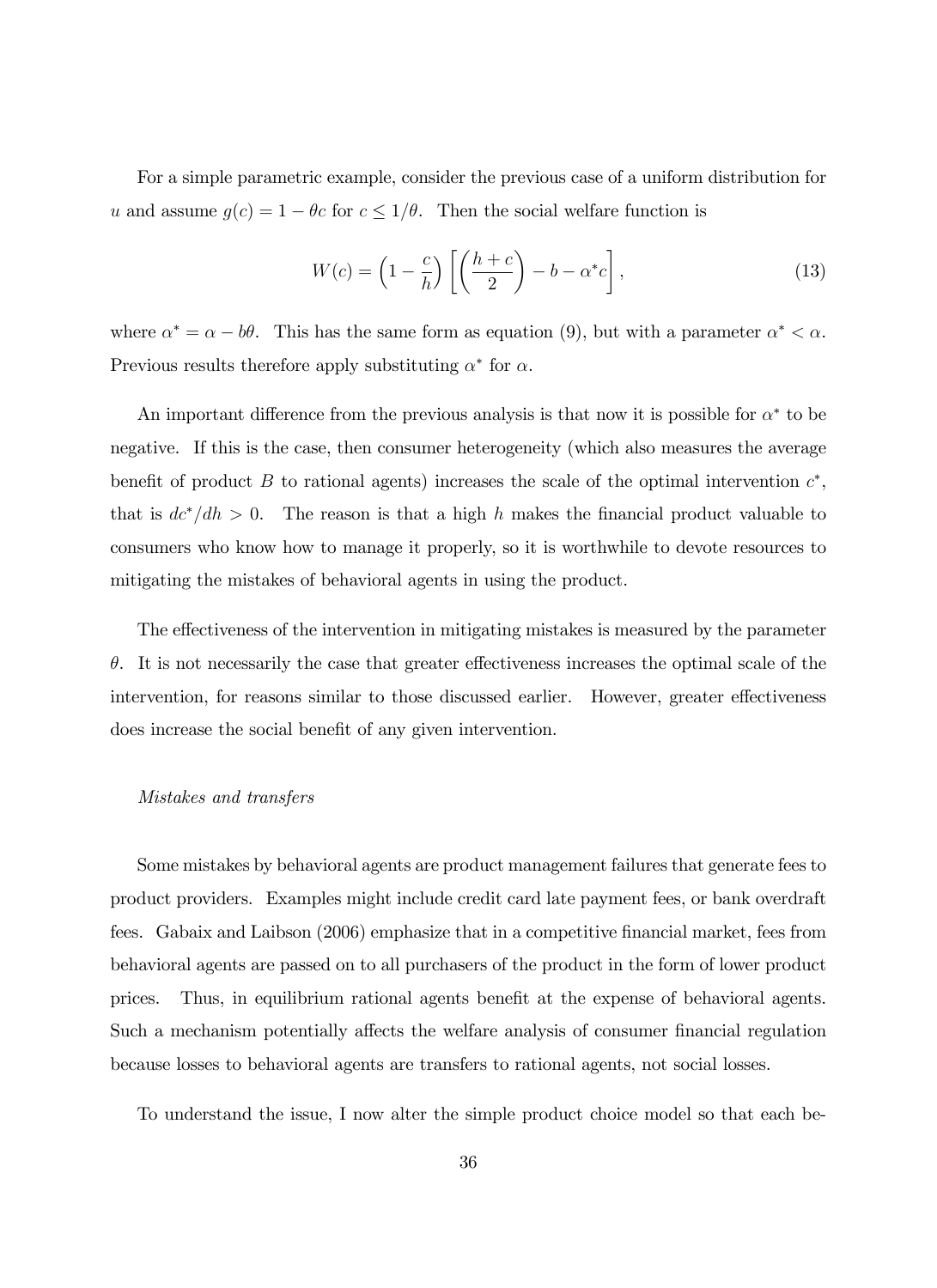For a simple parametric example, consider the previous case of a uniform distribution for $u$ and assume $g(c) = 1 - \theta c$ for $c \leq 1/\theta$. Then the social welfare function is

$$W(c) = \left(1 - \frac{c}{h}\right) \left[ \left(\frac{h+c}{2}\right) - b - \alpha^* c \right], \tag{13}$$

where $\alpha^* = \alpha - b\theta$. This has the same form as equation (9), but with a parameter $\alpha^* < \alpha$. Previous results therefore apply substituting $\alpha^*$ for $\alpha$.

An important difference from the previous analysis is that now it is possible for $\alpha^*$ to be negative. If this is the case, then consumer heterogeneity (which also measures the average benefit of product $B$ to rational agents) increases the scale of the optimal intervention $c^*$, that is $dc^*/dh > 0$. The reason is that a high $h$ makes the financial product valuable to consumers who know how to manage it properly, so it is worthwhile to devote resources to mitigating the mistakes of behavioral agents in using the product.

The effectiveness of the intervention in mitigating mistakes is measured by the parameter $\theta$. It is not necessarily the case that greater effectiveness increases the optimal scale of the intervention, for reasons similar to those discussed earlier. However, greater effectiveness does increase the social benefit of any given intervention.

*Mistakes and transfers*

Some mistakes by behavioral agents are product management failures that generate fees to product providers. Examples might include credit card late payment fees, or bank overdraft fees. Gabaix and Laibson (2006) emphasize that in a competitive financial market, fees from behavioral agents are passed on to all purchasers of the product in the form of lower product prices. Thus, in equilibrium rational agents benefit at the expense of behavioral agents. Such a mechanism potentially affects the welfare analysis of consumer financial regulation because losses to behavioral agents are transfers to rational agents, not social losses.

To understand the issue, I now alter the simple product choice model so that each be-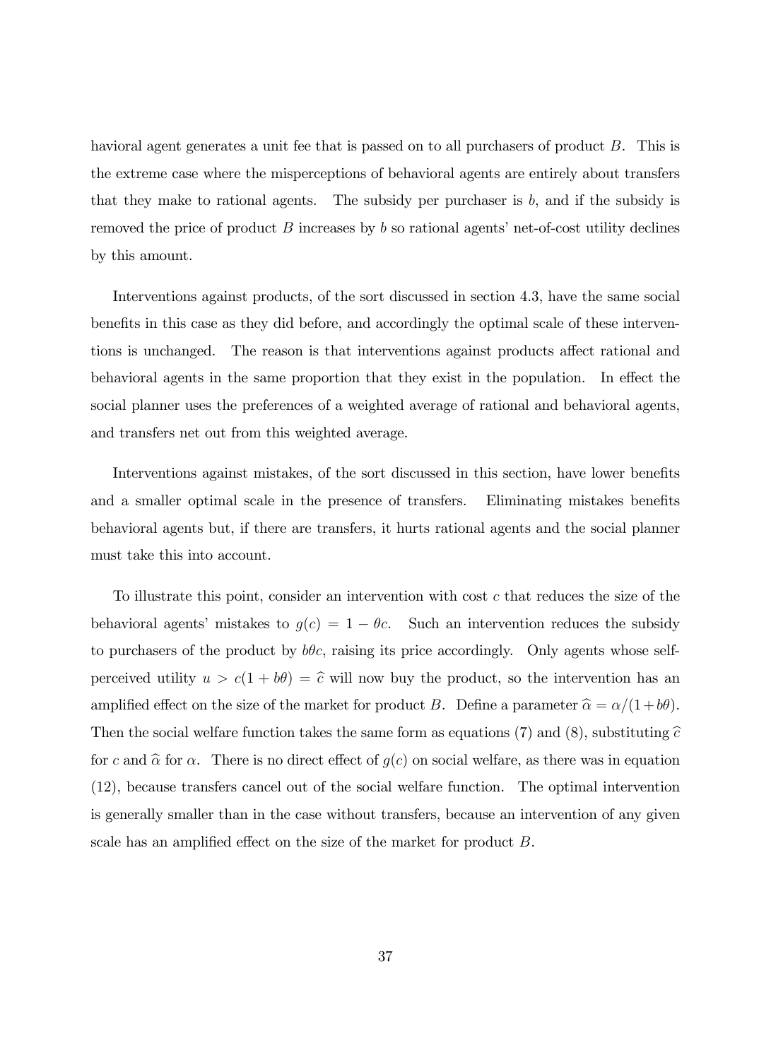havioral agent generates a unit fee that is passed on to all purchasers of product $B$. This is the extreme case where the misperceptions of behavioral agents are entirely about transfers that they make to rational agents. The subsidy per purchaser is $b$, and if the subsidy is removed the price of product $B$ increases by $b$ so rational agents' net-of-cost utility declines by this amount.

Interventions against products, of the sort discussed in section 4.3, have the same social benefits in this case as they did before, and accordingly the optimal scale of these interventions is unchanged. The reason is that interventions against products affect rational and behavioral agents in the same proportion that they exist in the population. In effect the social planner uses the preferences of a weighted average of rational and behavioral agents, and transfers net out from this weighted average.

Interventions against mistakes, of the sort discussed in this section, have lower benefits and a smaller optimal scale in the presence of transfers. Eliminating mistakes benefits behavioral agents but, if there are transfers, it hurts rational agents and the social planner must take this into account.

To illustrate this point, consider an intervention with cost $c$ that reduces the size of the behavioral agents' mistakes to $g(c) = 1 - \theta c$. Such an intervention reduces the subsidy to purchasers of the product by $b\theta c$, raising its price accordingly. Only agents whose self-perceived utility $u > c(1 + b\theta) = \widehat{c}$ will now buy the product, so the intervention has an amplified effect on the size of the market for product $B$. Define a parameter $\widehat{\alpha} = \alpha/(1+b\theta)$. Then the social welfare function takes the same form as equations (7) and (8), substituting $\widehat{c}$ for $c$ and $\widehat{\alpha}$ for $\alpha$. There is no direct effect of $g(c)$ on social welfare, as there was in equation (12), because transfers cancel out of the social welfare function. The optimal intervention is generally smaller than in the case without transfers, because an intervention of any given scale has an amplified effect on the size of the market for product $B$.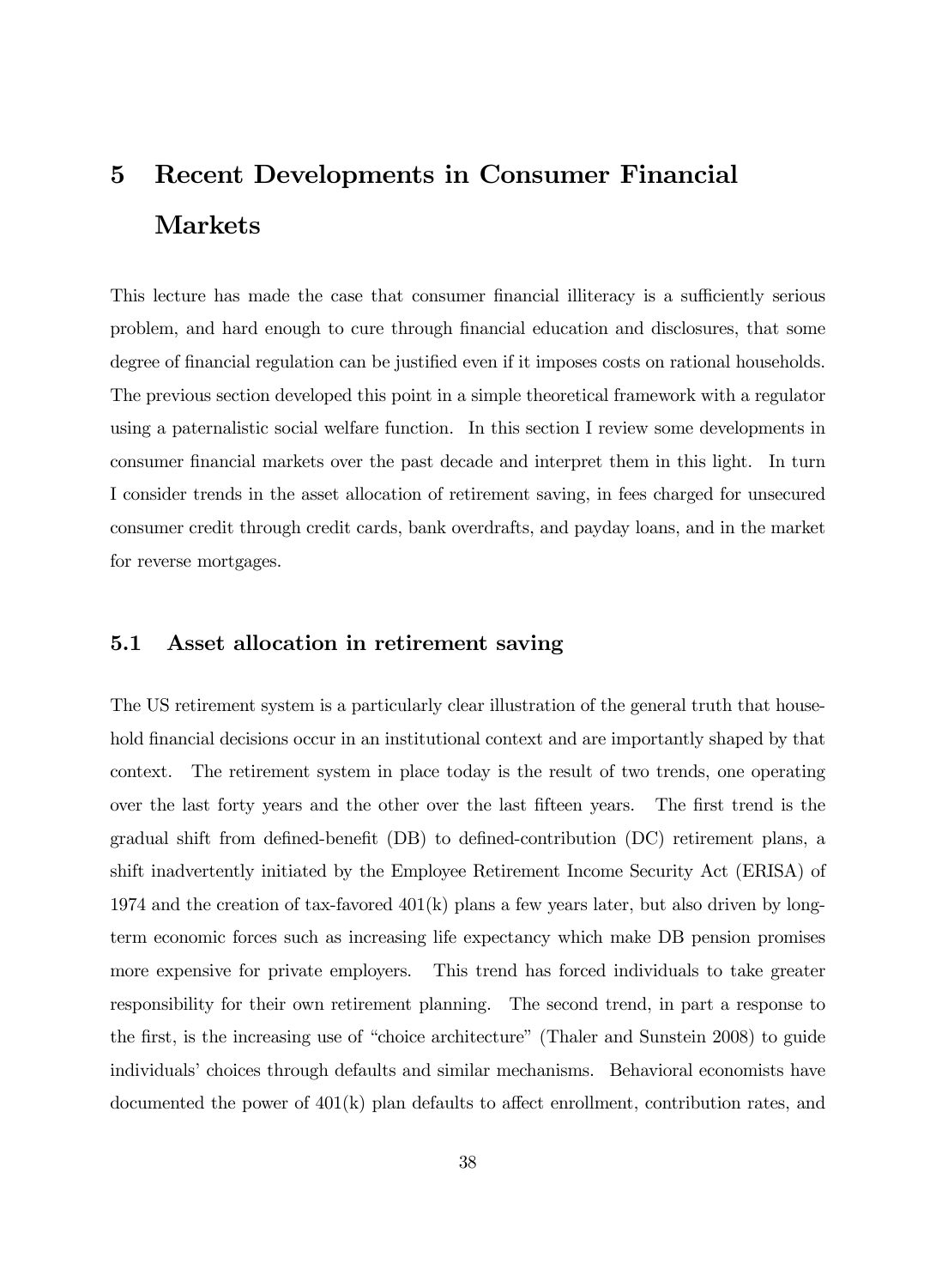# 5 Recent Developments in Consumer Financial Markets

This lecture has made the case that consumer financial illiteracy is a sufficiently serious problem, and hard enough to cure through financial education and disclosures, that some degree of financial regulation can be justified even if it imposes costs on rational households. The previous section developed this point in a simple theoretical framework with a regulator using a paternalistic social welfare function. In this section I review some developments in consumer financial markets over the past decade and interpret them in this light. In turn I consider trends in the asset allocation of retirement saving, in fees charged for unsecured consumer credit through credit cards, bank overdrafts, and payday loans, and in the market for reverse mortgages.

## 5.1 Asset allocation in retirement saving

The US retirement system is a particularly clear illustration of the general truth that household financial decisions occur in an institutional context and are importantly shaped by that context. The retirement system in place today is the result of two trends, one operating over the last forty years and the other over the last fifteen years. The first trend is the gradual shift from defined-benefit (DB) to defined-contribution (DC) retirement plans, a shift inadvertently initiated by the Employee Retirement Income Security Act (ERISA) of 1974 and the creation of tax-favored 401(k) plans a few years later, but also driven by long-term economic forces such as increasing life expectancy which make DB pension promises more expensive for private employers. This trend has forced individuals to take greater responsibility for their own retirement planning. The second trend, in part a response to the first, is the increasing use of "choice architecture" (Thaler and Sunstein 2008) to guide individuals' choices through defaults and similar mechanisms. Behavioral economists have documented the power of 401(k) plan defaults to affect enrollment, contribution rates, and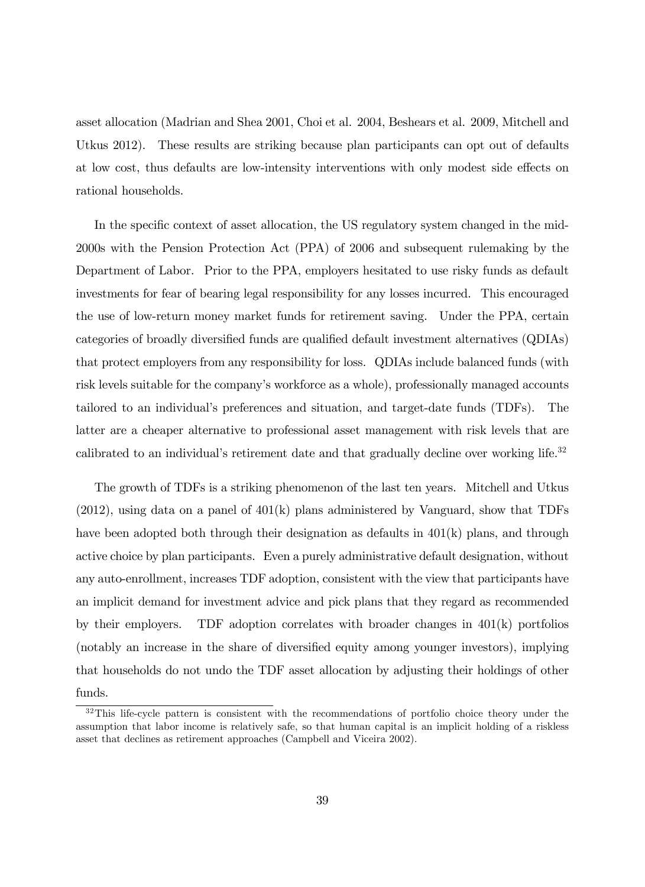asset allocation (Madrian and Shea 2001, Choi et al. 2004, Beshears et al. 2009, Mitchell and Utkus 2012). These results are striking because plan participants can opt out of defaults at low cost, thus defaults are low-intensity interventions with only modest side effects on rational households.

In the specific context of asset allocation, the US regulatory system changed in the mid-2000s with the Pension Protection Act (PPA) of 2006 and subsequent rulemaking by the Department of Labor. Prior to the PPA, employers hesitated to use risky funds as default investments for fear of bearing legal responsibility for any losses incurred. This encouraged the use of low-return money market funds for retirement saving. Under the PPA, certain categories of broadly diversified funds are qualified default investment alternatives (QDIAs) that protect employers from any responsibility for loss. QDIAs include balanced funds (with risk levels suitable for the company's workforce as a whole), professionally managed accounts tailored to an individual's preferences and situation, and target-date funds (TDFs). The latter are a cheaper alternative to professional asset management with risk levels that are calibrated to an individual's retirement date and that gradually decline over working life.[32]

The growth of TDFs is a striking phenomenon of the last ten years. Mitchell and Utkus (2012), using data on a panel of 401(k) plans administered by Vanguard, show that TDFs have been adopted both through their designation as defaults in 401(k) plans, and through active choice by plan participants. Even a purely administrative default designation, without any auto-enrollment, increases TDF adoption, consistent with the view that participants have an implicit demand for investment advice and pick plans that they regard as recommended by their employers. TDF adoption correlates with broader changes in 401(k) portfolios (notably an increase in the share of diversified equity among younger investors), implying that households do not undo the TDF asset allocation by adjusting their holdings of other funds.

[32] This life-cycle pattern is consistent with the recommendations of portfolio choice theory under the assumption that labor income is relatively safe, so that human capital is an implicit holding of a riskless asset that declines as retirement approaches (Campbell and Viceira 2002).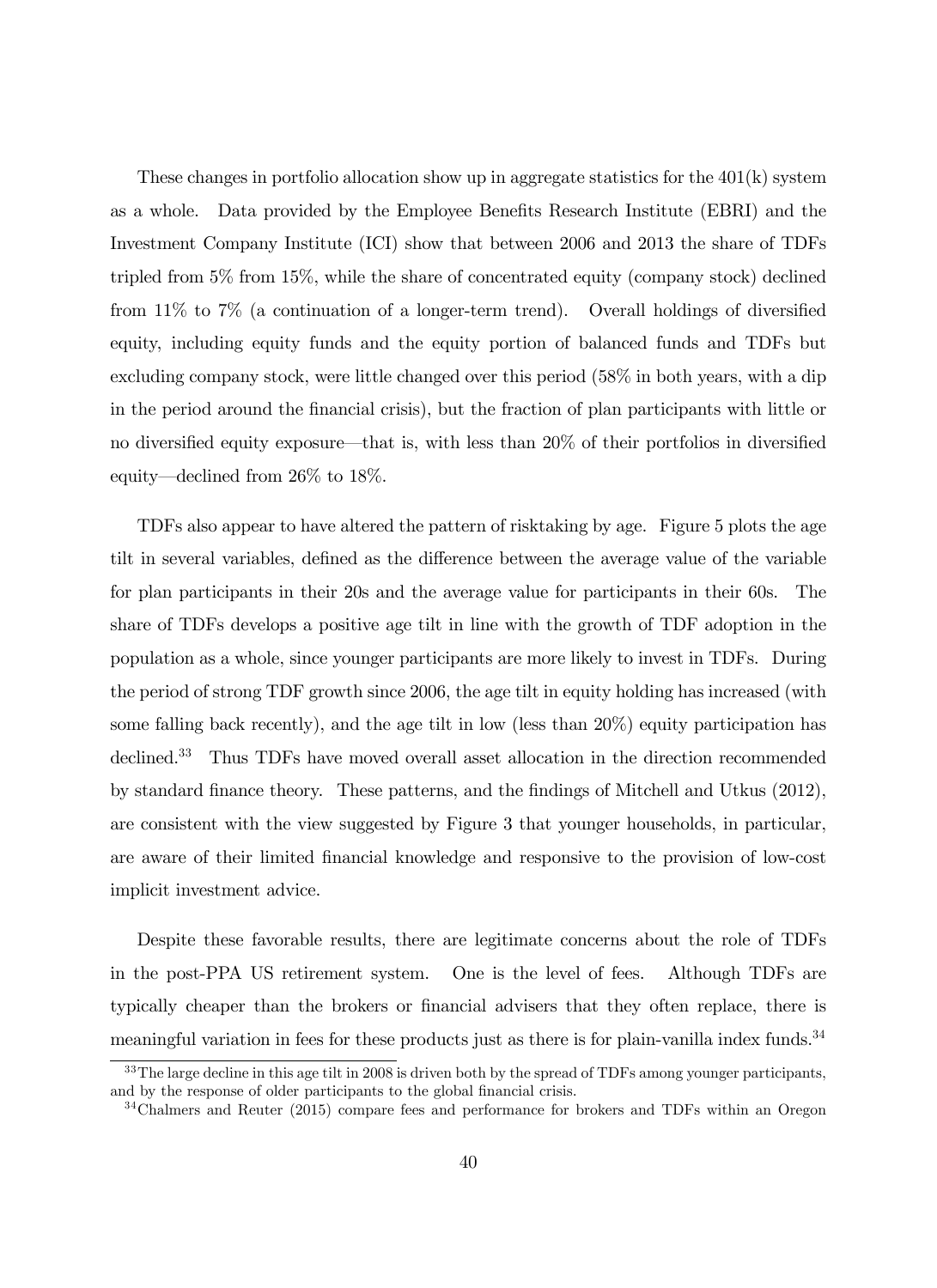These changes in portfolio allocation show up in aggregate statistics for the 401(k) system as a whole. Data provided by the Employee Benefits Research Institute (EBRI) and the Investment Company Institute (ICI) show that between 2006 and 2013 the share of TDFs tripled from 5% from 15%, while the share of concentrated equity (company stock) declined from 11% to 7% (a continuation of a longer-term trend). Overall holdings of diversified equity, including equity funds and the equity portion of balanced funds and TDFs but excluding company stock, were little changed over this period (58% in both years, with a dip in the period around the financial crisis), but the fraction of plan participants with little or no diversified equity exposure—that is, with less than 20% of their portfolios in diversified equity—declined from 26% to 18%.

TDFs also appear to have altered the pattern of risktaking by age. Figure 5 plots the age tilt in several variables, defined as the difference between the average value of the variable for plan participants in their 20s and the average value for participants in their 60s. The share of TDFs develops a positive age tilt in line with the growth of TDF adoption in the population as a whole, since younger participants are more likely to invest in TDFs. During the period of strong TDF growth since 2006, the age tilt in equity holding has increased (with some falling back recently), and the age tilt in low (less than 20%) equity participation has declined.[33] Thus TDFs have moved overall asset allocation in the direction recommended by standard finance theory. These patterns, and the findings of Mitchell and Utkus (2012), are consistent with the view suggested by Figure 3 that younger households, in particular, are aware of their limited financial knowledge and responsive to the provision of low-cost implicit investment advice.

Despite these favorable results, there are legitimate concerns about the role of TDFs in the post-PPA US retirement system. One is the level of fees. Although TDFs are typically cheaper than the brokers or financial advisers that they often replace, there is meaningful variation in fees for these products just as there is for plain-vanilla index funds.[34]

[33] The large decline in this age tilt in 2008 is driven both by the spread of TDFs among younger participants, and by the response of older participants to the global financial crisis.

[34] Chalmers and Reuter (2015) compare fees and performance for brokers and TDFs within an Oregon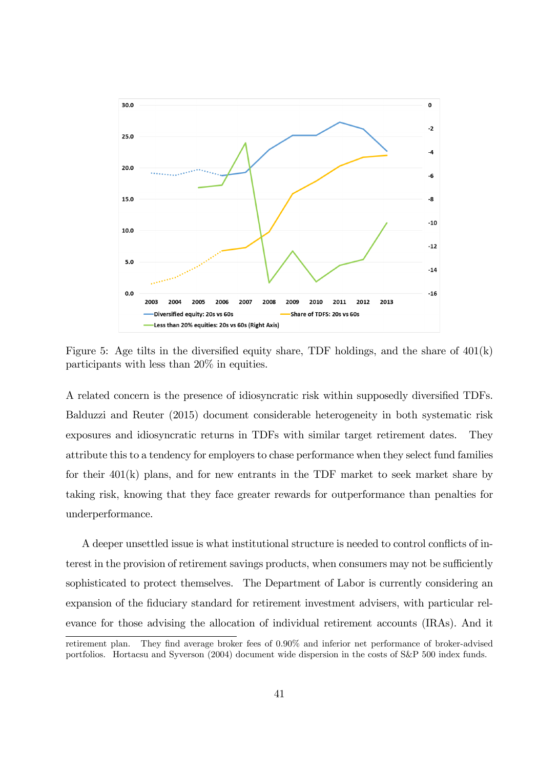Figure 5: Age tilts in the diversified equity share, TDF holdings, and the share of 401(k) participants with less than 20% in equities.

A related concern is the presence of idiosyncratic risk within supposedly diversified TDFs. Balduzzi and Reuter (2015) document considerable heterogeneity in both systematic risk exposures and idiosyncratic returns in TDFs with similar target retirement dates. They attribute this to a tendency for employers to chase performance when they select fund families for their 401(k) plans, and for new entrants in the TDF market to seek market share by taking risk, knowing that they face greater rewards for outperformance than penalties for underperformance.

A deeper unsettled issue is what institutional structure is needed to control conflicts of interest in the provision of retirement savings products, when consumers may not be sufficiently sophisticated to protect themselves. The Department of Labor is currently considering an expansion of the fiduciary standard for retirement investment advisers, with particular relevance for those advising the allocation of individual retirement accounts (IRAs). And it

retirement plan. They find average broker fees of 0.90% and inferior net performance of broker-advised portfolios. Hortacsu and Syverson (2004) document wide dispersion in the costs of S&P 500 index funds.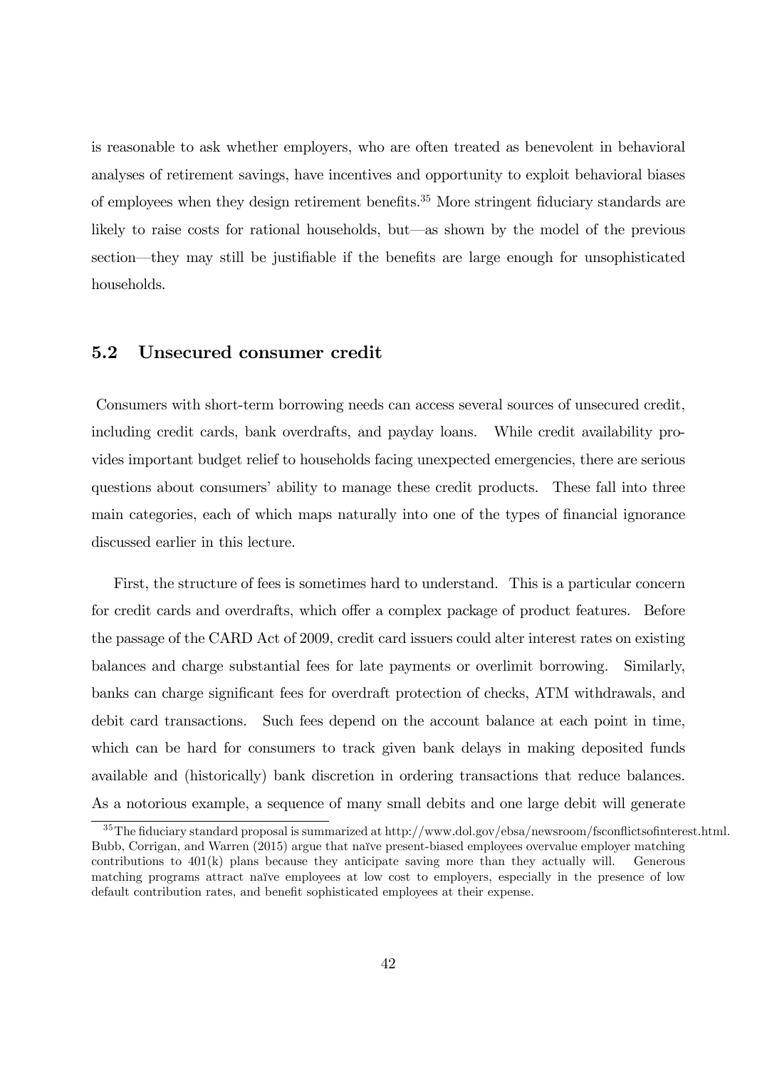is reasonable to ask whether employers, who are often treated as benevolent in behavioral analyses of retirement savings, have incentives and opportunity to exploit behavioral biases of employees when they design retirement benefits.[35] More stringent fiduciary standards are likely to raise costs for rational households, but—as shown by the model of the previous section—they may still be justifiable if the benefits are large enough for unsophisticated households.

## 5.2 Unsecured consumer credit

Consumers with short-term borrowing needs can access several sources of unsecured credit, including credit cards, bank overdrafts, and payday loans. While credit availability provides important budget relief to households facing unexpected emergencies, there are serious questions about consumers' ability to manage these credit products. These fall into three main categories, each of which maps naturally into one of the types of financial ignorance discussed earlier in this lecture.

First, the structure of fees is sometimes hard to understand. This is a particular concern for credit cards and overdrafts, which offer a complex package of product features. Before the passage of the CARD Act of 2009, credit card issuers could alter interest rates on existing balances and charge substantial fees for late payments or overlimit borrowing. Similarly, banks can charge significant fees for overdraft protection of checks, ATM withdrawals, and debit card transactions. Such fees depend on the account balance at each point in time, which can be hard for consumers to track given bank delays in making deposited funds available and (historically) bank discretion in ordering transactions that reduce balances. As a notorious example, a sequence of many small debits and one large debit will generate

[35] The fiduciary standard proposal is summarized at http://www.dol.gov/ebsa/newsroom/fsconflictsofinterest.html. Bubb, Corrigan, and Warren (2015) argue that naïve present-biased employees overvalue employer matching contributions to 401(k) plans because they anticipate saving more than they actually will. Generous matching programs attract naïve employees at low cost to employers, especially in the presence of low default contribution rates, and benefit sophisticated employees at their expense.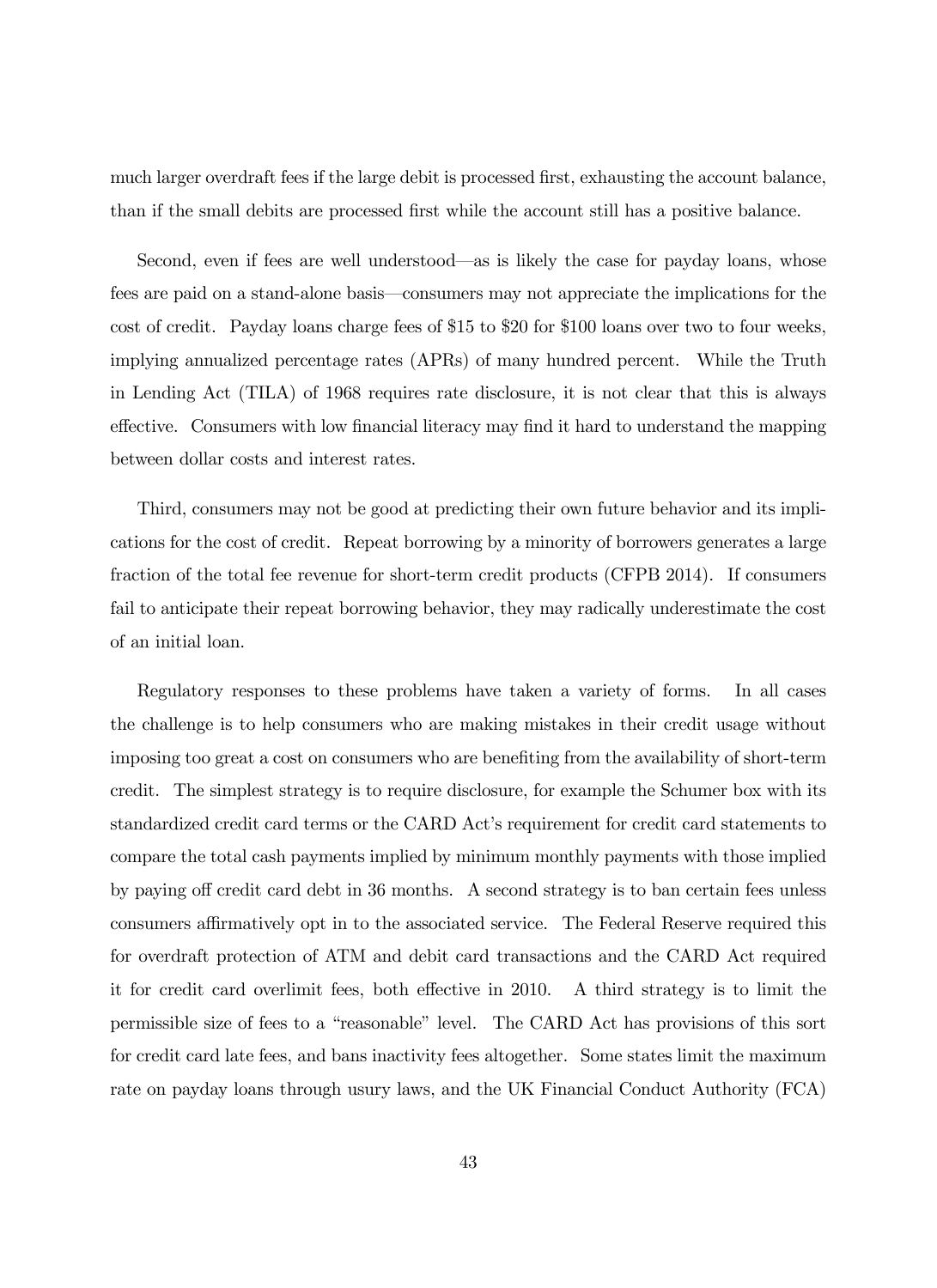much larger overdraft fees if the large debit is processed first, exhausting the account balance, than if the small debits are processed first while the account still has a positive balance.

Second, even if fees are well understood—as is likely the case for payday loans, whose fees are paid on a stand-alone basis—consumers may not appreciate the implications for the cost of credit. Payday loans charge fees of $15 to $20 for $100 loans over two to four weeks, implying annualized percentage rates (APRs) of many hundred percent. While the Truth in Lending Act (TILA) of 1968 requires rate disclosure, it is not clear that this is always effective. Consumers with low financial literacy may find it hard to understand the mapping between dollar costs and interest rates.

Third, consumers may not be good at predicting their own future behavior and its implications for the cost of credit. Repeat borrowing by a minority of borrowers generates a large fraction of the total fee revenue for short-term credit products (CFPB 2014). If consumers fail to anticipate their repeat borrowing behavior, they may radically underestimate the cost of an initial loan.

Regulatory responses to these problems have taken a variety of forms. In all cases the challenge is to help consumers who are making mistakes in their credit usage without imposing too great a cost on consumers who are benefiting from the availability of short-term credit. The simplest strategy is to require disclosure, for example the Schumer box with its standardized credit card terms or the CARD Act's requirement for credit card statements to compare the total cash payments implied by minimum monthly payments with those implied by paying off credit card debt in 36 months. A second strategy is to ban certain fees unless consumers affirmatively opt in to the associated service. The Federal Reserve required this for overdraft protection of ATM and debit card transactions and the CARD Act required it for credit card overlimit fees, both effective in 2010. A third strategy is to limit the permissible size of fees to a "reasonable" level. The CARD Act has provisions of this sort for credit card late fees, and bans inactivity fees altogether. Some states limit the maximum rate on payday loans through usury laws, and the UK Financial Conduct Authority (FCA)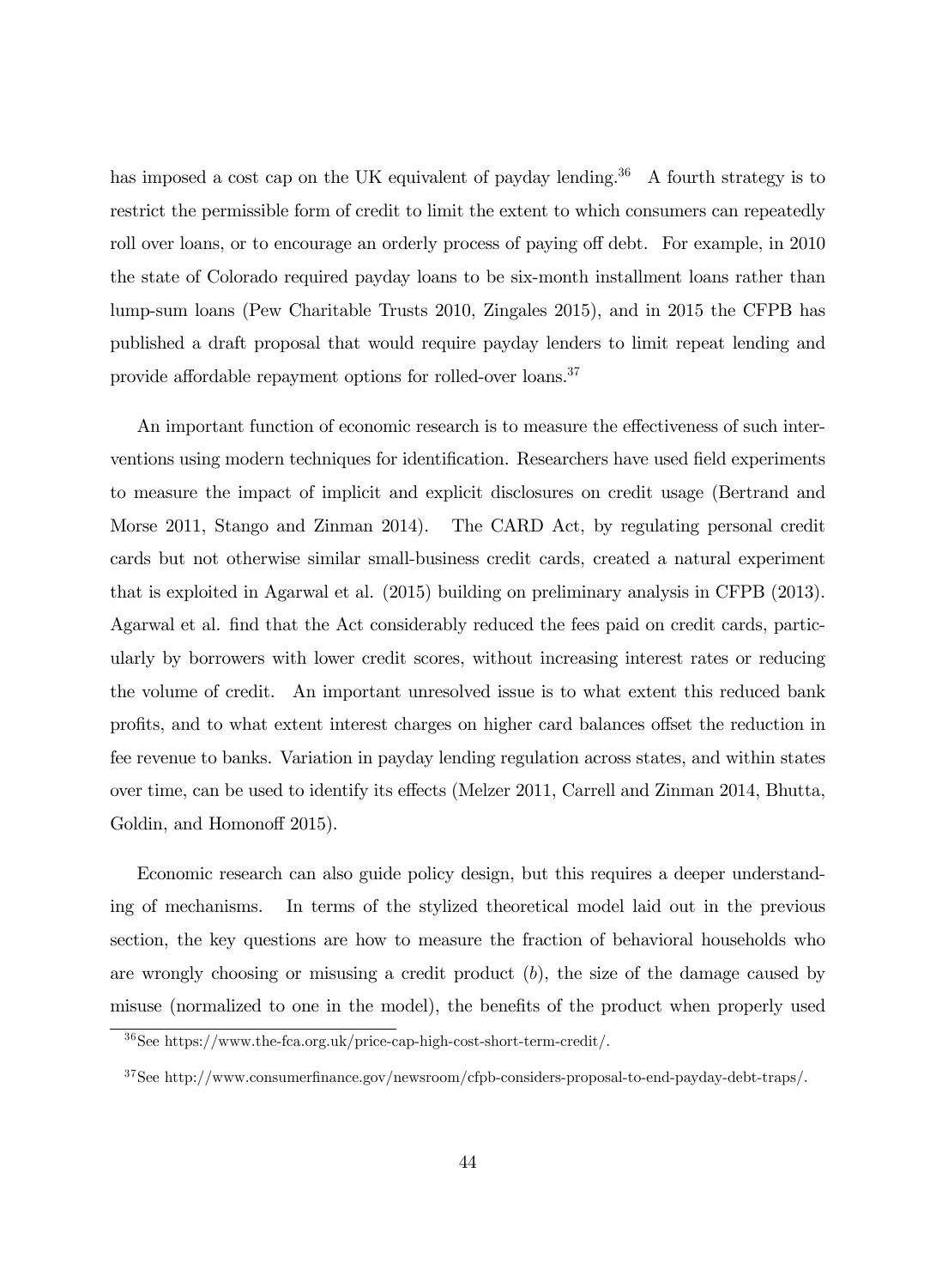has imposed a cost cap on the UK equivalent of payday lending.[36] A fourth strategy is to restrict the permissible form of credit to limit the extent to which consumers can repeatedly roll over loans, or to encourage an orderly process of paying off debt. For example, in 2010 the state of Colorado required payday loans to be six-month installment loans rather than lump-sum loans (Pew Charitable Trusts 2010, Zingales 2015), and in 2015 the CFPB has published a draft proposal that would require payday lenders to limit repeat lending and provide affordable repayment options for rolled-over loans.[37]

An important function of economic research is to measure the effectiveness of such interventions using modern techniques for identification. Researchers have used field experiments to measure the impact of implicit and explicit disclosures on credit usage (Bertrand and Morse 2011, Stango and Zinman 2014). The CARD Act, by regulating personal credit cards but not otherwise similar small-business credit cards, created a natural experiment that is exploited in Agarwal et al. (2015) building on preliminary analysis in CFPB (2013). Agarwal et al. find that the Act considerably reduced the fees paid on credit cards, particularly by borrowers with lower credit scores, without increasing interest rates or reducing the volume of credit. An important unresolved issue is to what extent this reduced bank profits, and to what extent interest charges on higher card balances offset the reduction in fee revenue to banks. Variation in payday lending regulation across states, and within states over time, can be used to identify its effects (Melzer 2011, Carrell and Zinman 2014, Bhutta, Goldin, and Homonoff 2015).

Economic research can also guide policy design, but this requires a deeper understanding of mechanisms. In terms of the stylized theoretical model laid out in the previous section, the key questions are how to measure the fraction of behavioral households who are wrongly choosing or misusing a credit product ($b$), the size of the damage caused by misuse (normalized to one in the model), the benefits of the product when properly used

[36] See https://www.the-fca.org.uk/price-cap-high-cost-short-term-credit/.

[37] See http://www.consumerfinance.gov/newsroom/cfpb-considers-proposal-to-end-payday-debt-traps/.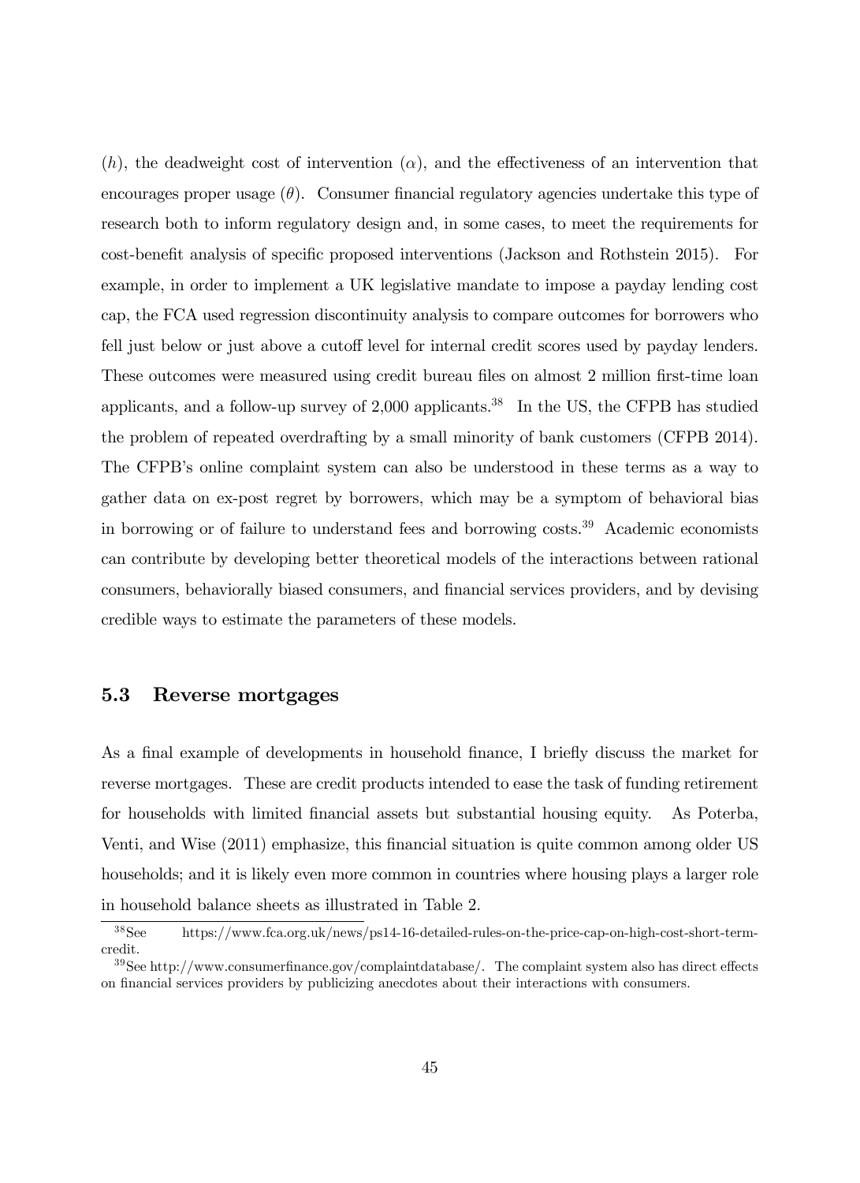($h$), the deadweight cost of intervention ($\alpha$), and the effectiveness of an intervention that encourages proper usage ($\theta$). Consumer financial regulatory agencies undertake this type of research both to inform regulatory design and, in some cases, to meet the requirements for cost-benefit analysis of specific proposed interventions (Jackson and Rothstein 2015). For example, in order to implement a UK legislative mandate to impose a payday lending cost cap, the FCA used regression discontinuity analysis to compare outcomes for borrowers who fell just below or just above a cutoff level for internal credit scores used by payday lenders. These outcomes were measured using credit bureau files on almost 2 million first-time loan applicants, and a follow-up survey of 2,000 applicants.[38] In the US, the CFPB has studied the problem of repeated overdrafting by a small minority of bank customers (CFPB 2014). The CFPB's online complaint system can also be understood in these terms as a way to gather data on ex-post regret by borrowers, which may be a symptom of behavioral bias in borrowing or of failure to understand fees and borrowing costs.[39] Academic economists can contribute by developing better theoretical models of the interactions between rational consumers, behaviorally biased consumers, and financial services providers, and by devising credible ways to estimate the parameters of these models.

### 5.3 Reverse mortgages

As a final example of developments in household finance, I briefly discuss the market for reverse mortgages. These are credit products intended to ease the task of funding retirement for households with limited financial assets but substantial housing equity. As Poterba, Venti, and Wise (2011) emphasize, this financial situation is quite common among older US households; and it is likely even more common in countries where housing plays a larger role in household balance sheets as illustrated in Table 2.

[38] See https://www.fca.org.uk/news/ps14-16-detailed-rules-on-the-price-cap-on-high-cost-short-term-credit.

[39] See http://www.consumerfinance.gov/complaintdatabase/. The complaint system also has direct effects on financial services providers by publicizing anecdotes about their interactions with consumers.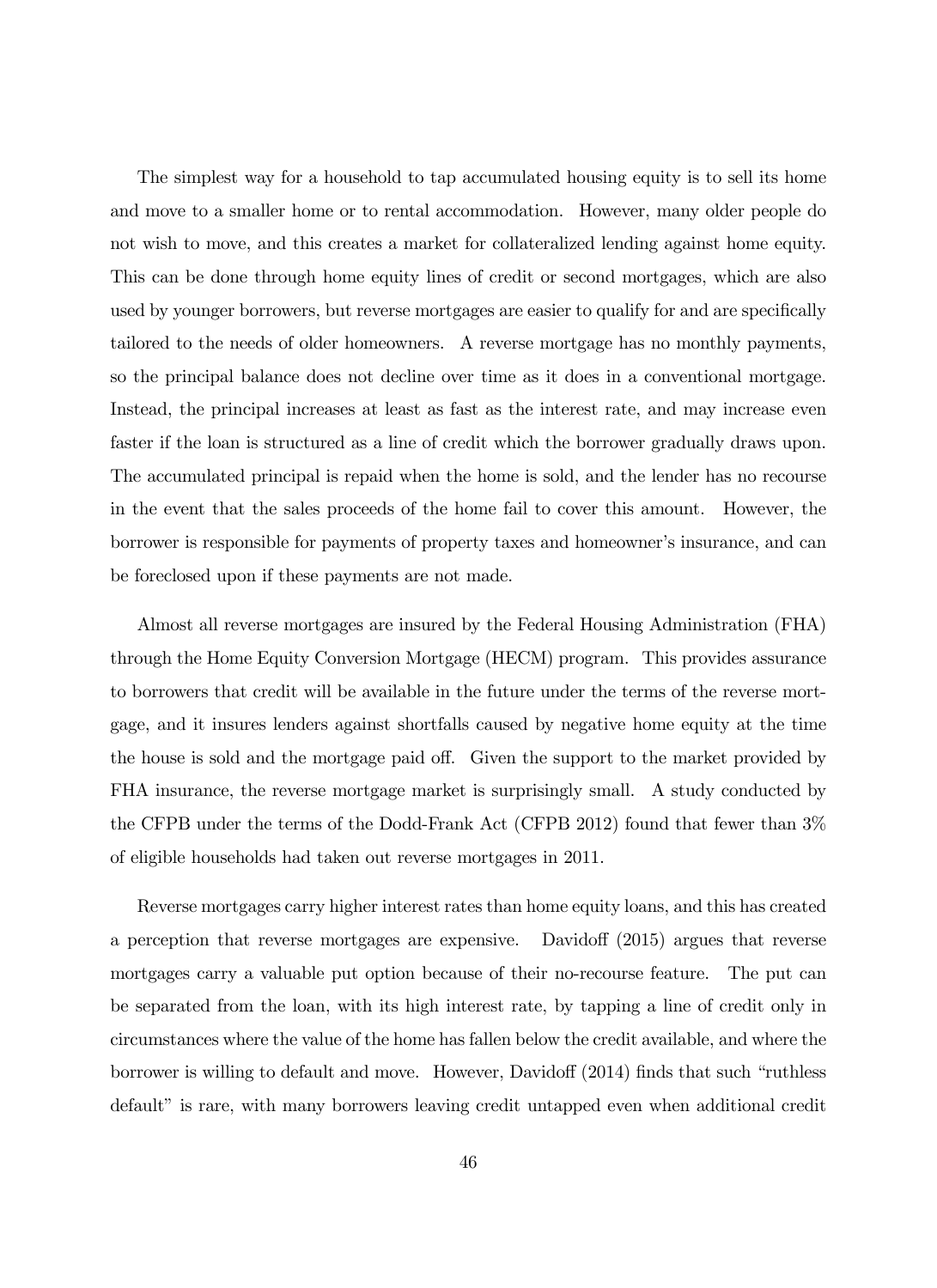The simplest way for a household to tap accumulated housing equity is to sell its home and move to a smaller home or to rental accommodation. However, many older people do not wish to move, and this creates a market for collateralized lending against home equity. This can be done through home equity lines of credit or second mortgages, which are also used by younger borrowers, but reverse mortgages are easier to qualify for and are specifically tailored to the needs of older homeowners. A reverse mortgage has no monthly payments, so the principal balance does not decline over time as it does in a conventional mortgage. Instead, the principal increases at least as fast as the interest rate, and may increase even faster if the loan is structured as a line of credit which the borrower gradually draws upon. The accumulated principal is repaid when the home is sold, and the lender has no recourse in the event that the sales proceeds of the home fail to cover this amount. However, the borrower is responsible for payments of property taxes and homeowner's insurance, and can be foreclosed upon if these payments are not made.

Almost all reverse mortgages are insured by the Federal Housing Administration (FHA) through the Home Equity Conversion Mortgage (HECM) program. This provides assurance to borrowers that credit will be available in the future under the terms of the reverse mortgage, and it insures lenders against shortfalls caused by negative home equity at the time the house is sold and the mortgage paid off. Given the support to the market provided by FHA insurance, the reverse mortgage market is surprisingly small. A study conducted by the CFPB under the terms of the Dodd-Frank Act (CFPB 2012) found that fewer than 3% of eligible households had taken out reverse mortgages in 2011.

Reverse mortgages carry higher interest rates than home equity loans, and this has created a perception that reverse mortgages are expensive. Davidoff (2015) argues that reverse mortgages carry a valuable put option because of their no-recourse feature. The put can be separated from the loan, with its high interest rate, by tapping a line of credit only in circumstances where the value of the home has fallen below the credit available, and where the borrower is willing to default and move. However, Davidoff (2014) finds that such "ruthless default" is rare, with many borrowers leaving credit untapped even when additional credit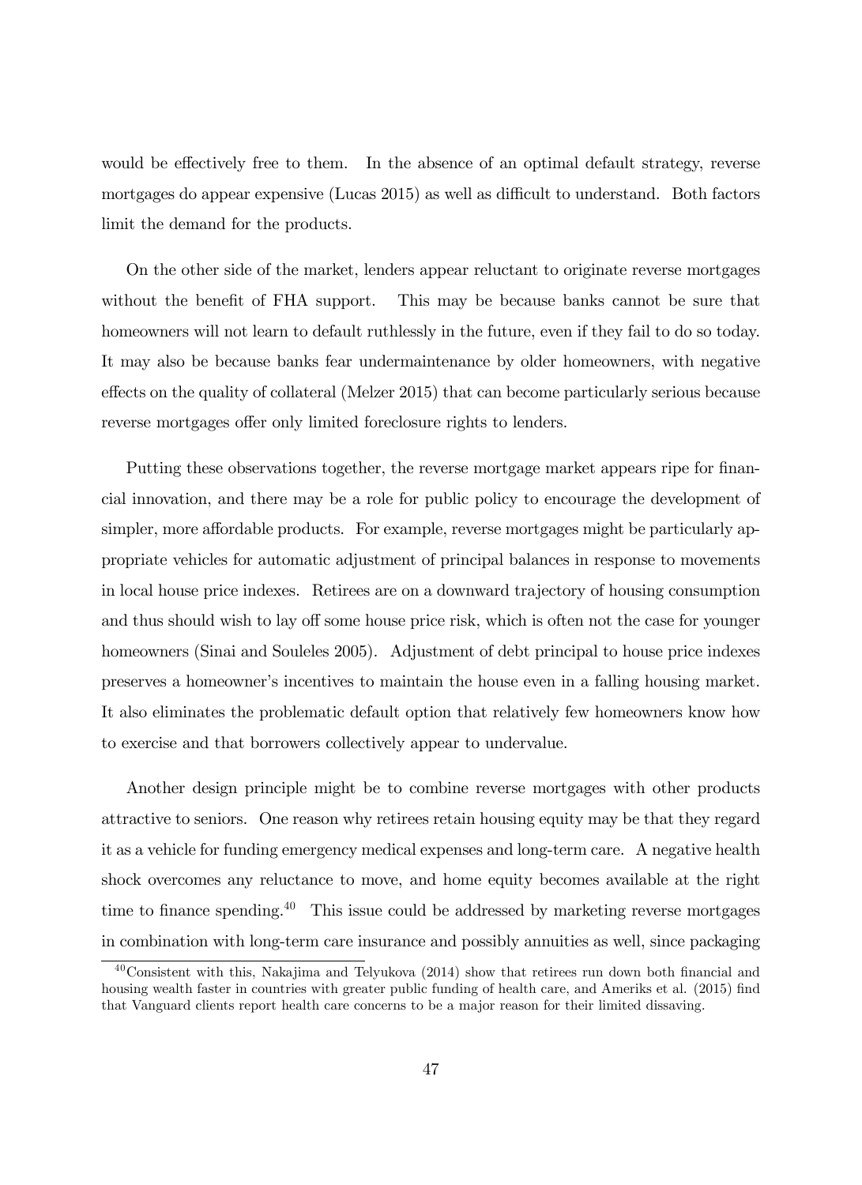would be effectively free to them. In the absence of an optimal default strategy, reverse mortgages do appear expensive (Lucas 2015) as well as difficult to understand. Both factors limit the demand for the products.

On the other side of the market, lenders appear reluctant to originate reverse mortgages without the benefit of FHA support. This may be because banks cannot be sure that homeowners will not learn to default ruthlessly in the future, even if they fail to do so today. It may also be because banks fear undermaintenance by older homeowners, with negative effects on the quality of collateral (Melzer 2015) that can become particularly serious because reverse mortgages offer only limited foreclosure rights to lenders.

Putting these observations together, the reverse mortgage market appears ripe for financial innovation, and there may be a role for public policy to encourage the development of simpler, more affordable products. For example, reverse mortgages might be particularly appropriate vehicles for automatic adjustment of principal balances in response to movements in local house price indexes. Retirees are on a downward trajectory of housing consumption and thus should wish to lay off some house price risk, which is often not the case for younger homeowners (Sinai and Souleles 2005). Adjustment of debt principal to house price indexes preserves a homeowner's incentives to maintain the house even in a falling housing market. It also eliminates the problematic default option that relatively few homeowners know how to exercise and that borrowers collectively appear to undervalue.

Another design principle might be to combine reverse mortgages with other products attractive to seniors. One reason why retirees retain housing equity may be that they regard it as a vehicle for funding emergency medical expenses and long-term care. A negative health shock overcomes any reluctance to move, and home equity becomes available at the right time to finance spending.[40] This issue could be addressed by marketing reverse mortgages in combination with long-term care insurance and possibly annuities as well, since packaging

[40] Consistent with this, Nakajima and Telyukova (2014) show that retirees run down both financial and housing wealth faster in countries with greater public funding of health care, and Ameriks et al. (2015) find that Vanguard clients report health care concerns to be a major reason for their limited dissaving.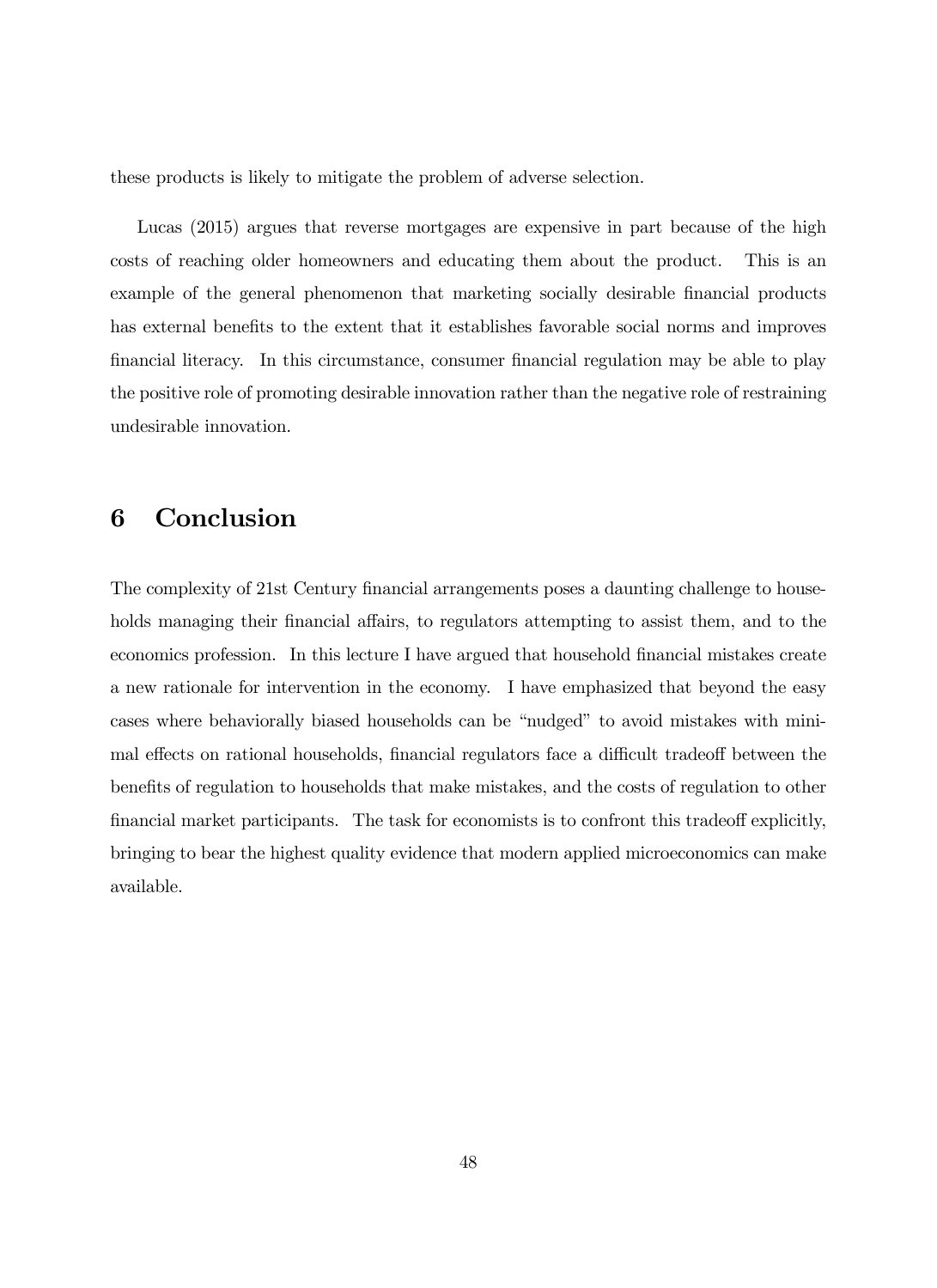these products is likely to mitigate the problem of adverse selection.

Lucas (2015) argues that reverse mortgages are expensive in part because of the high costs of reaching older homeowners and educating them about the product. This is an example of the general phenomenon that marketing socially desirable financial products has external benefits to the extent that it establishes favorable social norms and improves financial literacy. In this circumstance, consumer financial regulation may be able to play the positive role of promoting desirable innovation rather than the negative role of restraining undesirable innovation.

## 6 Conclusion

The complexity of 21st Century financial arrangements poses a daunting challenge to households managing their financial affairs, to regulators attempting to assist them, and to the economics profession. In this lecture I have argued that household financial mistakes create a new rationale for intervention in the economy. I have emphasized that beyond the easy cases where behaviorally biased households can be "nudged" to avoid mistakes with minimal effects on rational households, financial regulators face a difficult tradeoff between the benefits of regulation to households that make mistakes, and the costs of regulation to other financial market participants. The task for economists is to confront this tradeoff explicitly, bringing to bear the highest quality evidence that modern applied microeconomics can make available.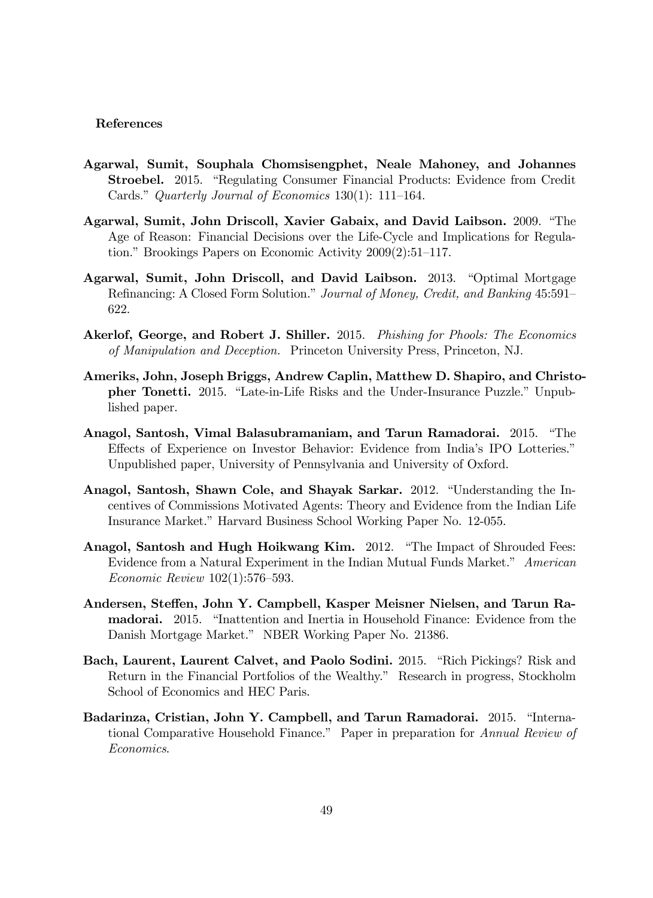## References

**Agarwal, Sumit, Souphala Chomsisengphet, Neale Mahoney, and Johannes Stroebel.** 2015. "Regulating Consumer Financial Products: Evidence from Credit Cards." *Quarterly Journal of Economics* 130(1): 111–164.

**Agarwal, Sumit, John Driscoll, Xavier Gabaix, and David Laibson.** 2009. "The Age of Reason: Financial Decisions over the Life-Cycle and Implications for Regulation." Brookings Papers on Economic Activity 2009(2):51–117.

**Agarwal, Sumit, John Driscoll, and David Laibson.** 2013. "Optimal Mortgage Refinancing: A Closed Form Solution." *Journal of Money, Credit, and Banking* 45:591–622.

**Akerlof, George, and Robert J. Shiller.** 2015. *Phishing for Phools: The Economics of Manipulation and Deception.* Princeton University Press, Princeton, NJ.

**Ameriks, John, Joseph Briggs, Andrew Caplin, Matthew D. Shapiro, and Christopher Tonetti.** 2015. "Late-in-Life Risks and the Under-Insurance Puzzle." Unpublished paper.

**Anagol, Santosh, Vimal Balasubramaniam, and Tarun Ramadorai.** 2015. "The Effects of Experience on Investor Behavior: Evidence from India's IPO Lotteries." Unpublished paper, University of Pennsylvania and University of Oxford.

**Anagol, Santosh, Shawn Cole, and Shayak Sarkar.** 2012. "Understanding the Incentives of Commissions Motivated Agents: Theory and Evidence from the Indian Life Insurance Market." Harvard Business School Working Paper No. 12-055.

**Anagol, Santosh and Hugh Hoikwang Kim.** 2012. "The Impact of Shrouded Fees: Evidence from a Natural Experiment in the Indian Mutual Funds Market." *American Economic Review* 102(1):576–593.

**Andersen, Steffen, John Y. Campbell, Kasper Meisner Nielsen, and Tarun Ramadorai.** 2015. "Inattention and Inertia in Household Finance: Evidence from the Danish Mortgage Market." NBER Working Paper No. 21386.

**Bach, Laurent, Laurent Calvet, and Paolo Sodini.** 2015. "Rich Pickings? Risk and Return in the Financial Portfolios of the Wealthy." Research in progress, Stockholm School of Economics and HEC Paris.

**Badarinza, Cristian, John Y. Campbell, and Tarun Ramadorai.** 2015. "International Comparative Household Finance." Paper in preparation for *Annual Review of Economics*.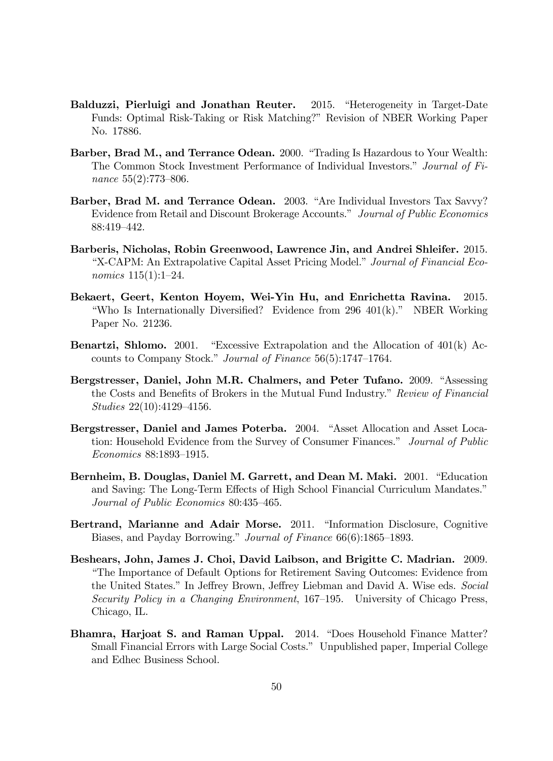**Balduzzi, Pierluigi and Jonathan Reuter.** 2015. "Heterogeneity in Target-Date Funds: Optimal Risk-Taking or Risk Matching?" Revision of NBER Working Paper No. 17886.

**Barber, Brad M., and Terrance Odean.** 2000. "Trading Is Hazardous to Your Wealth: The Common Stock Investment Performance of Individual Investors." *Journal of Finance* 55(2):773–806.

**Barber, Brad M. and Terrance Odean.** 2003. "Are Individual Investors Tax Savvy? Evidence from Retail and Discount Brokerage Accounts." *Journal of Public Economics* 88:419–442.

**Barberis, Nicholas, Robin Greenwood, Lawrence Jin, and Andrei Shleifer.** 2015. "X-CAPM: An Extrapolative Capital Asset Pricing Model." *Journal of Financial Economics* 115(1):1–24.

**Bekaert, Geert, Kenton Hoyem, Wei-Yin Hu, and Enrichetta Ravina.** 2015. "Who Is Internationally Diversified? Evidence from 296 401(k)." NBER Working Paper No. 21236.

**Benartzi, Shlomo.** 2001. "Excessive Extrapolation and the Allocation of 401(k) Accounts to Company Stock." *Journal of Finance* 56(5):1747–1764.

**Bergstresser, Daniel, John M.R. Chalmers, and Peter Tufano.** 2009. "Assessing the Costs and Benefits of Brokers in the Mutual Fund Industry." *Review of Financial Studies* 22(10):4129–4156.

**Bergstresser, Daniel and James Poterba.** 2004. "Asset Allocation and Asset Location: Household Evidence from the Survey of Consumer Finances." *Journal of Public Economics* 88:1893–1915.

**Bernheim, B. Douglas, Daniel M. Garrett, and Dean M. Maki.** 2001. "Education and Saving: The Long-Term Effects of High School Financial Curriculum Mandates." *Journal of Public Economics* 80:435–465.

**Bertrand, Marianne and Adair Morse.** 2011. "Information Disclosure, Cognitive Biases, and Payday Borrowing." *Journal of Finance* 66(6):1865–1893.

**Beshears, John, James J. Choi, David Laibson, and Brigitte C. Madrian.** 2009. "The Importance of Default Options for Retirement Saving Outcomes: Evidence from the United States." In Jeffrey Brown, Jeffrey Liebman and David A. Wise eds. *Social Security Policy in a Changing Environment*, 167–195. University of Chicago Press, Chicago, IL.

**Bhamra, Harjoat S. and Raman Uppal.** 2014. "Does Household Finance Matter? Small Financial Errors with Large Social Costs." Unpublished paper, Imperial College and Edhec Business School.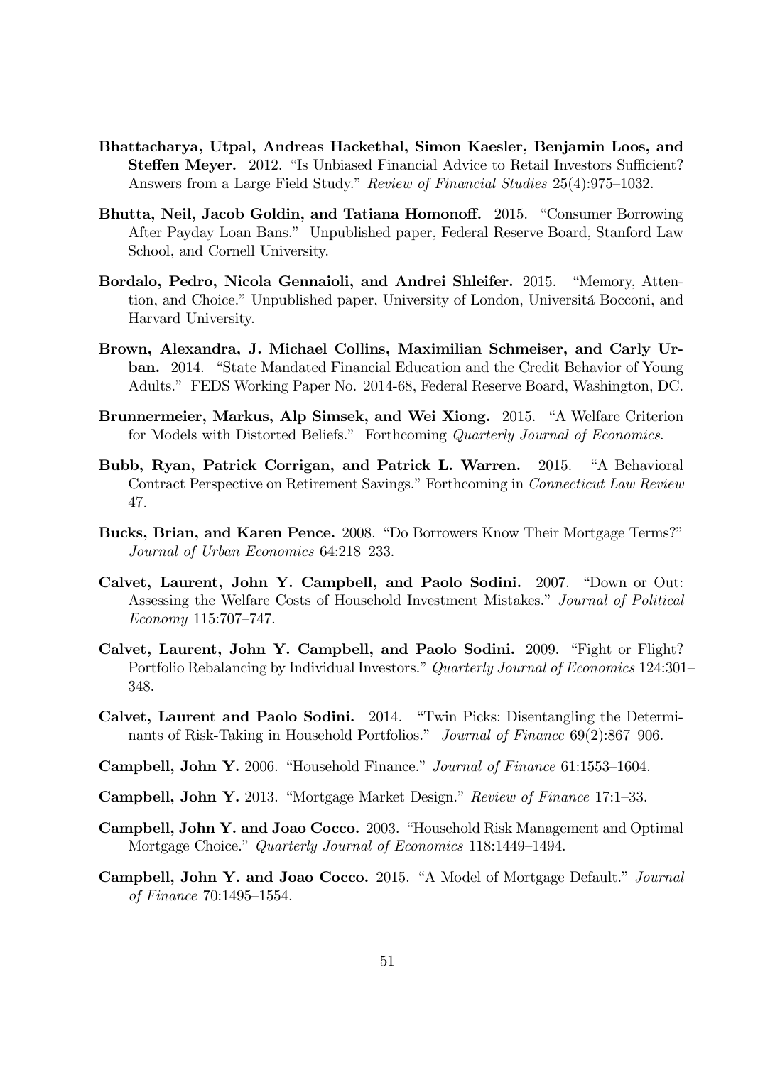**Bhattacharya, Utpal, Andreas Hackethal, Simon Kaesler, Benjamin Loos, and Steffen Meyer.** 2012. "Is Unbiased Financial Advice to Retail Investors Sufficient? Answers from a Large Field Study." *Review of Financial Studies* 25(4):975–1032.

**Bhutta, Neil, Jacob Goldin, and Tatiana Homonoff.** 2015. "Consumer Borrowing After Payday Loan Bans." Unpublished paper, Federal Reserve Board, Stanford Law School, and Cornell University.

**Bordalo, Pedro, Nicola Gennaioli, and Andrei Shleifer.** 2015. "Memory, Attention, and Choice." Unpublished paper, University of London, Universitá Bocconi, and Harvard University.

**Brown, Alexandra, J. Michael Collins, Maximilian Schmeiser, and Carly Urban.** 2014. "State Mandated Financial Education and the Credit Behavior of Young Adults." FEDS Working Paper No. 2014-68, Federal Reserve Board, Washington, DC.

**Brunnermeier, Markus, Alp Simsek, and Wei Xiong.** 2015. "A Welfare Criterion for Models with Distorted Beliefs." Forthcoming *Quarterly Journal of Economics*.

**Bubb, Ryan, Patrick Corrigan, and Patrick L. Warren.** 2015. "A Behavioral Contract Perspective on Retirement Savings." Forthcoming in *Connecticut Law Review* 47.

**Bucks, Brian, and Karen Pence.** 2008. "Do Borrowers Know Their Mortgage Terms?" *Journal of Urban Economics* 64:218–233.

**Calvet, Laurent, John Y. Campbell, and Paolo Sodini.** 2007. "Down or Out: Assessing the Welfare Costs of Household Investment Mistakes." *Journal of Political Economy* 115:707–747.

**Calvet, Laurent, John Y. Campbell, and Paolo Sodini.** 2009. "Fight or Flight? Portfolio Rebalancing by Individual Investors." *Quarterly Journal of Economics* 124:301–348.

**Calvet, Laurent and Paolo Sodini.** 2014. "Twin Picks: Disentangling the Determinants of Risk-Taking in Household Portfolios." *Journal of Finance* 69(2):867–906.

**Campbell, John Y.** 2006. "Household Finance." *Journal of Finance* 61:1553–1604.

**Campbell, John Y.** 2013. "Mortgage Market Design." *Review of Finance* 17:1–33.

**Campbell, John Y. and Joao Cocco.** 2003. "Household Risk Management and Optimal Mortgage Choice." *Quarterly Journal of Economics* 118:1449–1494.

**Campbell, John Y. and Joao Cocco.** 2015. "A Model of Mortgage Default." *Journal of Finance* 70:1495–1554.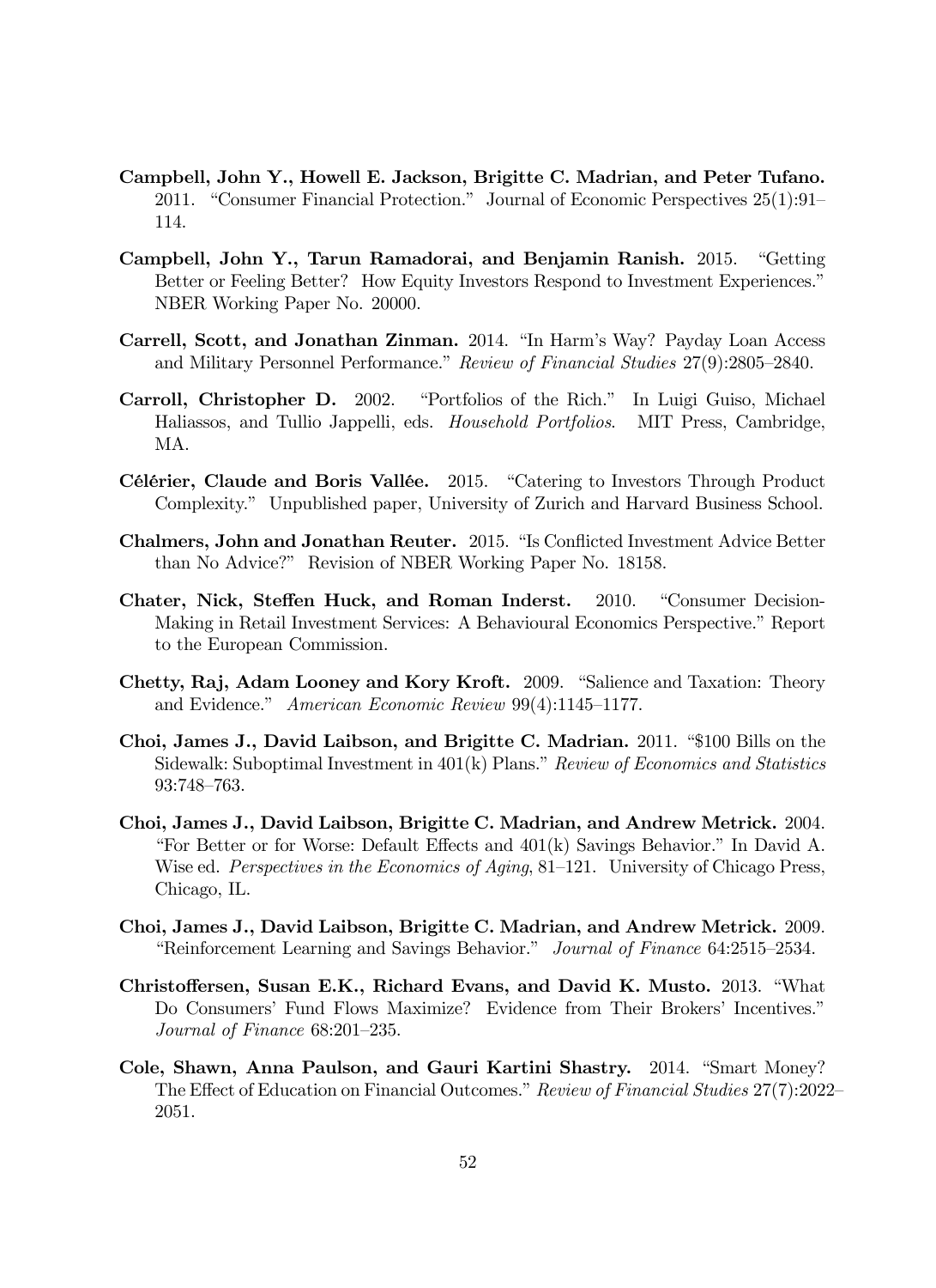**Campbell, John Y., Howell E. Jackson, Brigitte C. Madrian, and Peter Tufano.** 2011. "Consumer Financial Protection." Journal of Economic Perspectives 25(1):91–114.

**Campbell, John Y., Tarun Ramadorai, and Benjamin Ranish.** 2015. "Getting Better or Feeling Better? How Equity Investors Respond to Investment Experiences." NBER Working Paper No. 20000.

**Carrell, Scott, and Jonathan Zinman.** 2014. "In Harm's Way? Payday Loan Access and Military Personnel Performance." *Review of Financial Studies* 27(9):2805–2840.

**Carroll, Christopher D.** 2002. "Portfolios of the Rich." In Luigi Guiso, Michael Haliassos, and Tullio Jappelli, eds. *Household Portfolios*. MIT Press, Cambridge, MA.

**Célérier, Claude and Boris Vallée.** 2015. "Catering to Investors Through Product Complexity." Unpublished paper, University of Zurich and Harvard Business School.

**Chalmers, John and Jonathan Reuter.** 2015. "Is Conflicted Investment Advice Better than No Advice?" Revision of NBER Working Paper No. 18158.

**Chater, Nick, Steffen Huck, and Roman Inderst.** 2010. "Consumer Decision-Making in Retail Investment Services: A Behavioural Economics Perspective." Report to the European Commission.

**Chetty, Raj, Adam Looney and Kory Kroft.** 2009. "Salience and Taxation: Theory and Evidence." *American Economic Review* 99(4):1145–1177.

**Choi, James J., David Laibson, and Brigitte C. Madrian.** 2011. "$100 Bills on the Sidewalk: Suboptimal Investment in 401(k) Plans." *Review of Economics and Statistics* 93:748–763.

**Choi, James J., David Laibson, Brigitte C. Madrian, and Andrew Metrick.** 2004. "For Better or for Worse: Default Effects and 401(k) Savings Behavior." In David A. Wise ed. *Perspectives in the Economics of Aging*, 81–121. University of Chicago Press, Chicago, IL.

**Choi, James J., David Laibson, Brigitte C. Madrian, and Andrew Metrick.** 2009. "Reinforcement Learning and Savings Behavior." *Journal of Finance* 64:2515–2534.

**Christoffersen, Susan E.K., Richard Evans, and David K. Musto.** 2013. "What Do Consumers' Fund Flows Maximize? Evidence from Their Brokers' Incentives." *Journal of Finance* 68:201–235.

**Cole, Shawn, Anna Paulson, and Gauri Kartini Shastry.** 2014. "Smart Money? The Effect of Education on Financial Outcomes." *Review of Financial Studies* 27(7):2022–2051.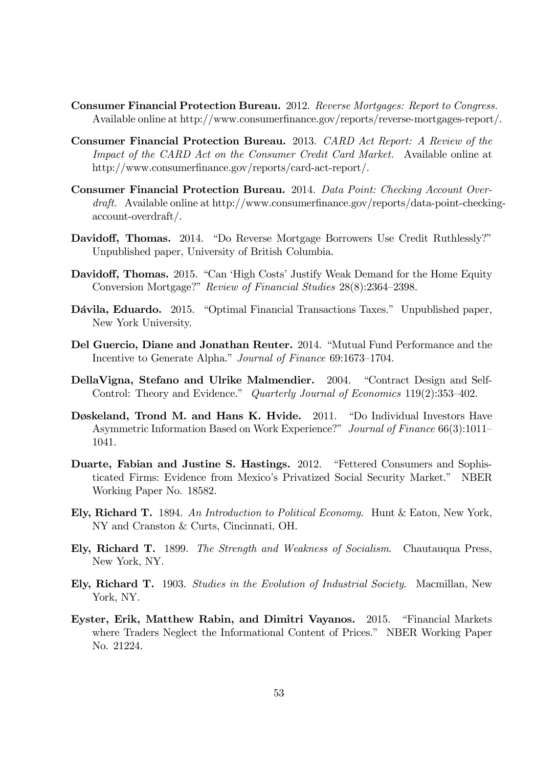**Consumer Financial Protection Bureau.** 2012. *Reverse Mortgages: Report to Congress.* Available online at http://www.consumerfinance.gov/reports/reverse-mortgages-report/.

**Consumer Financial Protection Bureau.** 2013. *CARD Act Report: A Review of the Impact of the CARD Act on the Consumer Credit Card Market.* Available online at http://www.consumerfinance.gov/reports/card-act-report/.

**Consumer Financial Protection Bureau.** 2014. *Data Point: Checking Account Overdraft.* Available online at http://www.consumerfinance.gov/reports/data-point-checking-account-overdraft/.

**Davidoff, Thomas.** 2014. "Do Reverse Mortgage Borrowers Use Credit Ruthlessly?" Unpublished paper, University of British Columbia.

**Davidoff, Thomas.** 2015. "Can 'High Costs' Justify Weak Demand for the Home Equity Conversion Mortgage?" *Review of Financial Studies* 28(8):2364–2398.

**Dávila, Eduardo.** 2015. "Optimal Financial Transactions Taxes." Unpublished paper, New York University.

**Del Guercio, Diane and Jonathan Reuter.** 2014. "Mutual Fund Performance and the Incentive to Generate Alpha." *Journal of Finance* 69:1673–1704.

**DellaVigna, Stefano and Ulrike Malmendier.** 2004. "Contract Design and Self-Control: Theory and Evidence." *Quarterly Journal of Economics* 119(2):353–402.

**Døskeland, Trond M. and Hans K. Hvide.** 2011. "Do Individual Investors Have Asymmetric Information Based on Work Experience?" *Journal of Finance* 66(3):1011–1041.

**Duarte, Fabian and Justine S. Hastings.** 2012. "Fettered Consumers and Sophisticated Firms: Evidence from Mexico's Privatized Social Security Market." NBER Working Paper No. 18582.

**Ely, Richard T.** 1894. *An Introduction to Political Economy.* Hunt & Eaton, New York, NY and Cranston & Curts, Cincinnati, OH.

**Ely, Richard T.** 1899. *The Strength and Weakness of Socialism.* Chautauqua Press, New York, NY.

**Ely, Richard T.** 1903. *Studies in the Evolution of Industrial Society.* Macmillan, New York, NY.

**Eyster, Erik, Matthew Rabin, and Dimitri Vayanos.** 2015. "Financial Markets where Traders Neglect the Informational Content of Prices." NBER Working Paper No. 21224.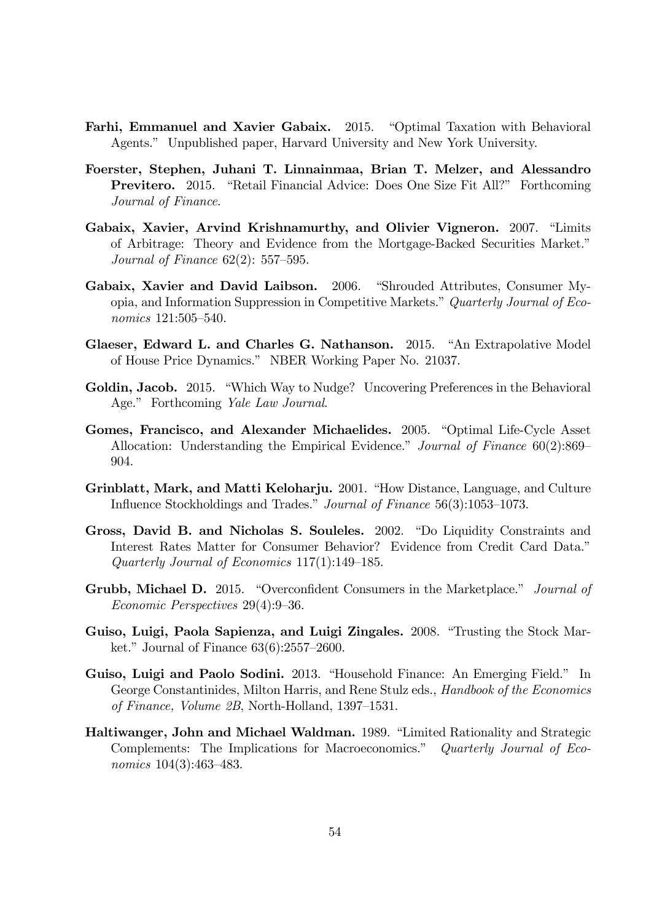**Farhi, Emmanuel and Xavier Gabaix.** 2015. "Optimal Taxation with Behavioral Agents." Unpublished paper, Harvard University and New York University.

**Foerster, Stephen, Juhani T. Linnainmaa, Brian T. Melzer, and Alessandro Previtero.** 2015. "Retail Financial Advice: Does One Size Fit All?" Forthcoming *Journal of Finance*.

**Gabaix, Xavier, Arvind Krishnamurthy, and Olivier Vigneron.** 2007. "Limits of Arbitrage: Theory and Evidence from the Mortgage-Backed Securities Market." *Journal of Finance* 62(2): 557–595.

**Gabaix, Xavier and David Laibson.** 2006. "Shrouded Attributes, Consumer Myopia, and Information Suppression in Competitive Markets." *Quarterly Journal of Economics* 121:505–540.

**Glaeser, Edward L. and Charles G. Nathanson.** 2015. "An Extrapolative Model of House Price Dynamics." NBER Working Paper No. 21037.

**Goldin, Jacob.** 2015. "Which Way to Nudge? Uncovering Preferences in the Behavioral Age." Forthcoming *Yale Law Journal*.

**Gomes, Francisco, and Alexander Michaelides.** 2005. "Optimal Life-Cycle Asset Allocation: Understanding the Empirical Evidence." *Journal of Finance* 60(2):869–904.

**Grinblatt, Mark, and Matti Keloharju.** 2001. "How Distance, Language, and Culture Influence Stockholdings and Trades." *Journal of Finance* 56(3):1053–1073.

**Gross, David B. and Nicholas S. Souleles.** 2002. "Do Liquidity Constraints and Interest Rates Matter for Consumer Behavior? Evidence from Credit Card Data." *Quarterly Journal of Economics* 117(1):149–185.

**Grubb, Michael D.** 2015. "Overconfident Consumers in the Marketplace." *Journal of Economic Perspectives* 29(4):9–36.

**Guiso, Luigi, Paola Sapienza, and Luigi Zingales.** 2008. "Trusting the Stock Market." Journal of Finance 63(6):2557–2600.

**Guiso, Luigi and Paolo Sodini.** 2013. "Household Finance: An Emerging Field." In George Constantinides, Milton Harris, and Rene Stulz eds., *Handbook of the Economics of Finance, Volume 2B*, North-Holland, 1397–1531.

**Haltiwanger, John and Michael Waldman.** 1989. "Limited Rationality and Strategic Complements: The Implications for Macroeconomics." *Quarterly Journal of Economics* 104(3):463–483.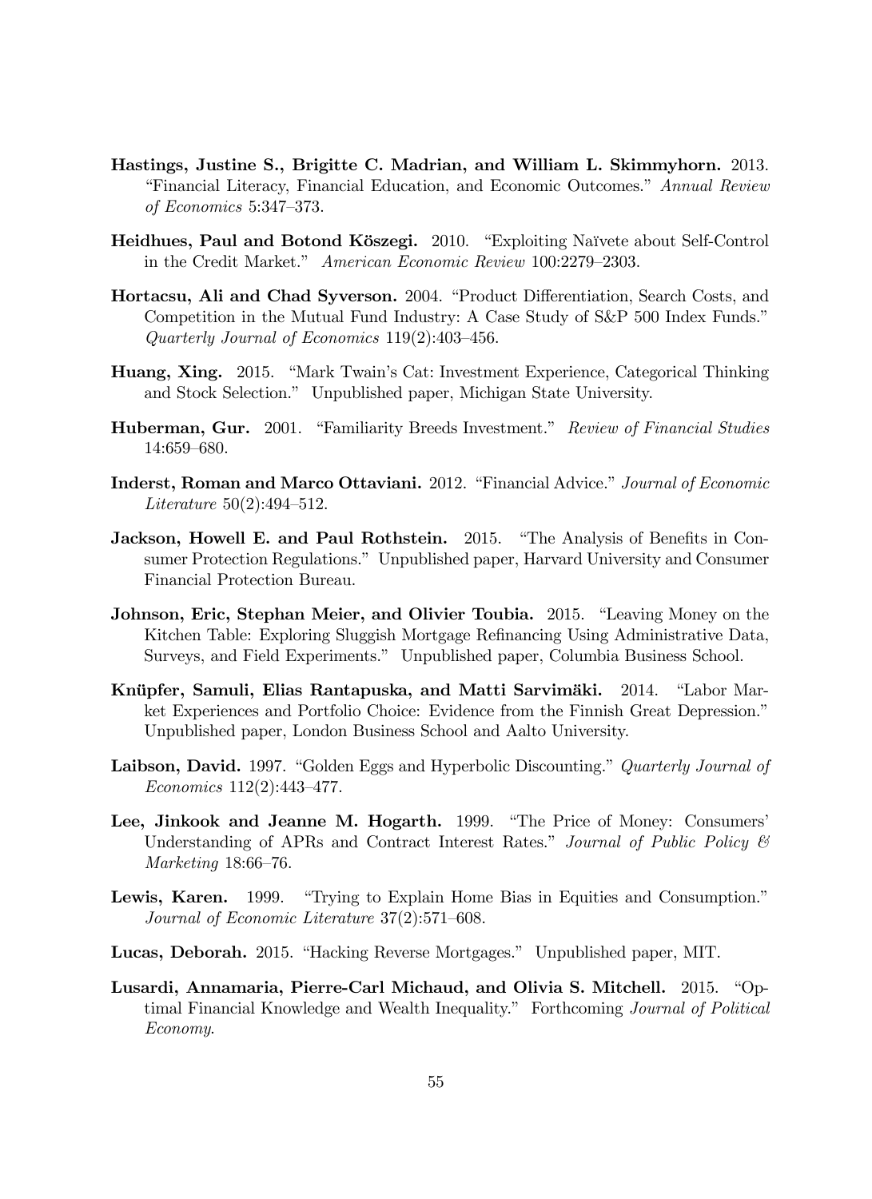**Hastings, Justine S., Brigitte C. Madrian, and William L. Skimmyhorn.** 2013. "Financial Literacy, Financial Education, and Economic Outcomes." *Annual Review of Economics* 5:347–373.

**Heidhues, Paul and Botond Kőszegi.** 2010. "Exploiting Naïvete about Self-Control in the Credit Market." *American Economic Review* 100:2279–2303.

**Hortacsu, Ali and Chad Syverson.** 2004. "Product Differentiation, Search Costs, and Competition in the Mutual Fund Industry: A Case Study of S&P 500 Index Funds." *Quarterly Journal of Economics* 119(2):403–456.

**Huang, Xing.** 2015. "Mark Twain's Cat: Investment Experience, Categorical Thinking and Stock Selection." Unpublished paper, Michigan State University.

**Huberman, Gur.** 2001. "Familiarity Breeds Investment." *Review of Financial Studies* 14:659–680.

**Inderst, Roman and Marco Ottaviani.** 2012. "Financial Advice." *Journal of Economic Literature* 50(2):494–512.

**Jackson, Howell E. and Paul Rothstein.** 2015. "The Analysis of Benefits in Consumer Protection Regulations." Unpublished paper, Harvard University and Consumer Financial Protection Bureau.

**Johnson, Eric, Stephan Meier, and Olivier Toubia.** 2015. "Leaving Money on the Kitchen Table: Exploring Sluggish Mortgage Refinancing Using Administrative Data, Surveys, and Field Experiments." Unpublished paper, Columbia Business School.

**Knüpfer, Samuli, Elias Rantapuska, and Matti Sarvimäki.** 2014. "Labor Market Experiences and Portfolio Choice: Evidence from the Finnish Great Depression." Unpublished paper, London Business School and Aalto University.

**Laibson, David.** 1997. "Golden Eggs and Hyperbolic Discounting." *Quarterly Journal of Economics* 112(2):443–477.

**Lee, Jinkook and Jeanne M. Hogarth.** 1999. "The Price of Money: Consumers' Understanding of APRs and Contract Interest Rates." *Journal of Public Policy & Marketing* 18:66–76.

**Lewis, Karen.** 1999. "Trying to Explain Home Bias in Equities and Consumption." *Journal of Economic Literature* 37(2):571–608.

**Lucas, Deborah.** 2015. "Hacking Reverse Mortgages." Unpublished paper, MIT.

**Lusardi, Annamaria, Pierre-Carl Michaud, and Olivia S. Mitchell.** 2015. "Optimal Financial Knowledge and Wealth Inequality." Forthcoming *Journal of Political Economy*.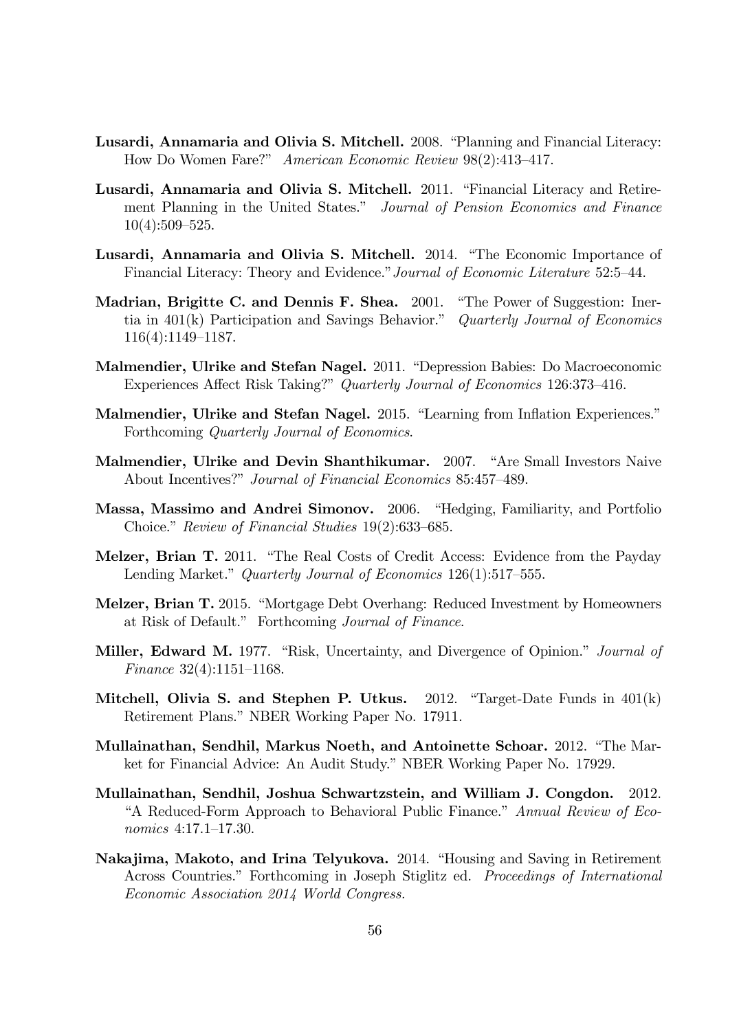**Lusardi, Annamaria and Olivia S. Mitchell.** 2008. "Planning and Financial Literacy: How Do Women Fare?" *American Economic Review* 98(2):413–417.

**Lusardi, Annamaria and Olivia S. Mitchell.** 2011. "Financial Literacy and Retirement Planning in the United States." *Journal of Pension Economics and Finance* 10(4):509–525.

**Lusardi, Annamaria and Olivia S. Mitchell.** 2014. "The Economic Importance of Financial Literacy: Theory and Evidence." *Journal of Economic Literature* 52:5–44.

**Madrian, Brigitte C. and Dennis F. Shea.** 2001. "The Power of Suggestion: Inertia in 401(k) Participation and Savings Behavior." *Quarterly Journal of Economics* 116(4):1149–1187.

**Malmendier, Ulrike and Stefan Nagel.** 2011. "Depression Babies: Do Macroeconomic Experiences Affect Risk Taking?" *Quarterly Journal of Economics* 126:373–416.

**Malmendier, Ulrike and Stefan Nagel.** 2015. "Learning from Inflation Experiences." Forthcoming *Quarterly Journal of Economics*.

**Malmendier, Ulrike and Devin Shanthikumar.** 2007. "Are Small Investors Naive About Incentives?" *Journal of Financial Economics* 85:457–489.

**Massa, Massimo and Andrei Simonov.** 2006. "Hedging, Familiarity, and Portfolio Choice." *Review of Financial Studies* 19(2):633–685.

**Melzer, Brian T.** 2011. "The Real Costs of Credit Access: Evidence from the Payday Lending Market." *Quarterly Journal of Economics* 126(1):517–555.

**Melzer, Brian T.** 2015. "Mortgage Debt Overhang: Reduced Investment by Homeowners at Risk of Default." Forthcoming *Journal of Finance*.

**Miller, Edward M.** 1977. "Risk, Uncertainty, and Divergence of Opinion." *Journal of Finance* 32(4):1151–1168.

**Mitchell, Olivia S. and Stephen P. Utkus.** 2012. "Target-Date Funds in 401(k) Retirement Plans." NBER Working Paper No. 17911.

**Mullainathan, Sendhil, Markus Noeth, and Antoinette Schoar.** 2012. "The Market for Financial Advice: An Audit Study." NBER Working Paper No. 17929.

**Mullainathan, Sendhil, Joshua Schwartzstein, and William J. Congdon.** 2012. "A Reduced-Form Approach to Behavioral Public Finance." *Annual Review of Economics* 4:17.1–17.30.

**Nakajima, Makoto, and Irina Telyukova.** 2014. "Housing and Saving in Retirement Across Countries." Forthcoming in Joseph Stiglitz ed. *Proceedings of International Economic Association 2014 World Congress.*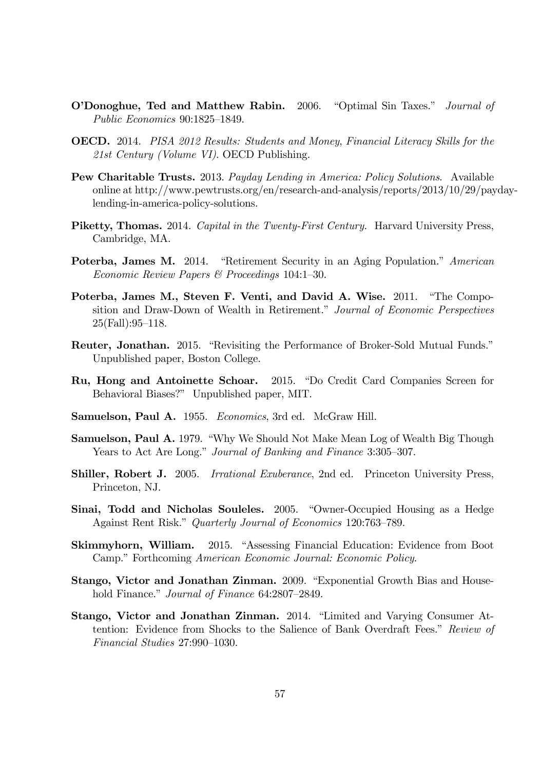**O'Donoghue, Ted and Matthew Rabin.** 2006. "Optimal Sin Taxes." *Journal of Public Economics* 90:1825–1849.

**OECD.** 2014. *PISA 2012 Results: Students and Money, Financial Literacy Skills for the 21st Century (Volume VI)*. OECD Publishing.

**Pew Charitable Trusts.** 2013. *Payday Lending in America: Policy Solutions*. Available online at http://www.pewtrusts.org/en/research-and-analysis/reports/2013/10/29/payday-lending-in-america-policy-solutions.

**Piketty, Thomas.** 2014. *Capital in the Twenty-First Century.* Harvard University Press, Cambridge, MA.

**Poterba, James M.** 2014. "Retirement Security in an Aging Population." *American Economic Review Papers & Proceedings* 104:1–30.

**Poterba, James M., Steven F. Venti, and David A. Wise.** 2011. "The Composition and Draw-Down of Wealth in Retirement." *Journal of Economic Perspectives* 25(Fall):95–118.

**Reuter, Jonathan.** 2015. "Revisiting the Performance of Broker-Sold Mutual Funds." Unpublished paper, Boston College.

**Ru, Hong and Antoinette Schoar.** 2015. "Do Credit Card Companies Screen for Behavioral Biases?" Unpublished paper, MIT.

**Samuelson, Paul A.** 1955. *Economics*, 3rd ed. McGraw Hill.

**Samuelson, Paul A.** 1979. "Why We Should Not Make Mean Log of Wealth Big Though Years to Act Are Long." *Journal of Banking and Finance* 3:305–307.

**Shiller, Robert J.** 2005. *Irrational Exuberance*, 2nd ed. Princeton University Press, Princeton, NJ.

**Sinai, Todd and Nicholas Souleles.** 2005. "Owner-Occupied Housing as a Hedge Against Rent Risk." *Quarterly Journal of Economics* 120:763–789.

**Skimmyhorn, William.** 2015. "Assessing Financial Education: Evidence from Boot Camp." Forthcoming *American Economic Journal: Economic Policy*.

**Stango, Victor and Jonathan Zinman.** 2009. "Exponential Growth Bias and Household Finance." *Journal of Finance* 64:2807–2849.

**Stango, Victor and Jonathan Zinman.** 2014. "Limited and Varying Consumer Attention: Evidence from Shocks to the Salience of Bank Overdraft Fees." *Review of Financial Studies* 27:990–1030.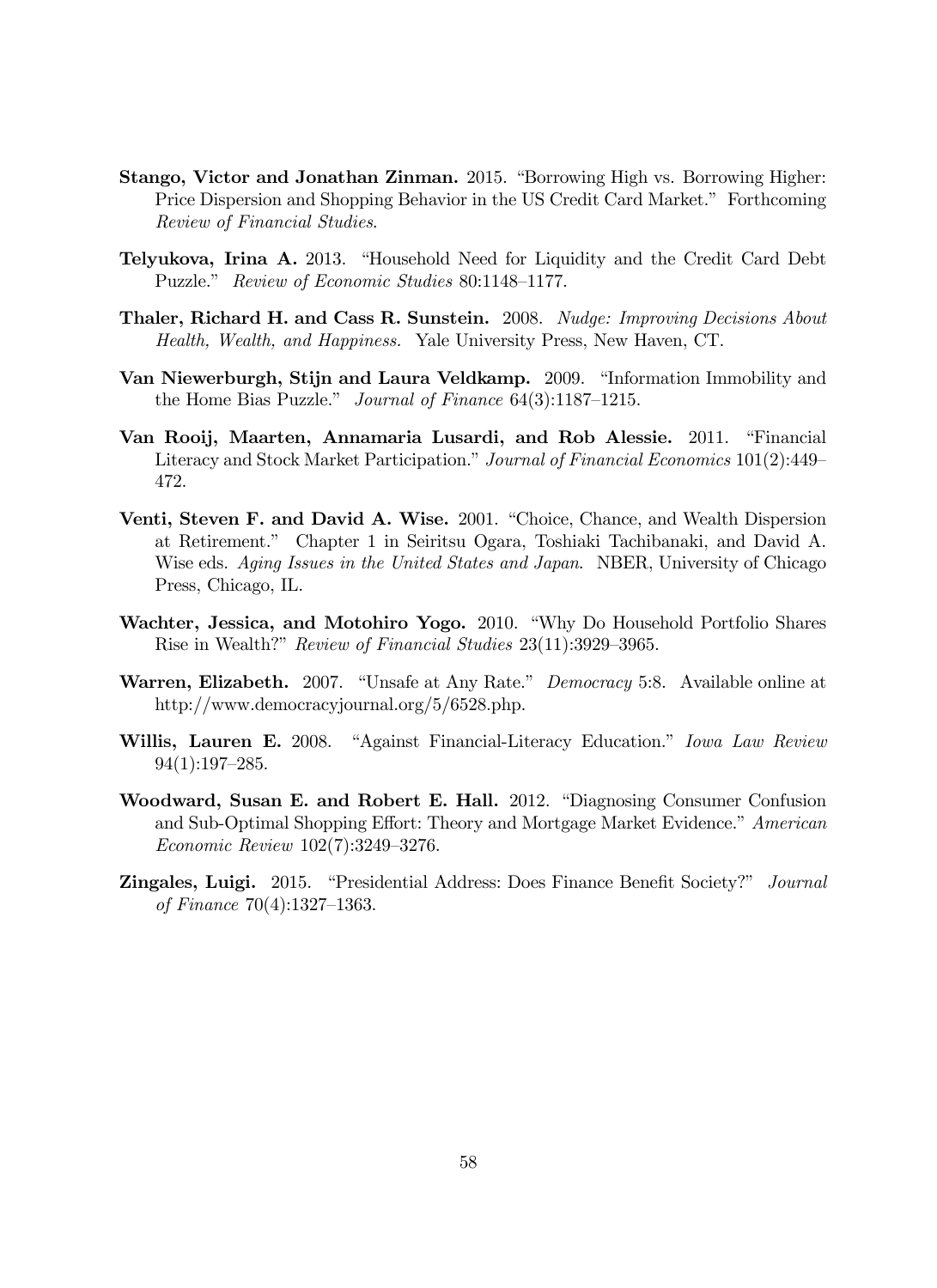**Stango, Victor and Jonathan Zinman.** 2015. "Borrowing High vs. Borrowing Higher: Price Dispersion and Shopping Behavior in the US Credit Card Market." Forthcoming *Review of Financial Studies*.

**Telyukova, Irina A.** 2013. "Household Need for Liquidity and the Credit Card Debt Puzzle." *Review of Economic Studies* 80:1148–1177.

**Thaler, Richard H. and Cass R. Sunstein.** 2008. *Nudge: Improving Decisions About Health, Wealth, and Happiness.* Yale University Press, New Haven, CT.

**Van Niewerburgh, Stijn and Laura Veldkamp.** 2009. "Information Immobility and the Home Bias Puzzle." *Journal of Finance* 64(3):1187–1215.

**Van Rooij, Maarten, Annamaria Lusardi, and Rob Alessie.** 2011. "Financial Literacy and Stock Market Participation." *Journal of Financial Economics* 101(2):449–472.

**Venti, Steven F. and David A. Wise.** 2001. "Choice, Chance, and Wealth Dispersion at Retirement." Chapter 1 in Seiritsu Ogara, Toshiaki Tachibanaki, and David A. Wise eds. *Aging Issues in the United States and Japan*. NBER, University of Chicago Press, Chicago, IL.

**Wachter, Jessica, and Motohiro Yogo.** 2010. "Why Do Household Portfolio Shares Rise in Wealth?" *Review of Financial Studies* 23(11):3929–3965.

**Warren, Elizabeth.** 2007. "Unsafe at Any Rate." *Democracy* 5:8. Available online at http://www.democracyjournal.org/5/6528.php.

**Willis, Lauren E.** 2008. "Against Financial-Literacy Education." *Iowa Law Review* 94(1):197–285.

**Woodward, Susan E. and Robert E. Hall.** 2012. "Diagnosing Consumer Confusion and Sub-Optimal Shopping Effort: Theory and Mortgage Market Evidence." *American Economic Review* 102(7):3249–3276.

**Zingales, Luigi.** 2015. "Presidential Address: Does Finance Benefit Society?" *Journal of Finance* 70(4):1327–1363.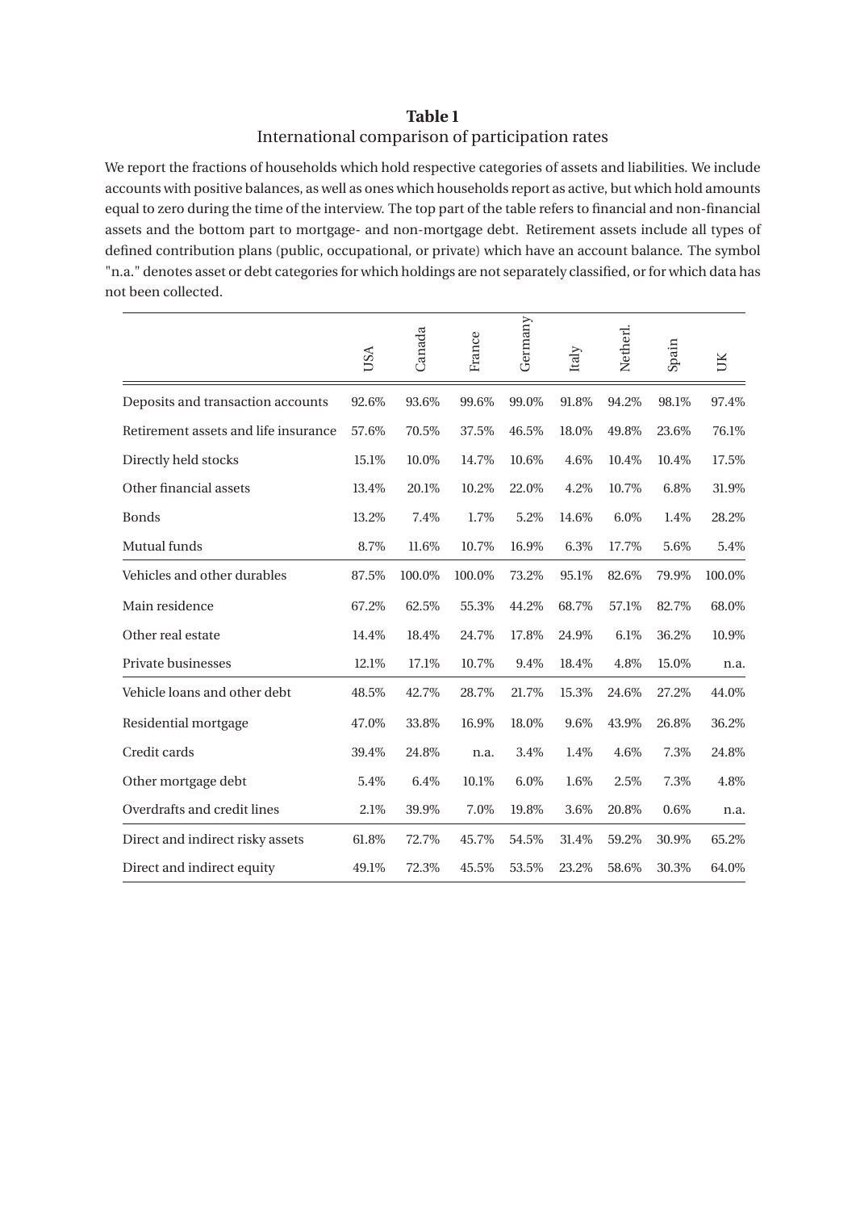**Table 1**

International comparison of participation rates

We report the fractions of households which hold respective categories of assets and liabilities. We include accounts with positive balances, as well as ones which households report as active, but which hold amounts equal to zero during the time of the interview. The top part of the table refers to financial and non-financial assets and the bottom part to mortgage- and non-mortgage debt. Retirement assets include all types of defined contribution plans (public, occupational, or private) which have an account balance. The symbol "n.a." denotes asset or debt categories for which holdings are not separately classified, or for which data has not been collected.

| | USA | Canada | France | Germany | Italy | Netherl. | Spain | UK |
|---|---|---|---|---|---|---|---|---|
| Deposits and transaction accounts | 92.6% | 93.6% | 99.6% | 99.0% | 91.8% | 94.2% | 98.1% | 97.4% |
| Retirement assets and life insurance | 57.6% | 70.5% | 37.5% | 46.5% | 18.0% | 49.8% | 23.6% | 76.1% |
| Directly held stocks | 15.1% | 10.0% | 14.7% | 10.6% | 4.6% | 10.4% | 10.4% | 17.5% |
| Other financial assets | 13.4% | 20.1% | 10.2% | 22.0% | 4.2% | 10.7% | 6.8% | 31.9% |
| Bonds | 13.2% | 7.4% | 1.7% | 5.2% | 14.6% | 6.0% | 1.4% | 28.2% |
| Mutual funds | 8.7% | 11.6% | 10.7% | 16.9% | 6.3% | 17.7% | 5.6% | 5.4% |
| Vehicles and other durables | 87.5% | 100.0% | 100.0% | 73.2% | 95.1% | 82.6% | 79.9% | 100.0% |
| Main residence | 67.2% | 62.5% | 55.3% | 44.2% | 68.7% | 57.1% | 82.7% | 68.0% |
| Other real estate | 14.4% | 18.4% | 24.7% | 17.8% | 24.9% | 6.1% | 36.2% | 10.9% |
| Private businesses | 12.1% | 17.1% | 10.7% | 9.4% | 18.4% | 4.8% | 15.0% | n.a. |
| Vehicle loans and other debt | 48.5% | 42.7% | 28.7% | 21.7% | 15.3% | 24.6% | 27.2% | 44.0% |
| Residential mortgage | 47.0% | 33.8% | 16.9% | 18.0% | 9.6% | 43.9% | 26.8% | 36.2% |
| Credit cards | 39.4% | 24.8% | n.a. | 3.4% | 1.4% | 4.6% | 7.3% | 24.8% |
| Other mortgage debt | 5.4% | 6.4% | 10.1% | 6.0% | 1.6% | 2.5% | 7.3% | 4.8% |
| Overdrafts and credit lines | 2.1% | 39.9% | 7.0% | 19.8% | 3.6% | 20.8% | 0.6% | n.a. |
| Direct and indirect risky assets | 61.8% | 72.7% | 45.7% | 54.5% | 31.4% | 59.2% | 30.9% | 65.2% |
| Direct and indirect equity | 49.1% | 72.3% | 45.5% | 53.5% | 23.2% | 58.6% | 30.3% | 64.0% |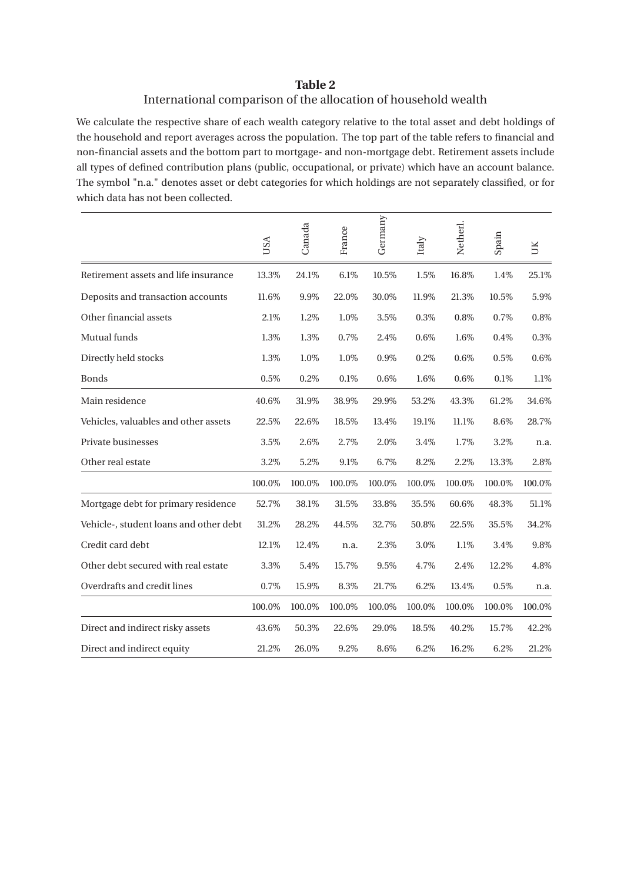**Table 2**

International comparison of the allocation of household wealth

We calculate the respective share of each wealth category relative to the total asset and debt holdings of the household and report averages across the population. The top part of the table refers to financial and non-financial assets and the bottom part to mortgage- and non-mortgage debt. Retirement assets include all types of defined contribution plans (public, occupational, or private) which have an account balance. The symbol "n.a." denotes asset or debt categories for which holdings are not separately classified, or for which data has not been collected.

| | USA | Canada | France | Germany | Italy | Netherl. | Spain | UK |
|---|---|---|---|---|---|---|---|---|
| Retirement assets and life insurance | 13.3% | 24.1% | 6.1% | 10.5% | 1.5% | 16.8% | 1.4% | 25.1% |
| Deposits and transaction accounts | 11.6% | 9.9% | 22.0% | 30.0% | 11.9% | 21.3% | 10.5% | 5.9% |
| Other financial assets | 2.1% | 1.2% | 1.0% | 3.5% | 0.3% | 0.8% | 0.7% | 0.8% |
| Mutual funds | 1.3% | 1.3% | 0.7% | 2.4% | 0.6% | 1.6% | 0.4% | 0.3% |
| Directly held stocks | 1.3% | 1.0% | 1.0% | 0.9% | 0.2% | 0.6% | 0.5% | 0.6% |
| Bonds | 0.5% | 0.2% | 0.1% | 0.6% | 1.6% | 0.6% | 0.1% | 1.1% |
| Main residence | 40.6% | 31.9% | 38.9% | 29.9% | 53.2% | 43.3% | 61.2% | 34.6% |
| Vehicles, valuables and other assets | 22.5% | 22.6% | 18.5% | 13.4% | 19.1% | 11.1% | 8.6% | 28.7% |
| Private businesses | 3.5% | 2.6% | 2.7% | 2.0% | 3.4% | 1.7% | 3.2% | n.a. |
| Other real estate | 3.2% | 5.2% | 9.1% | 6.7% | 8.2% | 2.2% | 13.3% | 2.8% |
| | 100.0% | 100.0% | 100.0% | 100.0% | 100.0% | 100.0% | 100.0% | 100.0% |
| Mortgage debt for primary residence | 52.7% | 38.1% | 31.5% | 33.8% | 35.5% | 60.6% | 48.3% | 51.1% |
| Vehicle-, student loans and other debt | 31.2% | 28.2% | 44.5% | 32.7% | 50.8% | 22.5% | 35.5% | 34.2% |
| Credit card debt | 12.1% | 12.4% | n.a. | 2.3% | 3.0% | 1.1% | 3.4% | 9.8% |
| Other debt secured with real estate | 3.3% | 5.4% | 15.7% | 9.5% | 4.7% | 2.4% | 12.2% | 4.8% |
| Overdrafts and credit lines | 0.7% | 15.9% | 8.3% | 21.7% | 6.2% | 13.4% | 0.5% | n.a. |
| | 100.0% | 100.0% | 100.0% | 100.0% | 100.0% | 100.0% | 100.0% | 100.0% |
| Direct and indirect risky assets | 43.6% | 50.3% | 22.6% | 29.0% | 18.5% | 40.2% | 15.7% | 42.2% |
| Direct and indirect equity | 21.2% | 26.0% | 9.2% | 8.6% | 6.2% | 16.2% | 6.2% | 21.2% |